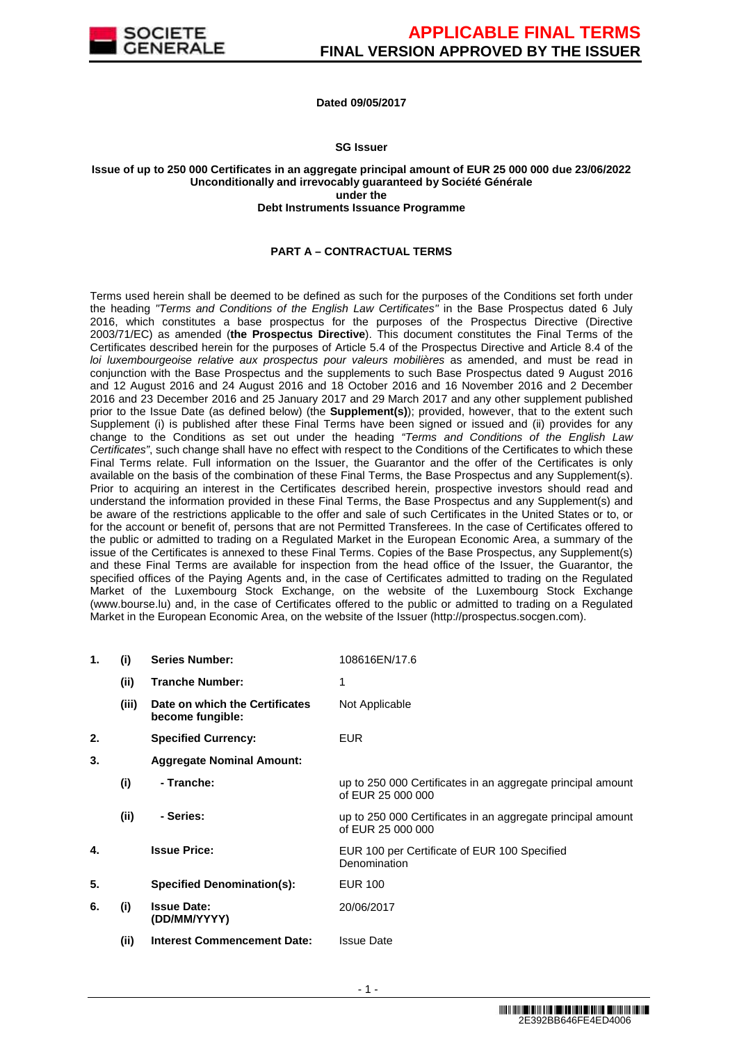**Dated 09/05/2017**

**SG Issuer**

**Issue of up to 250 000 Certificates in an aggregate principal amount of EUR 25 000 000 due 23/06/2022**
**Unconditionally and irrevocably guaranteed by Société Générale**
**under the**
**Debt Instruments Issuance Programme**

**PART A – CONTRACTUAL TERMS**

Terms used herein shall be deemed to be defined as such for the purposes of the Conditions set forth under the heading *"Terms and Conditions of the English Law Certificates"* in the Base Prospectus dated 6 July 2016, which constitutes a base prospectus for the purposes of the Prospectus Directive (Directive 2003/71/EC) as amended (**the Prospectus Directive**). This document constitutes the Final Terms of the Certificates described herein for the purposes of Article 5.4 of the Prospectus Directive and Article 8.4 of the *loi luxembourgeoise relative aux prospectus pour valeurs mobilières* as amended, and must be read in conjunction with the Base Prospectus and the supplements to such Base Prospectus dated 9 August 2016 and 12 August 2016 and 24 August 2016 and 18 October 2016 and 16 November 2016 and 2 December 2016 and 23 December 2016 and 25 January 2017 and 29 March 2017 and any other supplement published prior to the Issue Date (as defined below) (the **Supplement(s)**); provided, however, that to the extent such Supplement (i) is published after these Final Terms have been signed or issued and (ii) provides for any change to the Conditions as set out under the heading *"Terms and Conditions of the English Law Certificates"*, such change shall have no effect with respect to the Conditions of the Certificates to which these Final Terms relate. Full information on the Issuer, the Guarantor and the offer of the Certificates is only available on the basis of the combination of these Final Terms, the Base Prospectus and any Supplement(s). Prior to acquiring an interest in the Certificates described herein, prospective investors should read and understand the information provided in these Final Terms, the Base Prospectus and any Supplement(s) and be aware of the restrictions applicable to the offer and sale of such Certificates in the United States or to, or for the account or benefit of, persons that are not Permitted Transferees. In the case of Certificates offered to the public or admitted to trading on a Regulated Market in the European Economic Area, a summary of the issue of the Certificates is annexed to these Final Terms. Copies of the Base Prospectus, any Supplement(s) and these Final Terms are available for inspection from the head office of the Issuer, the Guarantor, the specified offices of the Paying Agents and, in the case of Certificates admitted to trading on the Regulated Market of the Luxembourg Stock Exchange, on the website of the Luxembourg Stock Exchange (www.bourse.lu) and, in the case of Certificates offered to the public or admitted to trading on a Regulated Market in the European Economic Area, on the website of the Issuer (http://prospectus.socgen.com).

| | | | |
|---|---|---|---|
| **1.** | **(i)** | **Series Number:** | 108616EN/17.6 |
| | **(ii)** | **Tranche Number:** | 1 |
| | **(iii)** | **Date on which the Certificates become fungible:** | Not Applicable |
| **2.** | | **Specified Currency:** | EUR |
| **3.** | | **Aggregate Nominal Amount:** | |
| | **(i)** | **- Tranche:** | up to 250 000 Certificates in an aggregate principal amount of EUR 25 000 000 |
| | **(ii)** | **- Series:** | up to 250 000 Certificates in an aggregate principal amount of EUR 25 000 000 |
| **4.** | | **Issue Price:** | EUR 100 per Certificate of EUR 100 Specified Denomination |
| **5.** | | **Specified Denomination(s):** | EUR 100 |
| **6.** | **(i)** | **Issue Date: (DD/MM/YYYY)** | 20/06/2017 |
| | **(ii)** | **Interest Commencement Date:** | Issue Date |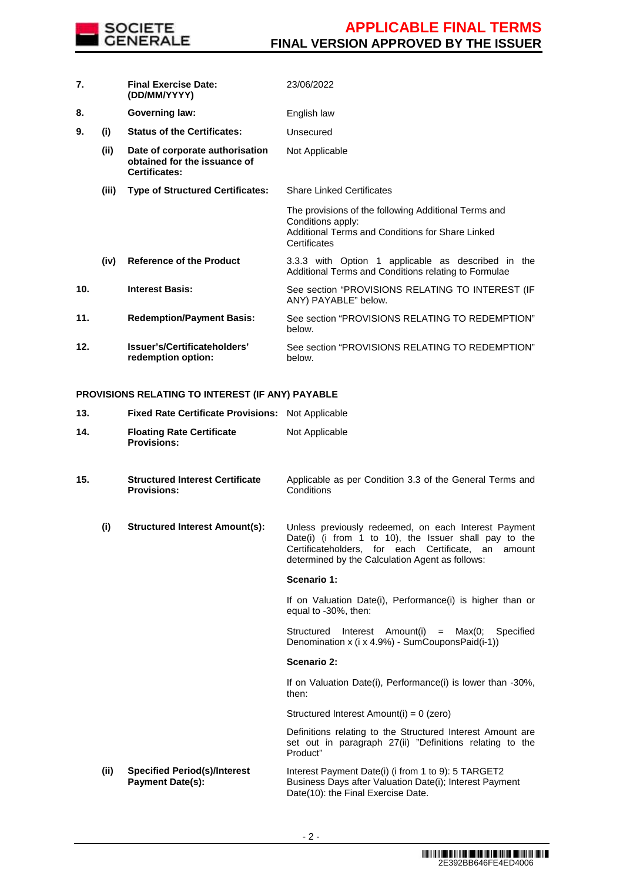| | | | |
|---|---|---|---|
| **7.** | | **Final Exercise Date: (DD/MM/YYYY)** | 23/06/2022 |
| **8.** | | **Governing law:** | English law |
| **9.** | **(i)** | **Status of the Certificates:** | Unsecured |
| | **(ii)** | **Date of corporate authorisation obtained for the issuance of Certificates:** | Not Applicable |
| | **(iii)** | **Type of Structured Certificates:** | Share Linked Certificates<br><br>The provisions of the following Additional Terms and Conditions apply:<br>Additional Terms and Conditions for Share Linked Certificates |
| | **(iv)** | **Reference of the Product** | 3.3.3 with Option 1 applicable as described in the Additional Terms and Conditions relating to Formulae |
| **10.** | | **Interest Basis:** | See section "PROVISIONS RELATING TO INTEREST (IF ANY) PAYABLE" below. |
| **11.** | | **Redemption/Payment Basis:** | See section "PROVISIONS RELATING TO REDEMPTION" below. |
| **12.** | | **Issuer's/Certificateholders' redemption option:** | See section "PROVISIONS RELATING TO REDEMPTION" below. |

**PROVISIONS RELATING TO INTEREST (IF ANY) PAYABLE**

| | | | |
|---|---|---|---|
| **13.** | | **Fixed Rate Certificate Provisions:** | Not Applicable |
| **14.** | | **Floating Rate Certificate Provisions:** | Not Applicable |
| **15.** | | **Structured Interest Certificate Provisions:** | Applicable as per Condition 3.3 of the General Terms and Conditions |
| | **(i)** | **Structured Interest Amount(s):** | Unless previously redeemed, on each Interest Payment Date(i) (i from 1 to 10), the Issuer shall pay to the Certificateholders, for each Certificate, an amount determined by the Calculation Agent as follows:<br><br>**Scenario 1:**<br><br>If on Valuation Date(i), Performance(i) is higher than or equal to -30%, then:<br><br>Structured Interest Amount(i) = Max(0; Specified Denomination x (i x 4.9%) - SumCouponsPaid(i-1))<br><br>**Scenario 2:**<br><br>If on Valuation Date(i), Performance(i) is lower than -30%, then:<br><br>Structured Interest Amount(i) = 0 (zero)<br><br>Definitions relating to the Structured Interest Amount are set out in paragraph 27(ii) "Definitions relating to the Product" |
| | **(ii)** | **Specified Period(s)/Interest Payment Date(s):** | Interest Payment Date(i) (i from 1 to 9): 5 TARGET2 Business Days after Valuation Date(i); Interest Payment Date(10): the Final Exercise Date. |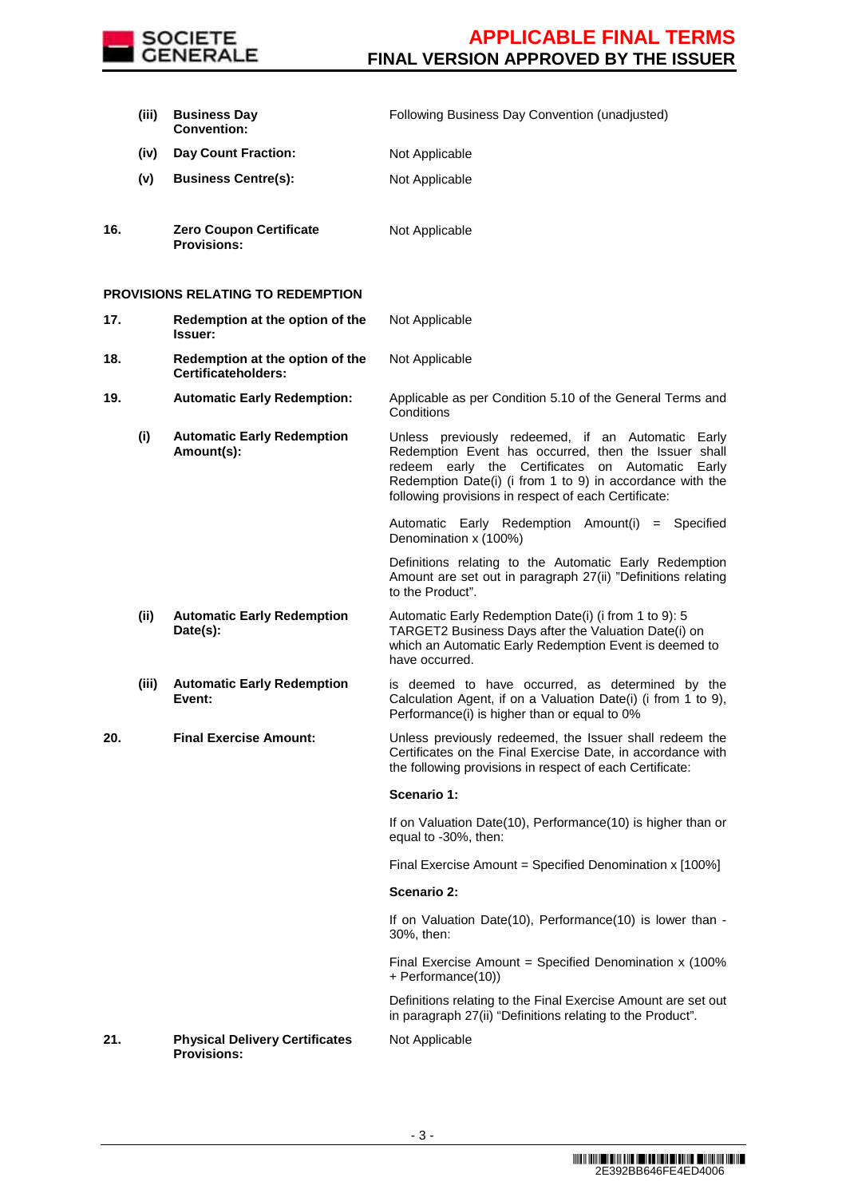| | | | |
|---|---|---|---|
| | (iii) | **Business Day Convention:** | Following Business Day Convention (unadjusted) |
| | (iv) | **Day Count Fraction:** | Not Applicable |
| | (v) | **Business Centre(s):** | Not Applicable |
| **16.** | | **Zero Coupon Certificate Provisions:** | Not Applicable |

**PROVISIONS RELATING TO REDEMPTION**

| | | | |
|---|---|---|---|
| **17.** | | **Redemption at the option of the Issuer:** | Not Applicable |
| **18.** | | **Redemption at the option of the Certificateholders:** | Not Applicable |
| **19.** | | **Automatic Early Redemption:** | Applicable as per Condition 5.10 of the General Terms and Conditions |
| | (i) | **Automatic Early Redemption Amount(s):** | Unless previously redeemed, if an Automatic Early Redemption Event has occurred, then the Issuer shall redeem early the Certificates on Automatic Early Redemption Date(i) (i from 1 to 9) in accordance with the following provisions in respect of each Certificate:<br><br>Automatic Early Redemption Amount(i) = Specified Denomination x (100%)<br><br>Definitions relating to the Automatic Early Redemption Amount are set out in paragraph 27(ii) "Definitions relating to the Product". |
| | (ii) | **Automatic Early Redemption Date(s):** | Automatic Early Redemption Date(i) (i from 1 to 9): 5 TARGET2 Business Days after the Valuation Date(i) on which an Automatic Early Redemption Event is deemed to have occurred. |
| | (iii) | **Automatic Early Redemption Event:** | is deemed to have occurred, as determined by the Calculation Agent, if on a Valuation Date(i) (i from 1 to 9), Performance(i) is higher than or equal to 0% |
| **20.** | | **Final Exercise Amount:** | Unless previously redeemed, the Issuer shall redeem the Certificates on the Final Exercise Date, in accordance with the following provisions in respect of each Certificate:<br><br>**Scenario 1:**<br><br>If on Valuation Date(10), Performance(10) is higher than or equal to -30%, then:<br><br>Final Exercise Amount = Specified Denomination x [100%]<br><br>**Scenario 2:**<br><br>If on Valuation Date(10), Performance(10) is lower than -30%, then:<br><br>Final Exercise Amount = Specified Denomination x (100% + Performance(10))<br><br>Definitions relating to the Final Exercise Amount are set out in paragraph 27(ii) "Definitions relating to the Product". |
| **21.** | | **Physical Delivery Certificates Provisions:** | Not Applicable |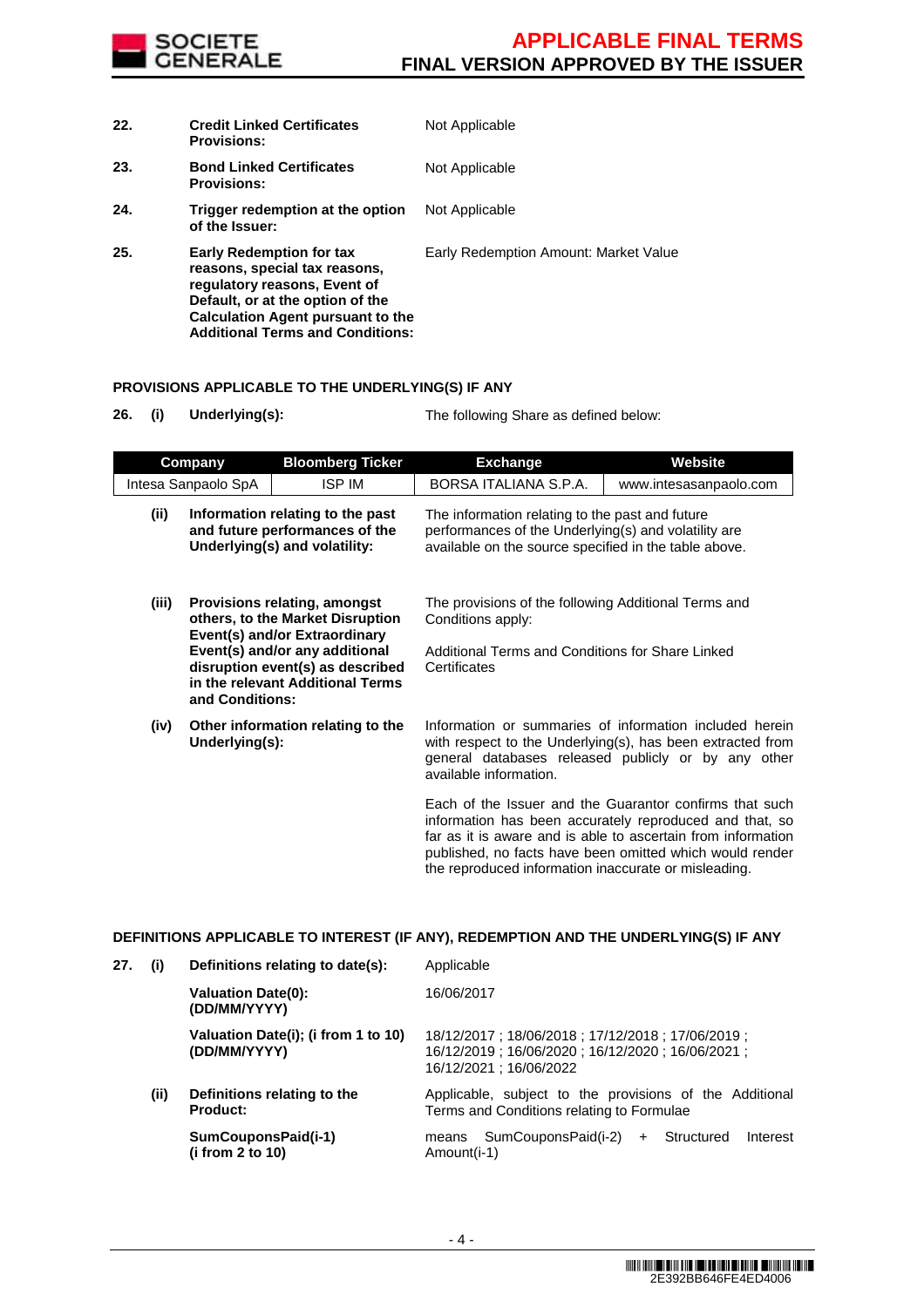| | | |
|---|---|---|
| **22.** | **Credit Linked Certificates Provisions:** | Not Applicable |
| **23.** | **Bond Linked Certificates Provisions:** | Not Applicable |
| **24.** | **Trigger redemption at the option of the Issuer:** | Not Applicable |
| **25.** | **Early Redemption for tax reasons, special tax reasons, regulatory reasons, Event of Default, or at the option of the Calculation Agent pursuant to the Additional Terms and Conditions:** | Early Redemption Amount: Market Value |

**PROVISIONS APPLICABLE TO THE UNDERLYING(S) IF ANY**

**26. (i) Underlying(s):** The following Share as defined below:

| Company | Bloomberg Ticker | Exchange | Website |
|---|---|---|---|
| Intesa Sanpaolo SpA | ISP IM | BORSA ITALIANA S.P.A. | www.intesasanpaolo.com |

**(ii) Information relating to the past and future performances of the Underlying(s) and volatility:** The information relating to the past and future performances of the Underlying(s) and volatility are available on the source specified in the table above.

**(iii) Provisions relating, amongst others, to the Market Disruption Event(s) and/or Extraordinary Event(s) and/or any additional disruption event(s) as described in the relevant Additional Terms and Conditions:** The provisions of the following Additional Terms and Conditions apply:

Additional Terms and Conditions for Share Linked Certificates

**(iv) Other information relating to the Underlying(s):** Information or summaries of information included herein with respect to the Underlying(s), has been extracted from general databases released publicly or by any other available information.

Each of the Issuer and the Guarantor confirms that such information has been accurately reproduced and that, so far as it is aware and is able to ascertain from information published, no facts have been omitted which would render the reproduced information inaccurate or misleading.

**DEFINITIONS APPLICABLE TO INTEREST (IF ANY), REDEMPTION AND THE UNDERLYING(S) IF ANY**

**27. (i) Definitions relating to date(s):** Applicable

**Valuation Date(0): (DD/MM/YYYY)** 16/06/2017

**Valuation Date(i); (i from 1 to 10) (DD/MM/YYYY)** 18/12/2017 ; 18/06/2018 ; 17/12/2018 ; 17/06/2019 ; 16/12/2019 ; 16/06/2020 ; 16/12/2020 ; 16/06/2021 ; 16/12/2021 ; 16/06/2022

**(ii) Definitions relating to the Product:** Applicable, subject to the provisions of the Additional Terms and Conditions relating to Formulae

**SumCouponsPaid(i-1) (i from 2 to 10)** means SumCouponsPaid(i-2) + Structured Interest Amount(i-1)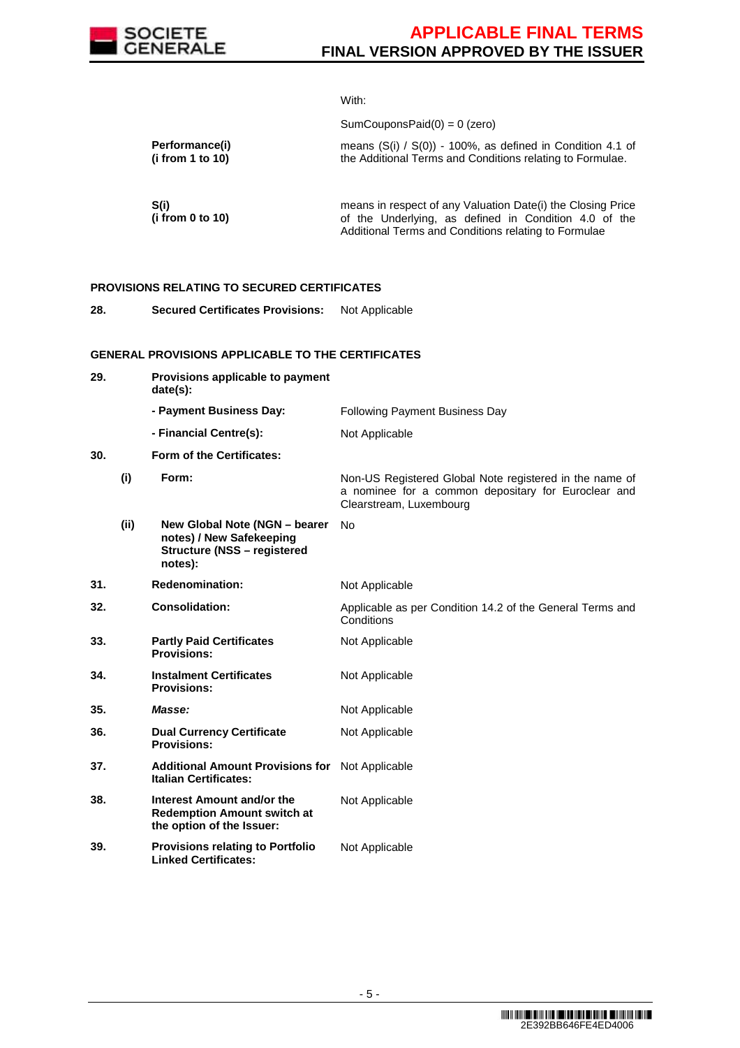| | | |
|---|---|---|
| | | With: |
| | | SumCouponsPaid(0) = 0 (zero) |
| | **Performance(i) (i from 1 to 10)** | means (S(i) / S(0)) - 100%, as defined in Condition 4.1 of the Additional Terms and Conditions relating to Formulae. |
| | **S(i) (i from 0 to 10)** | means in respect of any Valuation Date(i) the Closing Price of the Underlying, as defined in Condition 4.0 of the Additional Terms and Conditions relating to Formulae |

**PROVISIONS RELATING TO SECURED CERTIFICATES**

| | | |
|---|---|---|
| **28.** | **Secured Certificates Provisions:** | Not Applicable |

**GENERAL PROVISIONS APPLICABLE TO THE CERTIFICATES**

| | | |
|---|---|---|
| **29.** | **Provisions applicable to payment date(s):** | |
| | **- Payment Business Day:** | Following Payment Business Day |
| | **- Financial Centre(s):** | Not Applicable |
| **30.** | **Form of the Certificates:** | |
| **(i)** | **Form:** | Non-US Registered Global Note registered in the name of a nominee for a common depositary for Euroclear and Clearstream, Luxembourg |
| **(ii)** | **New Global Note (NGN – bearer notes) / New Safekeeping Structure (NSS – registered notes):** | No |
| **31.** | **Redenomination:** | Not Applicable |
| **32.** | **Consolidation:** | Applicable as per Condition 14.2 of the General Terms and Conditions |
| **33.** | **Partly Paid Certificates Provisions:** | Not Applicable |
| **34.** | **Instalment Certificates Provisions:** | Not Applicable |
| **35.** | ***Masse:*** | Not Applicable |
| **36.** | **Dual Currency Certificate Provisions:** | Not Applicable |
| **37.** | **Additional Amount Provisions for Italian Certificates:** | Not Applicable |
| **38.** | **Interest Amount and/or the Redemption Amount switch at the option of the Issuer:** | Not Applicable |
| **39.** | **Provisions relating to Portfolio Linked Certificates:** | Not Applicable |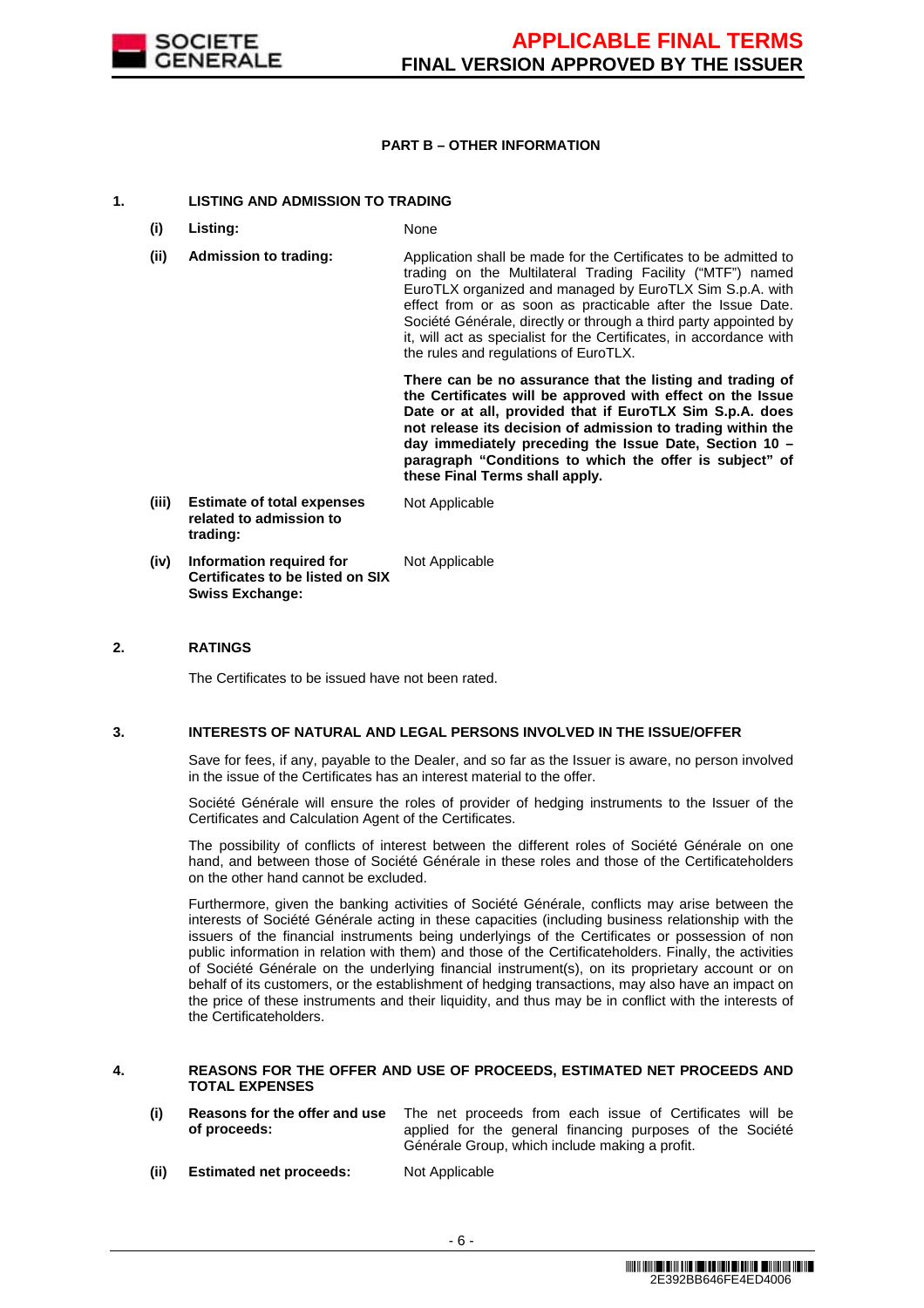**PART B – OTHER INFORMATION**

**1. LISTING AND ADMISSION TO TRADING**

| | | |
|---|---|---|
| **(i)** | **Listing:** | None |
| **(ii)** | **Admission to trading:** | Application shall be made for the Certificates to be admitted to trading on the Multilateral Trading Facility ("MTF") named EuroTLX organized and managed by EuroTLX Sim S.p.A. with effect from or as soon as practicable after the Issue Date. Société Générale, directly or through a third party appointed by it, will act as specialist for the Certificates, in accordance with the rules and regulations of EuroTLX.<br><br>**There can be no assurance that the listing and trading of the Certificates will be approved with effect on the Issue Date or at all, provided that if EuroTLX Sim S.p.A. does not release its decision of admission to trading within the day immediately preceding the Issue Date, Section 10 – paragraph "Conditions to which the offer is subject" of these Final Terms shall apply.** |
| **(iii)** | **Estimate of total expenses related to admission to trading:** | Not Applicable |
| **(iv)** | **Information required for Certificates to be listed on SIX Swiss Exchange:** | Not Applicable |

**2. RATINGS**

The Certificates to be issued have not been rated.

**3. INTERESTS OF NATURAL AND LEGAL PERSONS INVOLVED IN THE ISSUE/OFFER**

Save for fees, if any, payable to the Dealer, and so far as the Issuer is aware, no person involved in the issue of the Certificates has an interest material to the offer.

Société Générale will ensure the roles of provider of hedging instruments to the Issuer of the Certificates and Calculation Agent of the Certificates.

The possibility of conflicts of interest between the different roles of Société Générale on one hand, and between those of Société Générale in these roles and those of the Certificateholders on the other hand cannot be excluded.

Furthermore, given the banking activities of Société Générale, conflicts may arise between the interests of Société Générale acting in these capacities (including business relationship with the issuers of the financial instruments being underlyings of the Certificates or possession of non public information in relation with them) and those of the Certificateholders. Finally, the activities of Société Générale on the underlying financial instrument(s), on its proprietary account or on behalf of its customers, or the establishment of hedging transactions, may also have an impact on the price of these instruments and their liquidity, and thus may be in conflict with the interests of the Certificateholders.

**4. REASONS FOR THE OFFER AND USE OF PROCEEDS, ESTIMATED NET PROCEEDS AND TOTAL EXPENSES**

| | | |
|---|---|---|
| **(i)** | **Reasons for the offer and use of proceeds:** | The net proceeds from each issue of Certificates will be applied for the general financing purposes of the Société Générale Group, which include making a profit. |
| **(ii)** | **Estimated net proceeds:** | Not Applicable |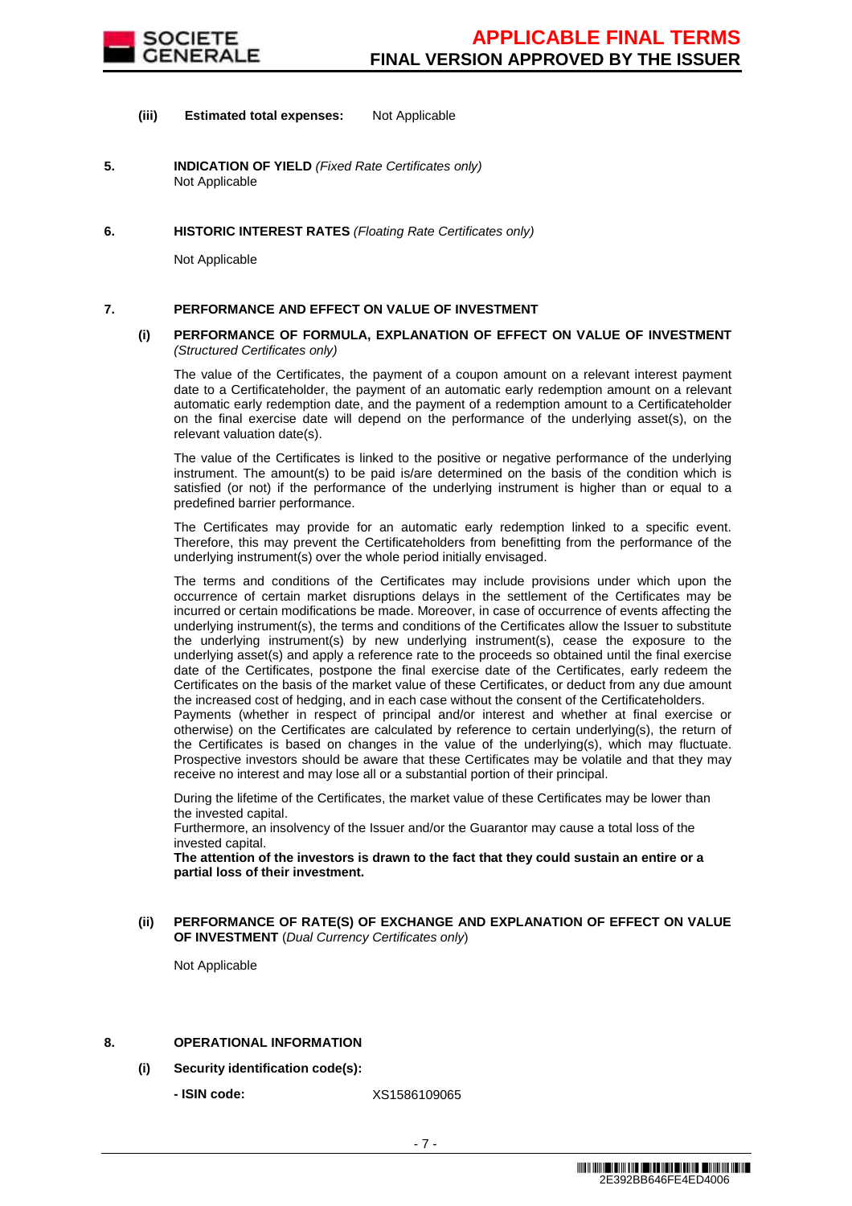**(iii) Estimated total expenses:** Not Applicable

**5. INDICATION OF YIELD** *(Fixed Rate Certificates only)*

Not Applicable

**6. HISTORIC INTEREST RATES** *(Floating Rate Certificates only)*

Not Applicable

**7. PERFORMANCE AND EFFECT ON VALUE OF INVESTMENT**

**(i) PERFORMANCE OF FORMULA, EXPLANATION OF EFFECT ON VALUE OF INVESTMENT** *(Structured Certificates only)*

The value of the Certificates, the payment of a coupon amount on a relevant interest payment date to a Certificateholder, the payment of an automatic early redemption amount on a relevant automatic early redemption date, and the payment of a redemption amount to a Certificateholder on the final exercise date will depend on the performance of the underlying asset(s), on the relevant valuation date(s).

The value of the Certificates is linked to the positive or negative performance of the underlying instrument. The amount(s) to be paid is/are determined on the basis of the condition which is satisfied (or not) if the performance of the underlying instrument is higher than or equal to a predefined barrier performance.

The Certificates may provide for an automatic early redemption linked to a specific event. Therefore, this may prevent the Certificateholders from benefitting from the performance of the underlying instrument(s) over the whole period initially envisaged.

The terms and conditions of the Certificates may include provisions under which upon the occurrence of certain market disruptions delays in the settlement of the Certificates may be incurred or certain modifications be made. Moreover, in case of occurrence of events affecting the underlying instrument(s), the terms and conditions of the Certificates allow the Issuer to substitute the underlying instrument(s) by new underlying instrument(s), cease the exposure to the underlying asset(s) and apply a reference rate to the proceeds so obtained until the final exercise date of the Certificates, postpone the final exercise date of the Certificates, early redeem the Certificates on the basis of the market value of these Certificates, or deduct from any due amount the increased cost of hedging, and in each case without the consent of the Certificateholders.
Payments (whether in respect of principal and/or interest and whether at final exercise or otherwise) on the Certificates are calculated by reference to certain underlying(s), the return of the Certificates is based on changes in the value of the underlying(s), which may fluctuate. Prospective investors should be aware that these Certificates may be volatile and that they may receive no interest and may lose all or a substantial portion of their principal.

During the lifetime of the Certificates, the market value of these Certificates may be lower than the invested capital.
Furthermore, an insolvency of the Issuer and/or the Guarantor may cause a total loss of the invested capital.
**The attention of the investors is drawn to the fact that they could sustain an entire or a partial loss of their investment.**

**(ii) PERFORMANCE OF RATE(S) OF EXCHANGE AND EXPLANATION OF EFFECT ON VALUE OF INVESTMENT** (*Dual Currency Certificates only*)

Not Applicable

**8. OPERATIONAL INFORMATION**

**(i) Security identification code(s):**

**- ISIN code:** XS1586109065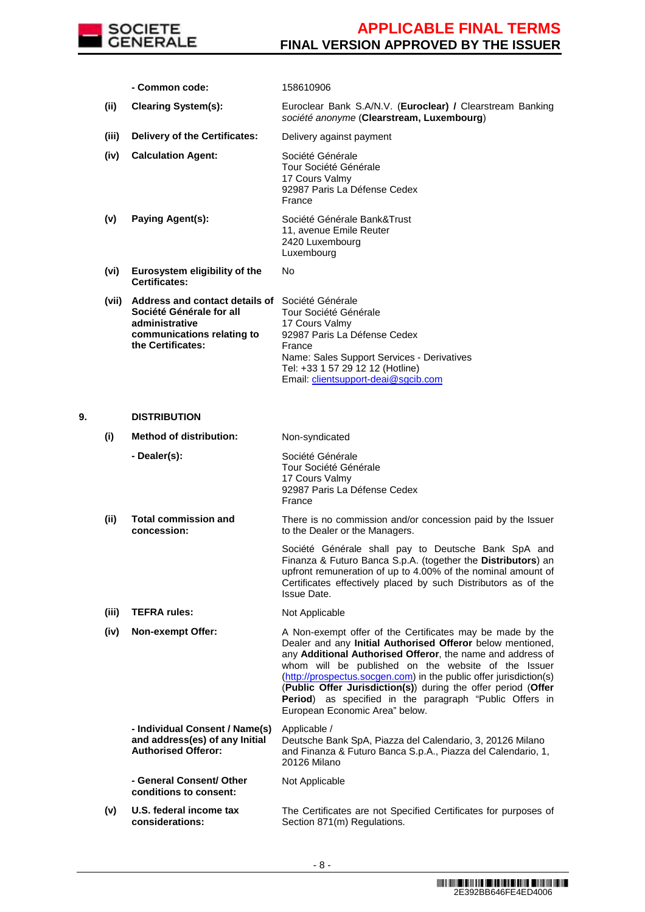| | | |
|---|---|---|
| | **- Common code:** | 158610906 |
| **(ii)** | **Clearing System(s):** | Euroclear Bank S.A/N.V. (**Euroclear) /** Clearstream Banking *société anonyme* (**Clearstream, Luxembourg**) |
| **(iii)** | **Delivery of the Certificates:** | Delivery against payment |
| **(iv)** | **Calculation Agent:** | Société Générale<br>Tour Société Générale<br>17 Cours Valmy<br>92987 Paris La Défense Cedex<br>France |
| **(v)** | **Paying Agent(s):** | Société Générale Bank&Trust<br>11, avenue Emile Reuter<br>2420 Luxembourg<br>Luxembourg |
| **(vi)** | **Eurosystem eligibility of the Certificates:** | No |
| **(vii)** | **Address and contact details of Société Générale for all administrative communications relating to the Certificates:** | Société Générale<br>Tour Société Générale<br>17 Cours Valmy<br>92987 Paris La Défense Cedex<br>France<br>Name: Sales Support Services - Derivatives<br>Tel: +33 1 57 29 12 12 (Hotline)<br>Email: clientsupport-deai@sgcib.com |

**9. DISTRIBUTION**

| | | |
|---|---|---|
| **(i)** | **Method of distribution:** | Non-syndicated |
| | **- Dealer(s):** | Société Générale<br>Tour Société Générale<br>17 Cours Valmy<br>92987 Paris La Défense Cedex<br>France |
| **(ii)** | **Total commission and concession:** | There is no commission and/or concession paid by the Issuer to the Dealer or the Managers.<br><br>Société Générale shall pay to Deutsche Bank SpA and Finanza & Futuro Banca S.p.A. (together the **Distributors**) an upfront remuneration of up to 4.00% of the nominal amount of Certificates effectively placed by such Distributors as of the Issue Date. |
| **(iii)** | **TEFRA rules:** | Not Applicable |
| **(iv)** | **Non-exempt Offer:** | A Non-exempt offer of the Certificates may be made by the Dealer and any **Initial Authorised Offeror** below mentioned, any **Additional Authorised Offeror**, the name and address of whom will be published on the website of the Issuer (http://prospectus.socgen.com) in the public offer jurisdiction(s) (**Public Offer Jurisdiction(s)**) during the offer period (**Offer Period**) as specified in the paragraph "Public Offers in European Economic Area" below. |
| | **- Individual Consent / Name(s) and address(es) of any Initial Authorised Offeror:** | Applicable /<br>Deutsche Bank SpA, Piazza del Calendario, 3, 20126 Milano and Finanza & Futuro Banca S.p.A., Piazza del Calendario, 1, 20126 Milano |
| | **- General Consent/ Other conditions to consent:** | Not Applicable |
| **(v)** | **U.S. federal income tax considerations:** | The Certificates are not Specified Certificates for purposes of Section 871(m) Regulations. |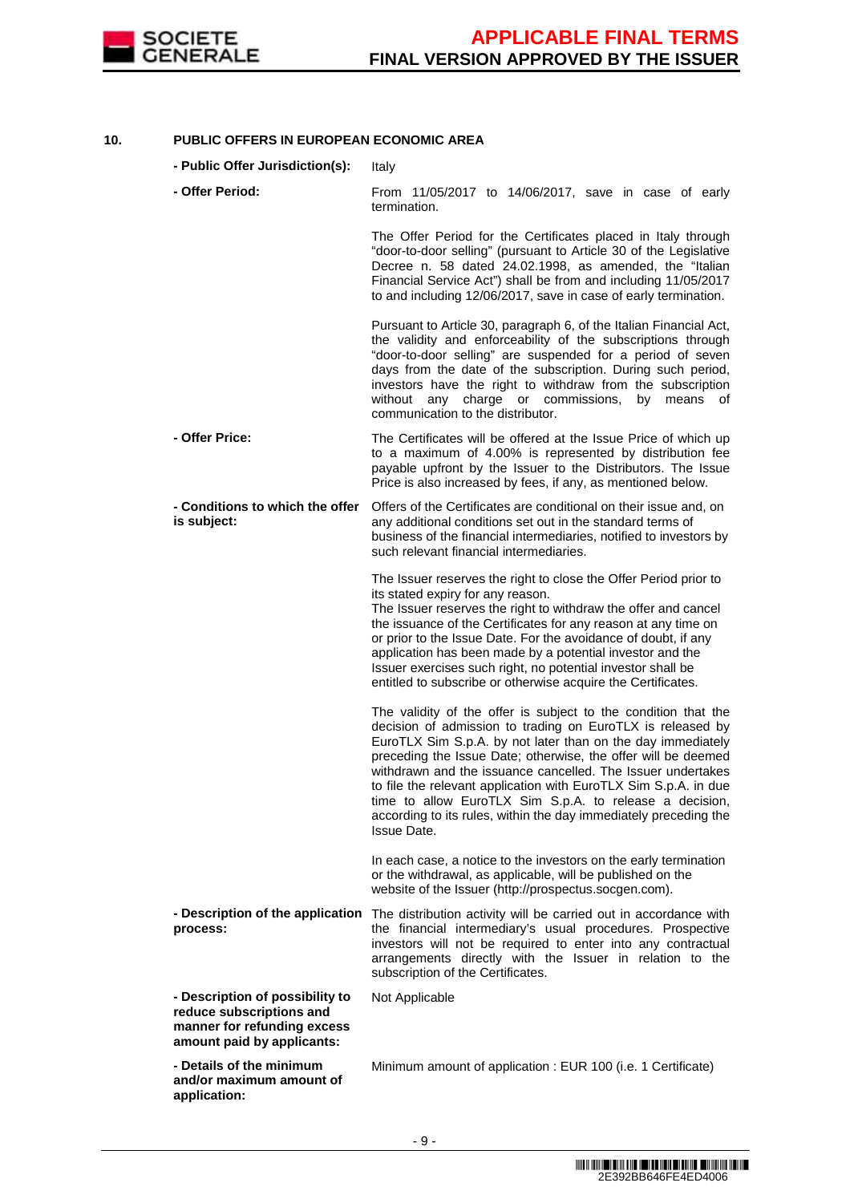## 10. PUBLIC OFFERS IN EUROPEAN ECONOMIC AREA

| | |
|---|---|
| **- Public Offer Jurisdiction(s):** | Italy |
| **- Offer Period:** | From 11/05/2017 to 14/06/2017, save in case of early termination.<br><br>The Offer Period for the Certificates placed in Italy through "door-to-door selling" (pursuant to Article 30 of the Legislative Decree n. 58 dated 24.02.1998, as amended, the "Italian Financial Service Act") shall be from and including 11/05/2017 to and including 12/06/2017, save in case of early termination.<br><br>Pursuant to Article 30, paragraph 6, of the Italian Financial Act, the validity and enforceability of the subscriptions through "door-to-door selling" are suspended for a period of seven days from the date of the subscription. During such period, investors have the right to withdraw from the subscription without any charge or commissions, by means of communication to the distributor. |
| **- Offer Price:** | The Certificates will be offered at the Issue Price of which up to a maximum of 4.00% is represented by distribution fee payable upfront by the Issuer to the Distributors. The Issue Price is also increased by fees, if any, as mentioned below. |
| **- Conditions to which the offer is subject:** | Offers of the Certificates are conditional on their issue and, on any additional conditions set out in the standard terms of business of the financial intermediaries, notified to investors by such relevant financial intermediaries.<br><br>The Issuer reserves the right to close the Offer Period prior to its stated expiry for any reason.<br>The Issuer reserves the right to withdraw the offer and cancel the issuance of the Certificates for any reason at any time on or prior to the Issue Date. For the avoidance of doubt, if any application has been made by a potential investor and the Issuer exercises such right, no potential investor shall be entitled to subscribe or otherwise acquire the Certificates.<br><br>The validity of the offer is subject to the condition that the decision of admission to trading on EuroTLX is released by EuroTLX Sim S.p.A. by not later than on the day immediately preceding the Issue Date; otherwise, the offer will be deemed withdrawn and the issuance cancelled. The Issuer undertakes to file the relevant application with EuroTLX Sim S.p.A. in due time to allow EuroTLX Sim S.p.A. to release a decision, according to its rules, within the day immediately preceding the Issue Date.<br><br>In each case, a notice to the investors on the early termination or the withdrawal, as applicable, will be published on the website of the Issuer (http://prospectus.socgen.com). |
| **- Description of the application process:** | The distribution activity will be carried out in accordance with the financial intermediary's usual procedures. Prospective investors will not be required to enter into any contractual arrangements directly with the Issuer in relation to the subscription of the Certificates. |
| **- Description of possibility to reduce subscriptions and manner for refunding excess amount paid by applicants:** | Not Applicable |
| **- Details of the minimum and/or maximum amount of application:** | Minimum amount of application : EUR 100 (i.e. 1 Certificate) |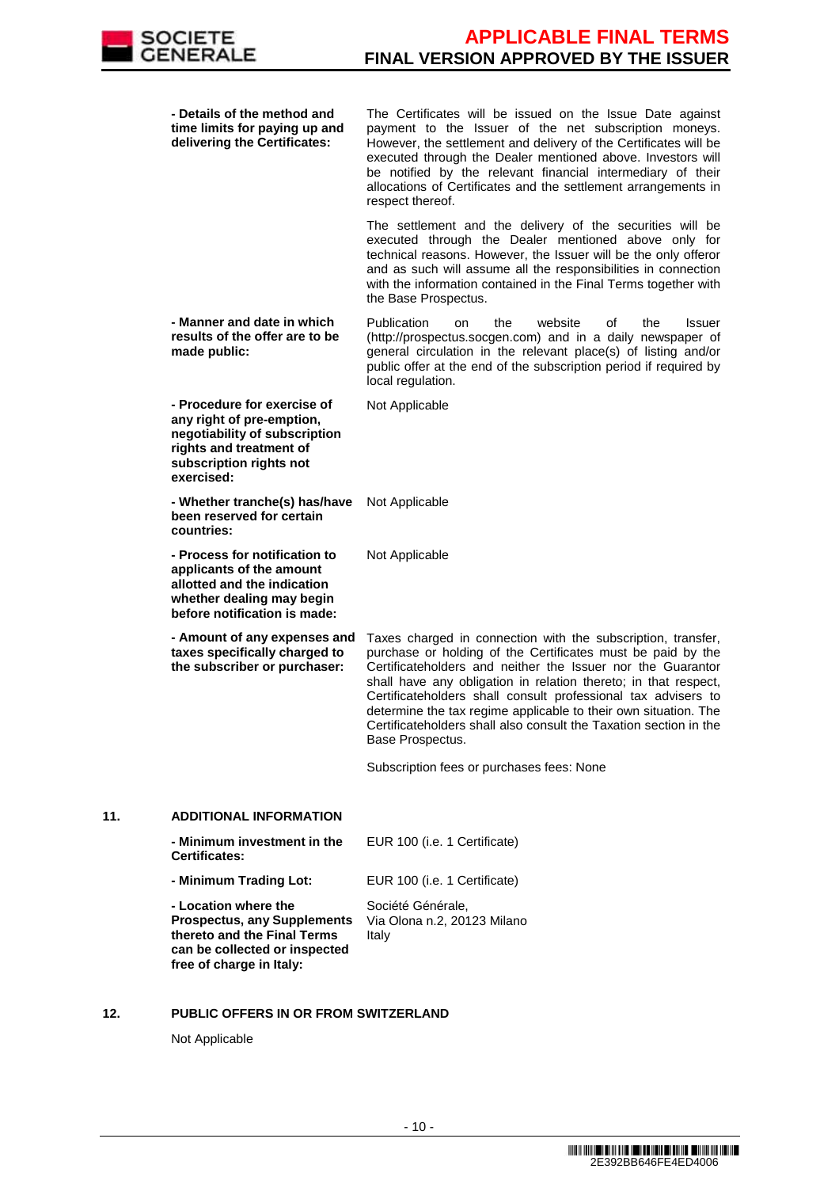| | |
|---|---|
| **- Details of the method and time limits for paying up and delivering the Certificates:** | The Certificates will be issued on the Issue Date against payment to the Issuer of the net subscription moneys. However, the settlement and delivery of the Certificates will be executed through the Dealer mentioned above. Investors will be notified by the relevant financial intermediary of their allocations of Certificates and the settlement arrangements in respect thereof.<br><br>The settlement and the delivery of the securities will be executed through the Dealer mentioned above only for technical reasons. However, the Issuer will be the only offeror and as such will assume all the responsibilities in connection with the information contained in the Final Terms together with the Base Prospectus. |
| **- Manner and date in which results of the offer are to be made public:** | Publication on the website of the Issuer (http://prospectus.socgen.com) and in a daily newspaper of general circulation in the relevant place(s) of listing and/or public offer at the end of the subscription period if required by local regulation. |
| **- Procedure for exercise of any right of pre-emption, negotiability of subscription rights and treatment of subscription rights not exercised:** | Not Applicable |
| **- Whether tranche(s) has/have been reserved for certain countries:** | Not Applicable |
| **- Process for notification to applicants of the amount allotted and the indication whether dealing may begin before notification is made:** | Not Applicable |
| **- Amount of any expenses and taxes specifically charged to the subscriber or purchaser:** | Taxes charged in connection with the subscription, transfer, purchase or holding of the Certificates must be paid by the Certificateholders and neither the Issuer nor the Guarantor shall have any obligation in relation thereto; in that respect, Certificateholders shall consult professional tax advisers to determine the tax regime applicable to their own situation. The Certificateholders shall also consult the Taxation section in the Base Prospectus.<br><br>Subscription fees or purchases fees: None |

## 11. ADDITIONAL INFORMATION

| | |
|---|---|
| **- Minimum investment in the Certificates:** | EUR 100 (i.e. 1 Certificate) |
| **- Minimum Trading Lot:** | EUR 100 (i.e. 1 Certificate) |
| **- Location where the Prospectus, any Supplements thereto and the Final Terms can be collected or inspected free of charge in Italy:** | Société Générale,<br>Via Olona n.2, 20123 Milano<br>Italy |

## 12. PUBLIC OFFERS IN OR FROM SWITZERLAND

Not Applicable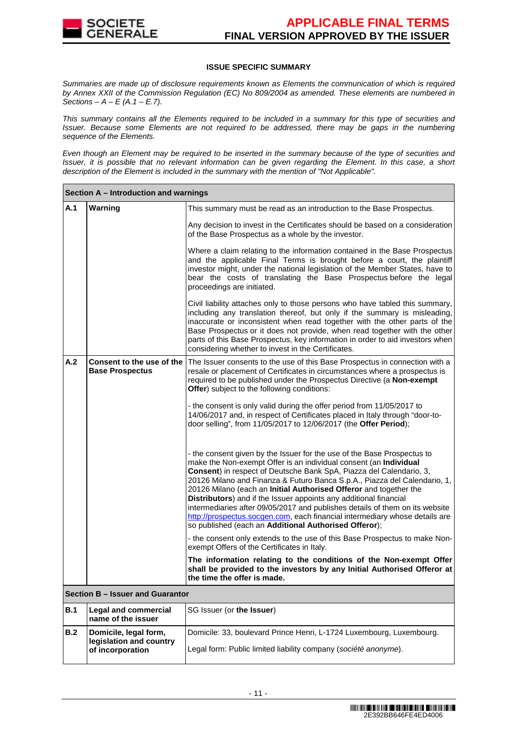## ISSUE SPECIFIC SUMMARY

*Summaries are made up of disclosure requirements known as Elements the communication of which is required by Annex XXII of the Commission Regulation (EC) No 809/2004 as amended. These elements are numbered in Sections – A – E (A.1 – E.7).*

*This summary contains all the Elements required to be included in a summary for this type of securities and Issuer. Because some Elements are not required to be addressed, there may be gaps in the numbering sequence of the Elements.*

*Even though an Element may be required to be inserted in the summary because of the type of securities and Issuer, it is possible that no relevant information can be given regarding the Element. In this case, a short description of the Element is included in the summary with the mention of "Not Applicable".*

| **Section A – Introduction and warnings** | | |
|---|---|---|
| **A.1** | **Warning** | This summary must be read as an introduction to the Base Prospectus.<br><br>Any decision to invest in the Certificates should be based on a consideration of the Base Prospectus as a whole by the investor.<br><br>Where a claim relating to the information contained in the Base Prospectus and the applicable Final Terms is brought before a court, the plaintiff investor might, under the national legislation of the Member States, have to bear the costs of translating the Base Prospectus before the legal proceedings are initiated.<br><br>Civil liability attaches only to those persons who have tabled this summary, including any translation thereof, but only if the summary is misleading, inaccurate or inconsistent when read together with the other parts of the Base Prospectus or it does not provide, when read together with the other parts of this Base Prospectus, key information in order to aid investors when considering whether to invest in the Certificates. |
| **A.2** | **Consent to the use of the Base Prospectus** | The Issuer consents to the use of this Base Prospectus in connection with a resale or placement of Certificates in circumstances where a prospectus is required to be published under the Prospectus Directive (a **Non-exempt Offer**) subject to the following conditions:<br><br>- the consent is only valid during the offer period from 11/05/2017 to 14/06/2017 and, in respect of Certificates placed in Italy through "door-to-door selling", from 11/05/2017 to 12/06/2017 (the **Offer Period**);<br><br>- the consent given by the Issuer for the use of the Base Prospectus to make the Non-exempt Offer is an individual consent (an **Individual Consent**) in respect of Deutsche Bank SpA, Piazza del Calendario, 3, 20126 Milano and Finanza & Futuro Banca S.p.A., Piazza del Calendario, 1, 20126 Milano (each an **Initial Authorised Offeror** and together the **Distributors**) and if the Issuer appoints any additional financial intermediaries after 09/05/2017 and publishes details of them on its website http://prospectus.socgen.com, each financial intermediary whose details are so published (each an **Additional Authorised Offeror**);<br><br>- the consent only extends to the use of this Base Prospectus to make Non-exempt Offers of the Certificates in Italy.<br><br>**The information relating to the conditions of the Non-exempt Offer shall be provided to the investors by any Initial Authorised Offeror at the time the offer is made.** |
| **Section B – Issuer and Guarantor** | | |
| **B.1** | **Legal and commercial name of the issuer** | SG Issuer (or **the Issuer**) |
| **B.2** | **Domicile, legal form, legislation and country of incorporation** | Domicile: 33, boulevard Prince Henri, L-1724 Luxembourg, Luxembourg.<br><br>Legal form: Public limited liability company (*société anonyme*). |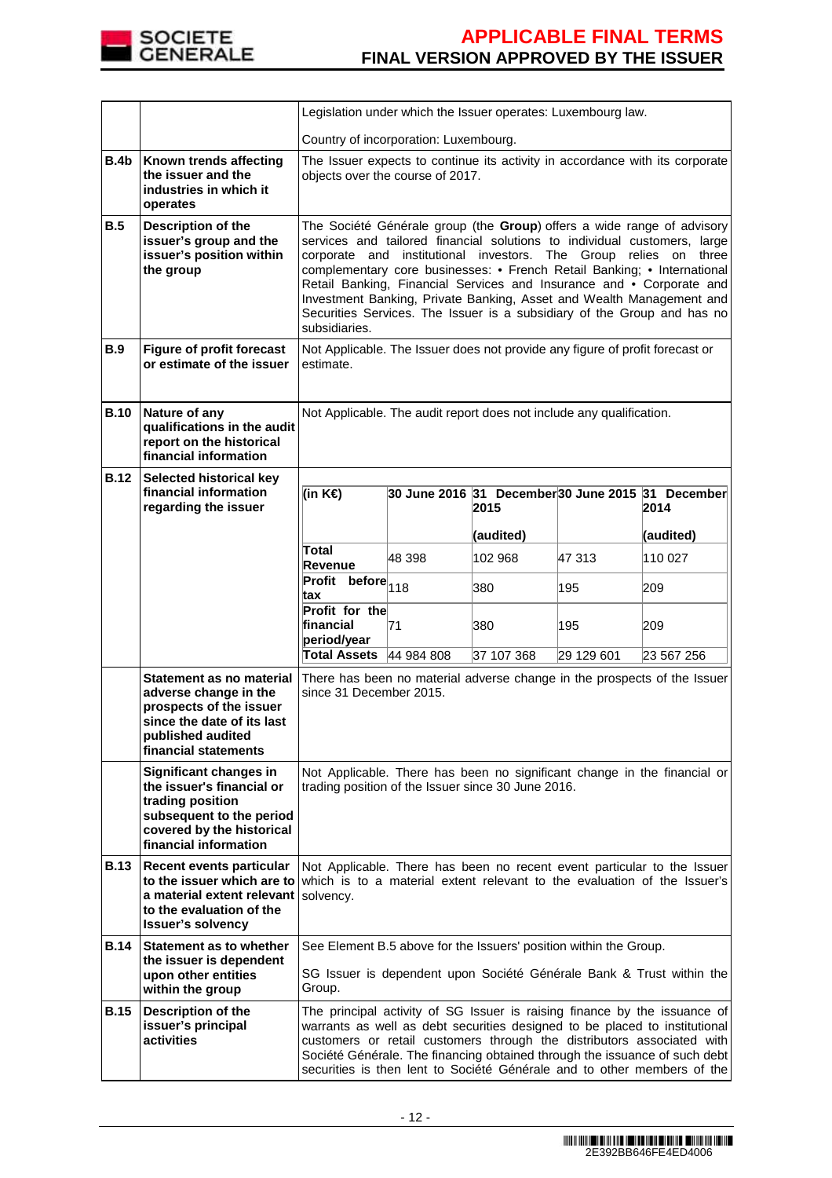| | | |
|---|---|---|
| | | Legislation under which the Issuer operates: Luxembourg law.<br><br>Country of incorporation: Luxembourg. |
| **B.4b** | **Known trends affecting the issuer and the industries in which it operates** | The Issuer expects to continue its activity in accordance with its corporate objects over the course of 2017. |
| **B.5** | **Description of the issuer's group and the issuer's position within the group** | The Société Générale group (the **Group**) offers a wide range of advisory services and tailored financial solutions to individual customers, large corporate and institutional investors. The Group relies on three complementary core businesses: • French Retail Banking; • International Retail Banking, Financial Services and Insurance and • Corporate and Investment Banking, Private Banking, Asset and Wealth Management and Securities Services. The Issuer is a subsidiary of the Group and has no subsidiaries. |
| **B.9** | **Figure of profit forecast or estimate of the issuer** | Not Applicable. The Issuer does not provide any figure of profit forecast or estimate. |
| **B.10** | **Nature of any qualifications in the audit report on the historical financial information** | Not Applicable. The audit report does not include any qualification. |
| **B.12** | **Selected historical key financial information regarding the issuer** | (see table below) |
| | **Statement as no material adverse change in the prospects of the issuer since the date of its last published audited financial statements** | There has been no material adverse change in the prospects of the Issuer since 31 December 2015. |
| | **Significant changes in the issuer's financial or trading position subsequent to the period covered by the historical financial information** | Not Applicable. There has been no significant change in the financial or trading position of the Issuer since 30 June 2016. |
| **B.13** | **Recent events particular to the issuer which are to a material extent relevant to the evaluation of the Issuer's solvency** | Not Applicable. There has been no recent event particular to the Issuer which is to a material extent relevant to the evaluation of the Issuer's solvency. |
| **B.14** | **Statement as to whether the issuer is dependent upon other entities within the group** | See Element B.5 above for the Issuers' position within the Group.<br><br>SG Issuer is dependent upon Société Générale Bank & Trust within the Group. |
| **B.15** | **Description of the issuer's principal activities** | The principal activity of SG Issuer is raising finance by the issuance of warrants as well as debt securities designed to be placed to institutional customers or retail customers through the distributors associated with Société Générale. The financing obtained through the issuance of such debt securities is then lent to Société Générale and to other members of the |

B.12 – Selected historical key financial information regarding the issuer:

| (in K€) | 30 June 2016 | 31 December 2015 (audited) | 30 June 2015 | 31 December 2014 (audited) |
|---|---|---|---|---|
| **Total Revenue** | 48 398 | 102 968 | 47 313 | 110 027 |
| **Profit before tax** | 118 | 380 | 195 | 209 |
| **Profit for the financial period/year** | 71 | 380 | 195 | 209 |
| **Total Assets** | 44 984 808 | 37 107 368 | 29 129 601 | 23 567 256 |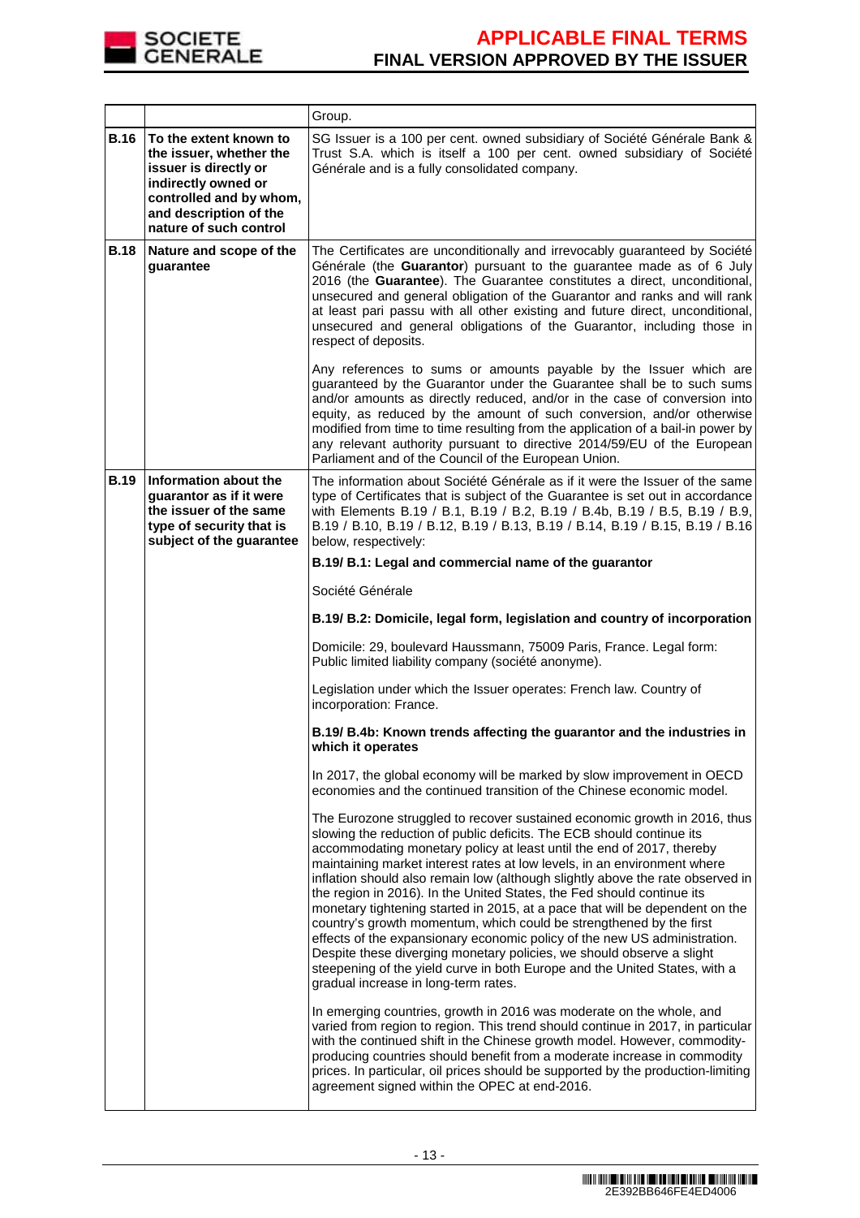| | | |
|---|---|---|
| | | Group. |
| **B.16** | **To the extent known to the issuer, whether the issuer is directly or indirectly owned or controlled and by whom, and description of the nature of such control** | SG Issuer is a 100 per cent. owned subsidiary of Société Générale Bank & Trust S.A. which is itself a 100 per cent. owned subsidiary of Société Générale and is a fully consolidated company. |
| **B.18** | **Nature and scope of the guarantee** | The Certificates are unconditionally and irrevocably guaranteed by Société Générale (the **Guarantor**) pursuant to the guarantee made as of 6 July 2016 (the **Guarantee**). The Guarantee constitutes a direct, unconditional, unsecured and general obligation of the Guarantor and ranks and will rank at least pari passu with all other existing and future direct, unconditional, unsecured and general obligations of the Guarantor, including those in respect of deposits.<br><br>Any references to sums or amounts payable by the Issuer which are guaranteed by the Guarantor under the Guarantee shall be to such sums and/or amounts as directly reduced, and/or in the case of conversion into equity, as reduced by the amount of such conversion, and/or otherwise modified from time to time resulting from the application of a bail-in power by any relevant authority pursuant to directive 2014/59/EU of the European Parliament and of the Council of the European Union. |
| **B.19** | **Information about the guarantor as if it were the issuer of the same type of security that is subject of the guarantee** | The information about Société Générale as if it were the Issuer of the same type of Certificates that is subject of the Guarantee is set out in accordance with Elements B.19 / B.1, B.19 / B.2, B.19 / B.4b, B.19 / B.5, B.19 / B.9, B.19 / B.10, B.19 / B.12, B.19 / B.13, B.19 / B.14, B.19 / B.15, B.19 / B.16 below, respectively:<br><br>**B.19/ B.1: Legal and commercial name of the guarantor**<br><br>Société Générale<br><br>**B.19/ B.2: Domicile, legal form, legislation and country of incorporation**<br><br>Domicile: 29, boulevard Haussmann, 75009 Paris, France. Legal form: Public limited liability company (société anonyme).<br><br>Legislation under which the Issuer operates: French law. Country of incorporation: France.<br><br>**B.19/ B.4b: Known trends affecting the guarantor and the industries in which it operates**<br><br>In 2017, the global economy will be marked by slow improvement in OECD economies and the continued transition of the Chinese economic model.<br><br>The Eurozone struggled to recover sustained economic growth in 2016, thus slowing the reduction of public deficits. The ECB should continue its accommodating monetary policy at least until the end of 2017, thereby maintaining market interest rates at low levels, in an environment where inflation should also remain low (although slightly above the rate observed in the region in 2016). In the United States, the Fed should continue its monetary tightening started in 2015, at a pace that will be dependent on the country's growth momentum, which could be strengthened by the first effects of the expansionary economic policy of the new US administration. Despite these diverging monetary policies, we should observe a slight steepening of the yield curve in both Europe and the United States, with a gradual increase in long-term rates.<br><br>In emerging countries, growth in 2016 was moderate on the whole, and varied from region to region. This trend should continue in 2017, in particular with the continued shift in the Chinese growth model. However, commodity-producing countries should benefit from a moderate increase in commodity prices. In particular, oil prices should be supported by the production-limiting agreement signed within the OPEC at end-2016. |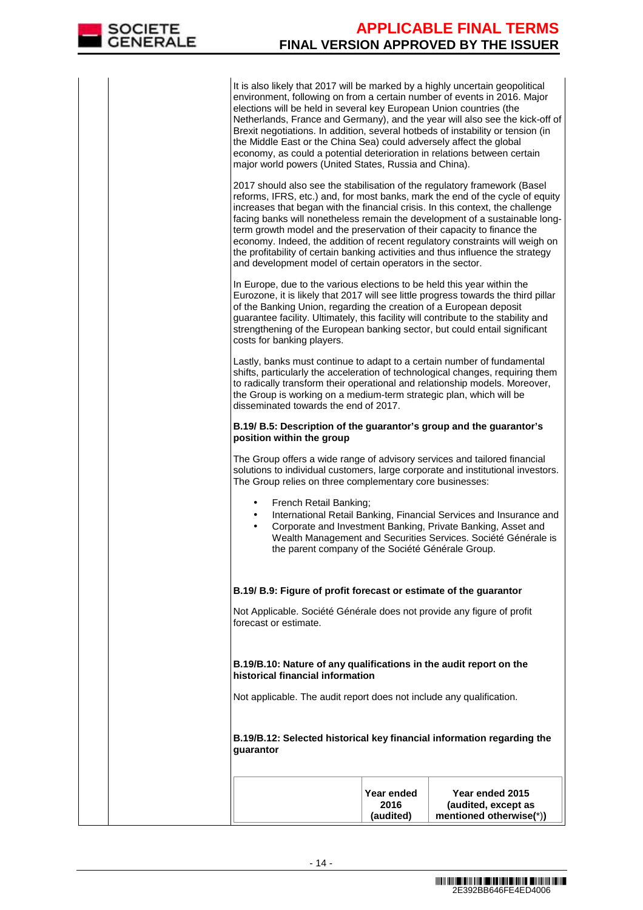It is also likely that 2017 will be marked by a highly uncertain geopolitical environment, following on from a certain number of events in 2016. Major elections will be held in several key European Union countries (the Netherlands, France and Germany), and the year will also see the kick-off of Brexit negotiations. In addition, several hotbeds of instability or tension (in the Middle East or the China Sea) could adversely affect the global economy, as could a potential deterioration in relations between certain major world powers (United States, Russia and China).

2017 should also see the stabilisation of the regulatory framework (Basel reforms, IFRS, etc.) and, for most banks, mark the end of the cycle of equity increases that began with the financial crisis. In this context, the challenge facing banks will nonetheless remain the development of a sustainable long-term growth model and the preservation of their capacity to finance the economy. Indeed, the addition of recent regulatory constraints will weigh on the profitability of certain banking activities and thus influence the strategy and development model of certain operators in the sector.

In Europe, due to the various elections to be held this year within the Eurozone, it is likely that 2017 will see little progress towards the third pillar of the Banking Union, regarding the creation of a European deposit guarantee facility. Ultimately, this facility will contribute to the stability and strengthening of the European banking sector, but could entail significant costs for banking players.

Lastly, banks must continue to adapt to a certain number of fundamental shifts, particularly the acceleration of technological changes, requiring them to radically transform their operational and relationship models. Moreover, the Group is working on a medium-term strategic plan, which will be disseminated towards the end of 2017.

**B.19/ B.5: Description of the guarantor's group and the guarantor's position within the group**

The Group offers a wide range of advisory services and tailored financial solutions to individual customers, large corporate and institutional investors. The Group relies on three complementary core businesses:

- French Retail Banking;
- International Retail Banking, Financial Services and Insurance and
- Corporate and Investment Banking, Private Banking, Asset and Wealth Management and Securities Services. Société Générale is the parent company of the Société Générale Group.

**B.19/ B.9: Figure of profit forecast or estimate of the guarantor**

Not Applicable. Société Générale does not provide any figure of profit forecast or estimate.

**B.19/B.10: Nature of any qualifications in the audit report on the historical financial information**

Not applicable. The audit report does not include any qualification.

**B.19/B.12: Selected historical key financial information regarding the guarantor**

| | Year ended 2016 (audited) | Year ended 2015 (audited, except as mentioned otherwise(*)) |
|---|---|---|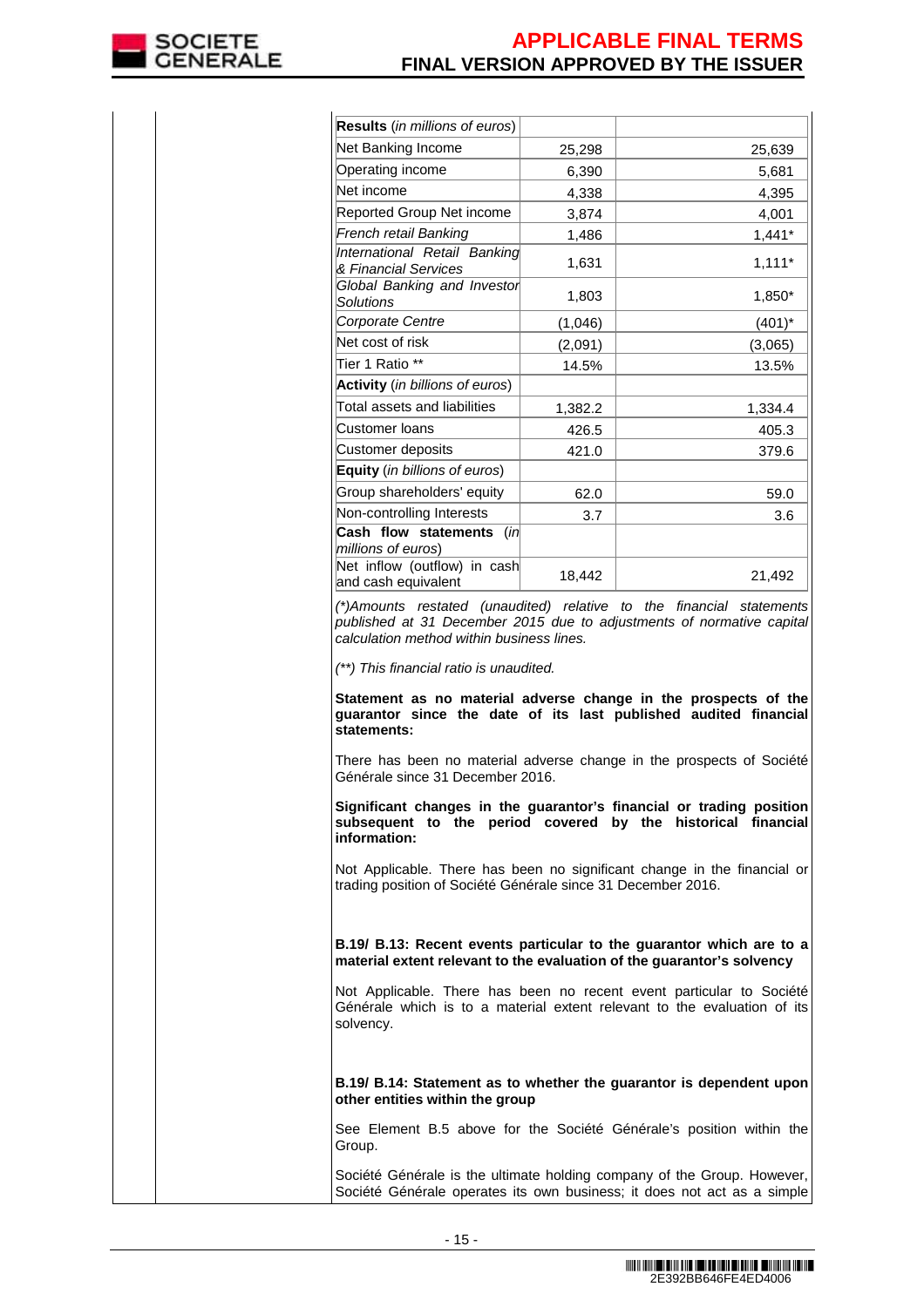| Results (*in millions of euros*) | | |
|---|---|---|
| Net Banking Income | 25,298 | 25,639 |
| Operating income | 6,390 | 5,681 |
| Net income | 4,338 | 4,395 |
| Reported Group Net income | 3,874 | 4,001 |
| *French retail Banking* | 1,486 | 1,441* |
| *International Retail Banking & Financial Services* | 1,631 | 1,111* |
| *Global Banking and Investor Solutions* | 1,803 | 1,850* |
| *Corporate Centre* | (1,046) | (401)* |
| Net cost of risk | (2,091) | (3,065) |
| Tier 1 Ratio ** | 14.5% | 13.5% |
| **Activity** (*in billions of euros*) | | |
| Total assets and liabilities | 1,382.2 | 1,334.4 |
| Customer loans | 426.5 | 405.3 |
| Customer deposits | 421.0 | 379.6 |
| **Equity** (*in billions of euros*) | | |
| Group shareholders' equity | 62.0 | 59.0 |
| Non-controlling Interests | 3.7 | 3.6 |
| **Cash flow statements** (*in millions of euros*) | | |
| Net inflow (outflow) in cash and cash equivalent | 18,442 | 21,492 |

*(\*)Amounts restated (unaudited) relative to the financial statements published at 31 December 2015 due to adjustments of normative capital calculation method within business lines.*

*(\*\*) This financial ratio is unaudited.*

**Statement as no material adverse change in the prospects of the guarantor since the date of its last published audited financial statements:**

There has been no material adverse change in the prospects of Société Générale since 31 December 2016.

**Significant changes in the guarantor's financial or trading position subsequent to the period covered by the historical financial information:**

Not Applicable. There has been no significant change in the financial or trading position of Société Générale since 31 December 2016.

**B.19/ B.13: Recent events particular to the guarantor which are to a material extent relevant to the evaluation of the guarantor's solvency**

Not Applicable. There has been no recent event particular to Société Générale which is to a material extent relevant to the evaluation of its solvency.

**B.19/ B.14: Statement as to whether the guarantor is dependent upon other entities within the group**

See Element B.5 above for the Société Générale's position within the Group.

Société Générale is the ultimate holding company of the Group. However, Société Générale operates its own business; it does not act as a simple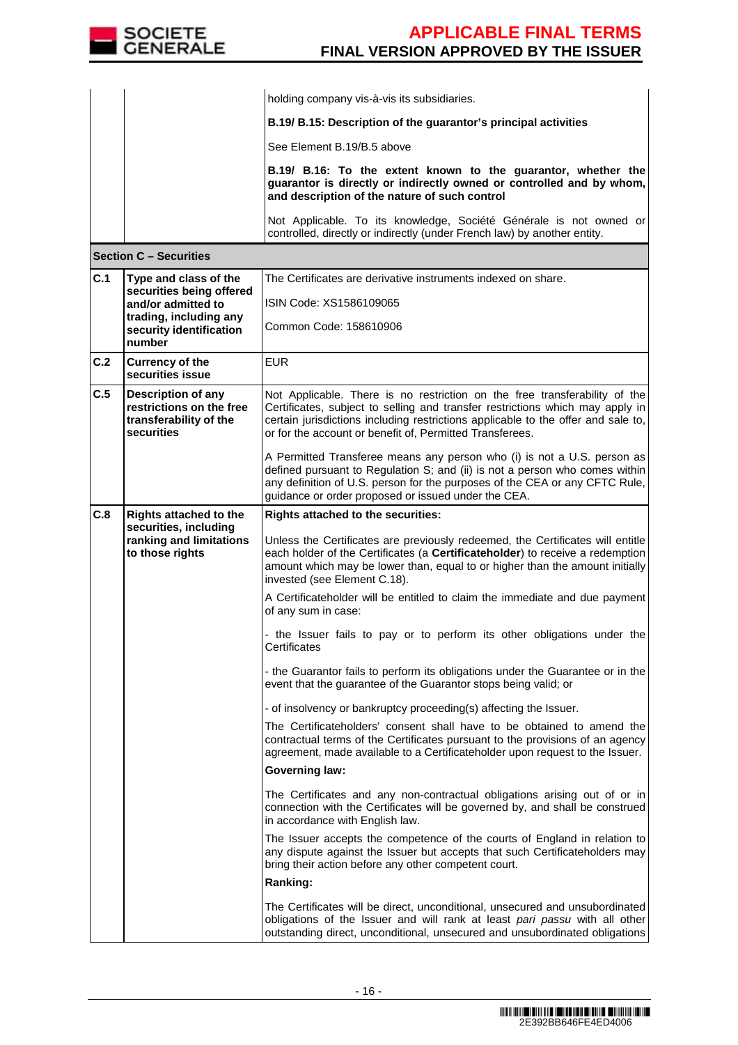| | | |
|---|---|---|
| | | holding company vis-à-vis its subsidiaries.<br><br>**B.19/ B.15: Description of the guarantor's principal activities**<br><br>See Element B.19/B.5 above<br><br>**B.19/ B.16: To the extent known to the guarantor, whether the guarantor is directly or indirectly owned or controlled and by whom, and description of the nature of such control**<br><br>Not Applicable. To its knowledge, Société Générale is not owned or controlled, directly or indirectly (under French law) by another entity. |
| **Section C – Securities** | | |
| **C.1** | **Type and class of the securities being offered and/or admitted to trading, including any security identification number** | The Certificates are derivative instruments indexed on share.<br><br>ISIN Code: XS1586109065<br><br>Common Code: 158610906 |
| **C.2** | **Currency of the securities issue** | EUR |
| **C.5** | **Description of any restrictions on the free transferability of the securities** | Not Applicable. There is no restriction on the free transferability of the Certificates, subject to selling and transfer restrictions which may apply in certain jurisdictions including restrictions applicable to the offer and sale to, or for the account or benefit of, Permitted Transferees.<br><br>A Permitted Transferee means any person who (i) is not a U.S. person as defined pursuant to Regulation S; and (ii) is not a person who comes within any definition of U.S. person for the purposes of the CEA or any CFTC Rule, guidance or order proposed or issued under the CEA. |
| **C.8** | **Rights attached to the securities, including ranking and limitations to those rights** | **Rights attached to the securities:**<br><br>Unless the Certificates are previously redeemed, the Certificates will entitle each holder of the Certificates (a **Certificateholder**) to receive a redemption amount which may be lower than, equal to or higher than the amount initially invested (see Element C.18).<br><br>A Certificateholder will be entitled to claim the immediate and due payment of any sum in case:<br><br>- the Issuer fails to pay or to perform its other obligations under the Certificates<br><br>- the Guarantor fails to perform its obligations under the Guarantee or in the event that the guarantee of the Guarantor stops being valid; or<br><br>- of insolvency or bankruptcy proceeding(s) affecting the Issuer.<br><br>The Certificateholders' consent shall have to be obtained to amend the contractual terms of the Certificates pursuant to the provisions of an agency agreement, made available to a Certificateholder upon request to the Issuer.<br><br>**Governing law:**<br><br>The Certificates and any non-contractual obligations arising out of or in connection with the Certificates will be governed by, and shall be construed in accordance with English law.<br><br>The Issuer accepts the competence of the courts of England in relation to any dispute against the Issuer but accepts that such Certificateholders may bring their action before any other competent court.<br><br>**Ranking:**<br><br>The Certificates will be direct, unconditional, unsecured and unsubordinated obligations of the Issuer and will rank at least *pari passu* with all other outstanding direct, unconditional, unsecured and unsubordinated obligations |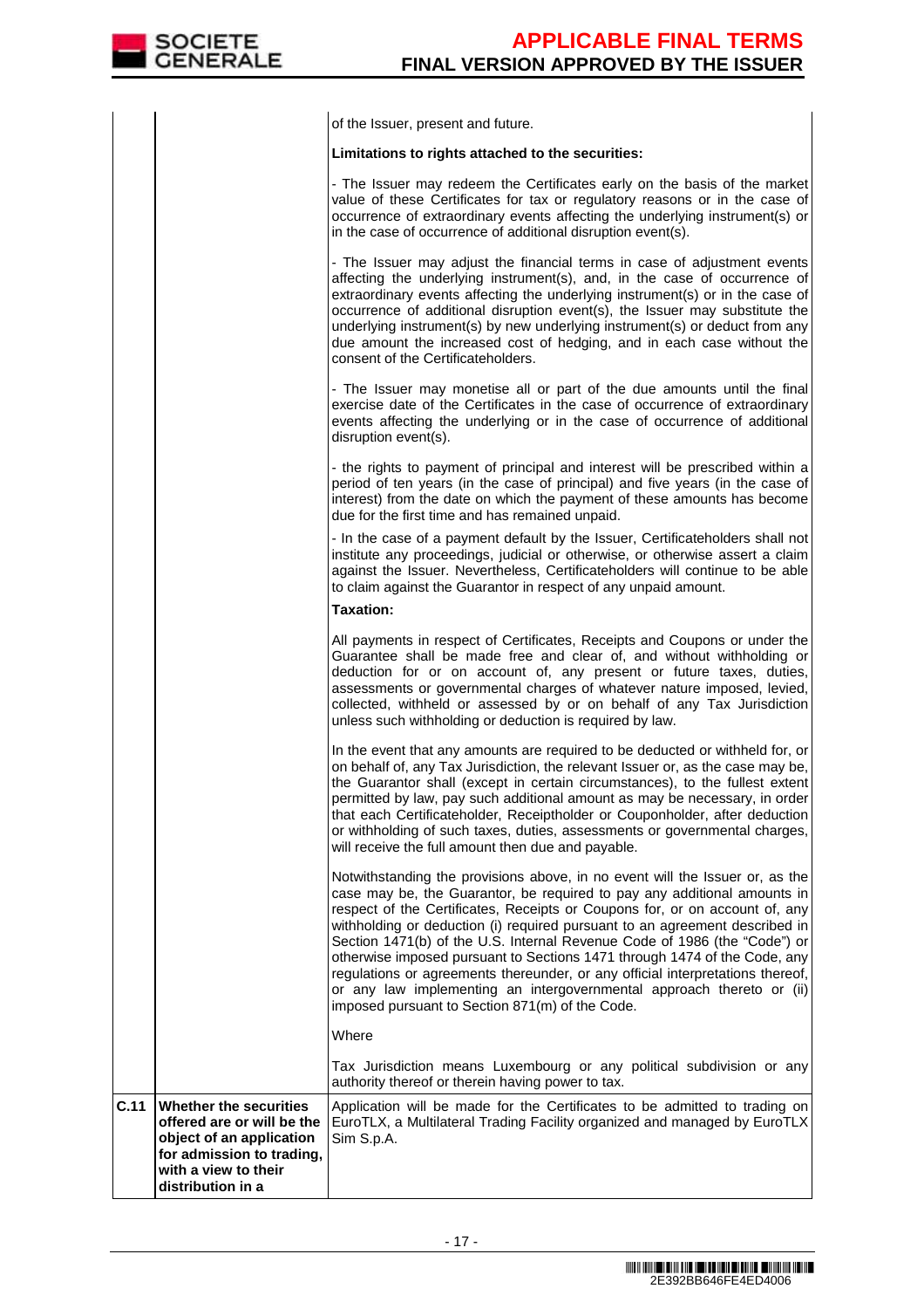| | | |
|---|---|---|
| | | of the Issuer, present and future.<br><br>**Limitations to rights attached to the securities:**<br><br>- The Issuer may redeem the Certificates early on the basis of the market value of these Certificates for tax or regulatory reasons or in the case of occurrence of extraordinary events affecting the underlying instrument(s) or in the case of occurrence of additional disruption event(s).<br><br>- The Issuer may adjust the financial terms in case of adjustment events affecting the underlying instrument(s), and, in the case of occurrence of extraordinary events affecting the underlying instrument(s) or in the case of occurrence of additional disruption event(s), the Issuer may substitute the underlying instrument(s) by new underlying instrument(s) or deduct from any due amount the increased cost of hedging, and in each case without the consent of the Certificateholders.<br><br>- The Issuer may monetise all or part of the due amounts until the final exercise date of the Certificates in the case of occurrence of extraordinary events affecting the underlying or in the case of occurrence of additional disruption event(s).<br><br>- the rights to payment of principal and interest will be prescribed within a period of ten years (in the case of principal) and five years (in the case of interest) from the date on which the payment of these amounts has become due for the first time and has remained unpaid.<br><br>- In the case of a payment default by the Issuer, Certificateholders shall not institute any proceedings, judicial or otherwise, or otherwise assert a claim against the Issuer. Nevertheless, Certificateholders will continue to be able to claim against the Guarantor in respect of any unpaid amount.<br><br>**Taxation:**<br><br>All payments in respect of Certificates, Receipts and Coupons or under the Guarantee shall be made free and clear of, and without withholding or deduction for or on account of, any present or future taxes, duties, assessments or governmental charges of whatever nature imposed, levied, collected, withheld or assessed by or on behalf of any Tax Jurisdiction unless such withholding or deduction is required by law.<br><br>In the event that any amounts are required to be deducted or withheld for, or on behalf of, any Tax Jurisdiction, the relevant Issuer or, as the case may be, the Guarantor shall (except in certain circumstances), to the fullest extent permitted by law, pay such additional amount as may be necessary, in order that each Certificateholder, Receiptholder or Couponholder, after deduction or withholding of such taxes, duties, assessments or governmental charges, will receive the full amount then due and payable.<br><br>Notwithstanding the provisions above, in no event will the Issuer or, as the case may be, the Guarantor, be required to pay any additional amounts in respect of the Certificates, Receipts or Coupons for, or on account of, any withholding or deduction (i) required pursuant to an agreement described in Section 1471(b) of the U.S. Internal Revenue Code of 1986 (the "Code") or otherwise imposed pursuant to Sections 1471 through 1474 of the Code, any regulations or agreements thereunder, or any official interpretations thereof, or any law implementing an intergovernmental approach thereto or (ii) imposed pursuant to Section 871(m) of the Code.<br><br>Where<br><br>Tax Jurisdiction means Luxembourg or any political subdivision or any authority thereof or therein having power to tax. |
| **C.11** | **Whether the securities offered are or will be the object of an application for admission to trading, with a view to their distribution in a** | Application will be made for the Certificates to be admitted to trading on EuroTLX, a Multilateral Trading Facility organized and managed by EuroTLX Sim S.p.A. |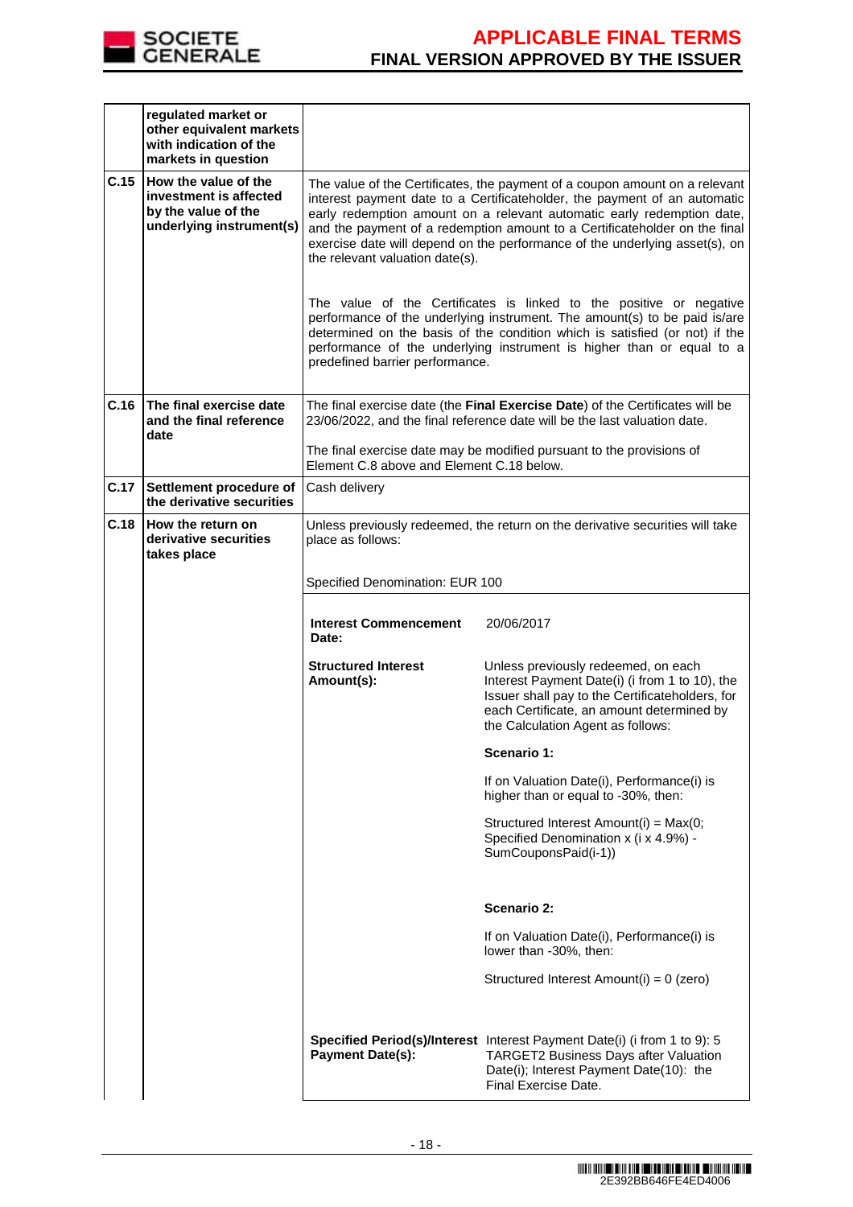| | | |
|---|---|---|
| | regulated market or other equivalent markets with indication of the markets in question | |
| **C.15** | **How the value of the investment is affected by the value of the underlying instrument(s)** | The value of the Certificates, the payment of a coupon amount on a relevant interest payment date to a Certificateholder, the payment of an automatic early redemption amount on a relevant automatic early redemption date, and the payment of a redemption amount to a Certificateholder on the final exercise date will depend on the performance of the underlying asset(s), on the relevant valuation date(s).<br><br>The value of the Certificates is linked to the positive or negative performance of the underlying instrument. The amount(s) to be paid is/are determined on the basis of the condition which is satisfied (or not) if the performance of the underlying instrument is higher than or equal to a predefined barrier performance. |
| **C.16** | **The final exercise date and the final reference date** | The final exercise date (the **Final Exercise Date**) of the Certificates will be 23/06/2022, and the final reference date will be the last valuation date.<br><br>The final exercise date may be modified pursuant to the provisions of Element C.8 above and Element C.18 below. |
| **C.17** | **Settlement procedure of the derivative securities** | Cash delivery |
| **C.18** | **How the return on derivative securities takes place** | Unless previously redeemed, the return on the derivative securities will take place as follows:<br><br>Specified Denomination: EUR 100 |

| | |
|---|---|
| **Interest Commencement Date:** | 20/06/2017 |
| **Structured Interest Amount(s):** | Unless previously redeemed, on each Interest Payment Date(i) (i from 1 to 10), the Issuer shall pay to the Certificateholders, for each Certificate, an amount determined by the Calculation Agent as follows:<br><br>**Scenario 1:**<br><br>If on Valuation Date(i), Performance(i) is higher than or equal to -30%, then:<br><br>Structured Interest Amount(i) = Max(0; Specified Denomination x (i x 4.9%) - SumCouponsPaid(i-1))<br><br>**Scenario 2:**<br><br>If on Valuation Date(i), Performance(i) is lower than -30%, then:<br><br>Structured Interest Amount(i) = 0 (zero) |
| **Specified Period(s)/Interest Payment Date(s):** | Interest Payment Date(i) (i from 1 to 9): 5 TARGET2 Business Days after Valuation Date(i); Interest Payment Date(10): the Final Exercise Date. |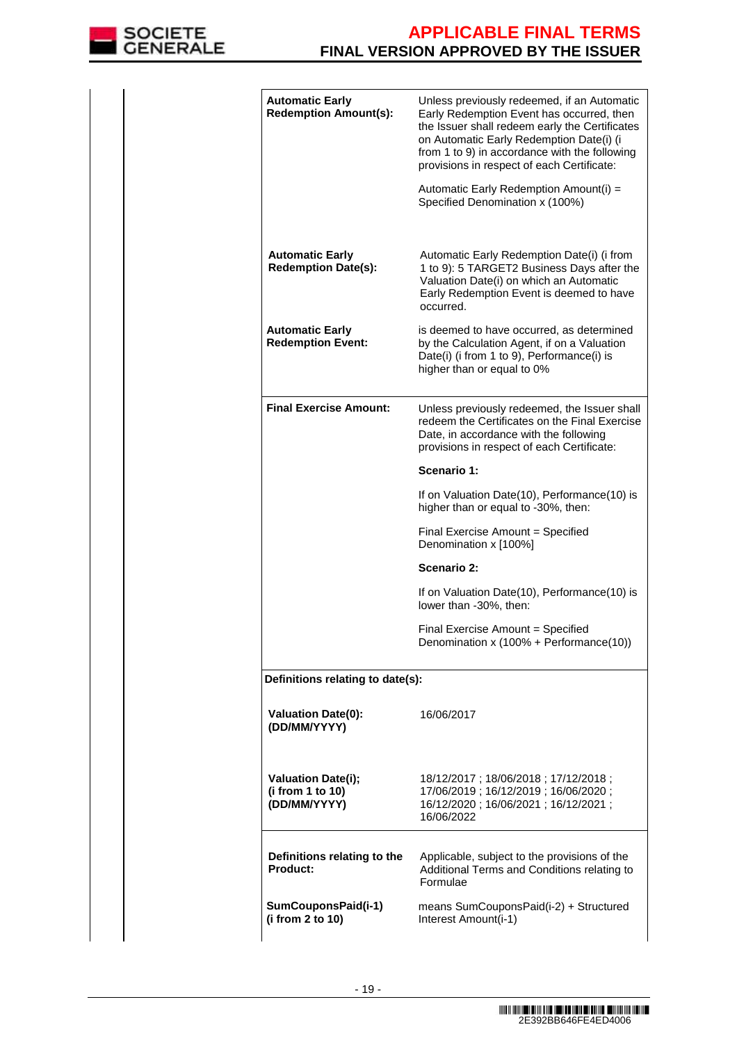| | |
|---|---|
| **Automatic Early Redemption Amount(s):** | Unless previously redeemed, if an Automatic Early Redemption Event has occurred, then the Issuer shall redeem early the Certificates on Automatic Early Redemption Date(i) (i from 1 to 9) in accordance with the following provisions in respect of each Certificate:<br><br>Automatic Early Redemption Amount(i) = Specified Denomination x (100%) |
| **Automatic Early Redemption Date(s):** | Automatic Early Redemption Date(i) (i from 1 to 9): 5 TARGET2 Business Days after the Valuation Date(i) on which an Automatic Early Redemption Event is deemed to have occurred. |
| **Automatic Early Redemption Event:** | is deemed to have occurred, as determined by the Calculation Agent, if on a Valuation Date(i) (i from 1 to 9), Performance(i) is higher than or equal to 0% |
| **Final Exercise Amount:** | Unless previously redeemed, the Issuer shall redeem the Certificates on the Final Exercise Date, in accordance with the following provisions in respect of each Certificate:<br><br>**Scenario 1:**<br><br>If on Valuation Date(10), Performance(10) is higher than or equal to -30%, then:<br><br>Final Exercise Amount = Specified Denomination x [100%]<br><br>**Scenario 2:**<br><br>If on Valuation Date(10), Performance(10) is lower than -30%, then:<br><br>Final Exercise Amount = Specified Denomination x (100% + Performance(10)) |
| **Definitions relating to date(s):** | |
| **Valuation Date(0): (DD/MM/YYYY)** | 16/06/2017 |
| **Valuation Date(i); (i from 1 to 10) (DD/MM/YYYY)** | 18/12/2017 ; 18/06/2018 ; 17/12/2018 ; 17/06/2019 ; 16/12/2019 ; 16/06/2020 ; 16/12/2020 ; 16/06/2021 ; 16/12/2021 ; 16/06/2022 |
| **Definitions relating to the Product:** | Applicable, subject to the provisions of the Additional Terms and Conditions relating to Formulae |
| **SumCouponsPaid(i-1) (i from 2 to 10)** | means SumCouponsPaid(i-2) + Structured Interest Amount(i-1) |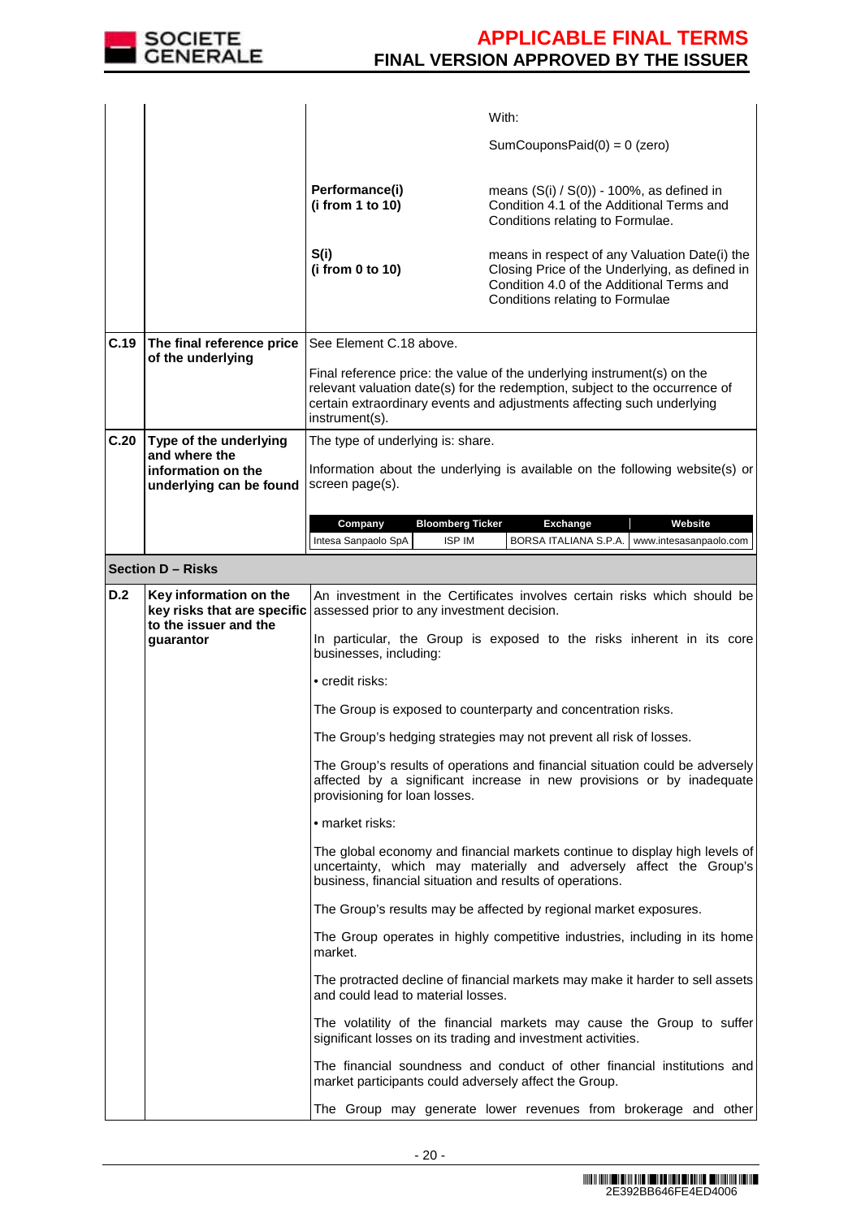| | | | |
|---|---|---|---|
| | | | With:<br><br>SumCouponsPaid(0) = 0 (zero) |
| | | **Performance(i)**<br>**(i from 1 to 10)** | means (S(i) / S(0)) - 100%, as defined in Condition 4.1 of the Additional Terms and Conditions relating to Formulae. |
| | | **S(i)**<br>**(i from 0 to 10)** | means in respect of any Valuation Date(i) the Closing Price of the Underlying, as defined in Condition 4.0 of the Additional Terms and Conditions relating to Formulae |
| **C.19** | **The final reference price of the underlying** | See Element C.18 above.<br><br>Final reference price: the value of the underlying instrument(s) on the relevant valuation date(s) for the redemption, subject to the occurrence of certain extraordinary events and adjustments affecting such underlying instrument(s). | |
| **C.20** | **Type of the underlying and where the information on the underlying can be found** | The type of underlying is: share.<br><br>Information about the underlying is available on the following website(s) or screen page(s). | |

| Company | Bloomberg Ticker | Exchange | Website |
|---|---|---|---|
| Intesa Sanpaolo SpA | ISP IM | BORSA ITALIANA S.P.A. | www.intesasanpaolo.com |

**Section D – Risks**

| | | |
|---|---|---|
| **D.2** | **Key information on the key risks that are specific to the issuer and the guarantor** | An investment in the Certificates involves certain risks which should be assessed prior to any investment decision.<br><br>In particular, the Group is exposed to the risks inherent in its core businesses, including:<br><br>• credit risks:<br><br>The Group is exposed to counterparty and concentration risks.<br><br>The Group's hedging strategies may not prevent all risk of losses.<br><br>The Group's results of operations and financial situation could be adversely affected by a significant increase in new provisions or by inadequate provisioning for loan losses.<br><br>• market risks:<br><br>The global economy and financial markets continue to display high levels of uncertainty, which may materially and adversely affect the Group's business, financial situation and results of operations.<br><br>The Group's results may be affected by regional market exposures.<br><br>The Group operates in highly competitive industries, including in its home market.<br><br>The protracted decline of financial markets may make it harder to sell assets and could lead to material losses.<br><br>The volatility of the financial markets may cause the Group to suffer significant losses on its trading and investment activities.<br><br>The financial soundness and conduct of other financial institutions and market participants could adversely affect the Group.<br><br>The Group may generate lower revenues from brokerage and other |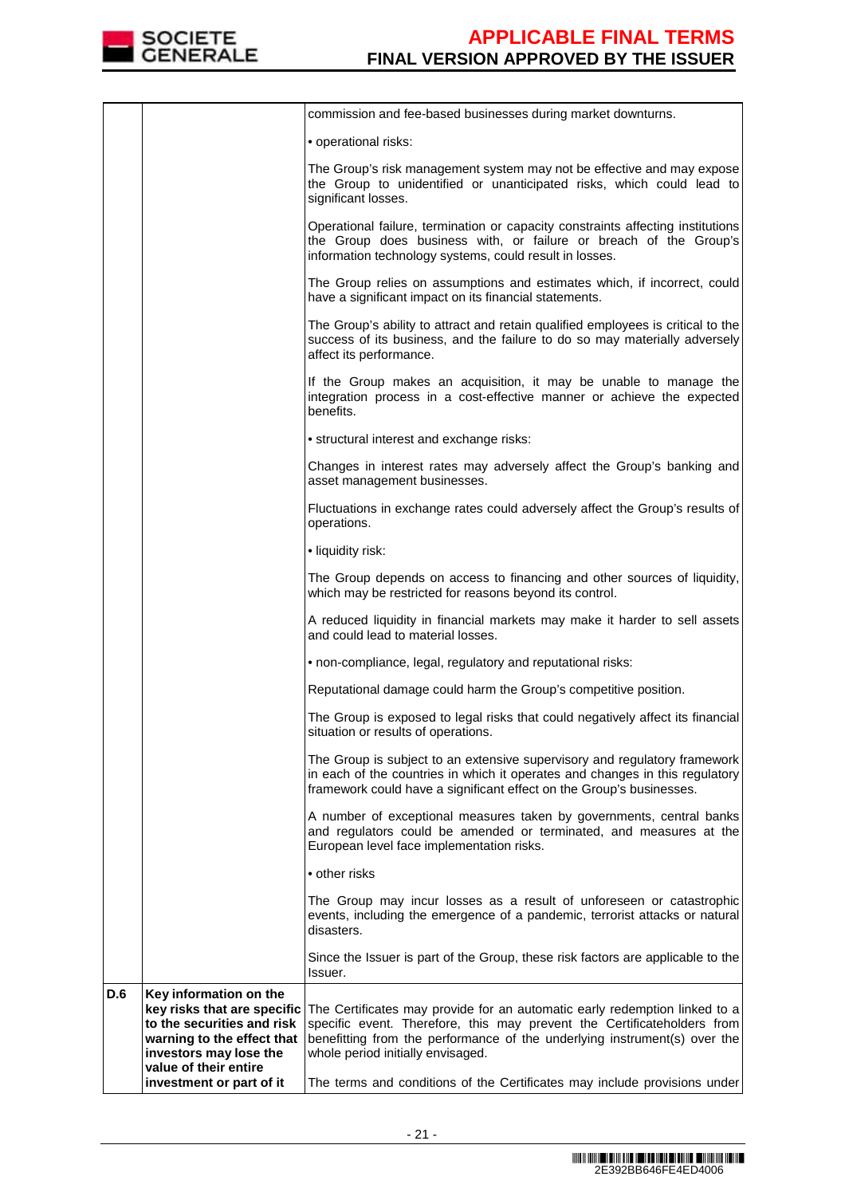| | | |
|---|---|---|
| | | commission and fee-based businesses during market downturns.<br><br>• operational risks:<br><br>The Group's risk management system may not be effective and may expose the Group to unidentified or unanticipated risks, which could lead to significant losses.<br><br>Operational failure, termination or capacity constraints affecting institutions the Group does business with, or failure or breach of the Group's information technology systems, could result in losses.<br><br>The Group relies on assumptions and estimates which, if incorrect, could have a significant impact on its financial statements.<br><br>The Group's ability to attract and retain qualified employees is critical to the success of its business, and the failure to do so may materially adversely affect its performance.<br><br>If the Group makes an acquisition, it may be unable to manage the integration process in a cost-effective manner or achieve the expected benefits.<br><br>• structural interest and exchange risks:<br><br>Changes in interest rates may adversely affect the Group's banking and asset management businesses.<br><br>Fluctuations in exchange rates could adversely affect the Group's results of operations.<br><br>• liquidity risk:<br><br>The Group depends on access to financing and other sources of liquidity, which may be restricted for reasons beyond its control.<br><br>A reduced liquidity in financial markets may make it harder to sell assets and could lead to material losses.<br><br>• non-compliance, legal, regulatory and reputational risks:<br><br>Reputational damage could harm the Group's competitive position.<br><br>The Group is exposed to legal risks that could negatively affect its financial situation or results of operations.<br><br>The Group is subject to an extensive supervisory and regulatory framework in each of the countries in which it operates and changes in this regulatory framework could have a significant effect on the Group's businesses.<br><br>A number of exceptional measures taken by governments, central banks and regulators could be amended or terminated, and measures at the European level face implementation risks.<br><br>• other risks<br><br>The Group may incur losses as a result of unforeseen or catastrophic events, including the emergence of a pandemic, terrorist attacks or natural disasters.<br><br>Since the Issuer is part of the Group, these risk factors are applicable to the Issuer. |
| **D.6** | **Key information on the key risks that are specific to the securities and risk warning to the effect that investors may lose the value of their entire investment or part of it** | The Certificates may provide for an automatic early redemption linked to a specific event. Therefore, this may prevent the Certificateholders from benefitting from the performance of the underlying instrument(s) over the whole period initially envisaged.<br><br>The terms and conditions of the Certificates may include provisions under |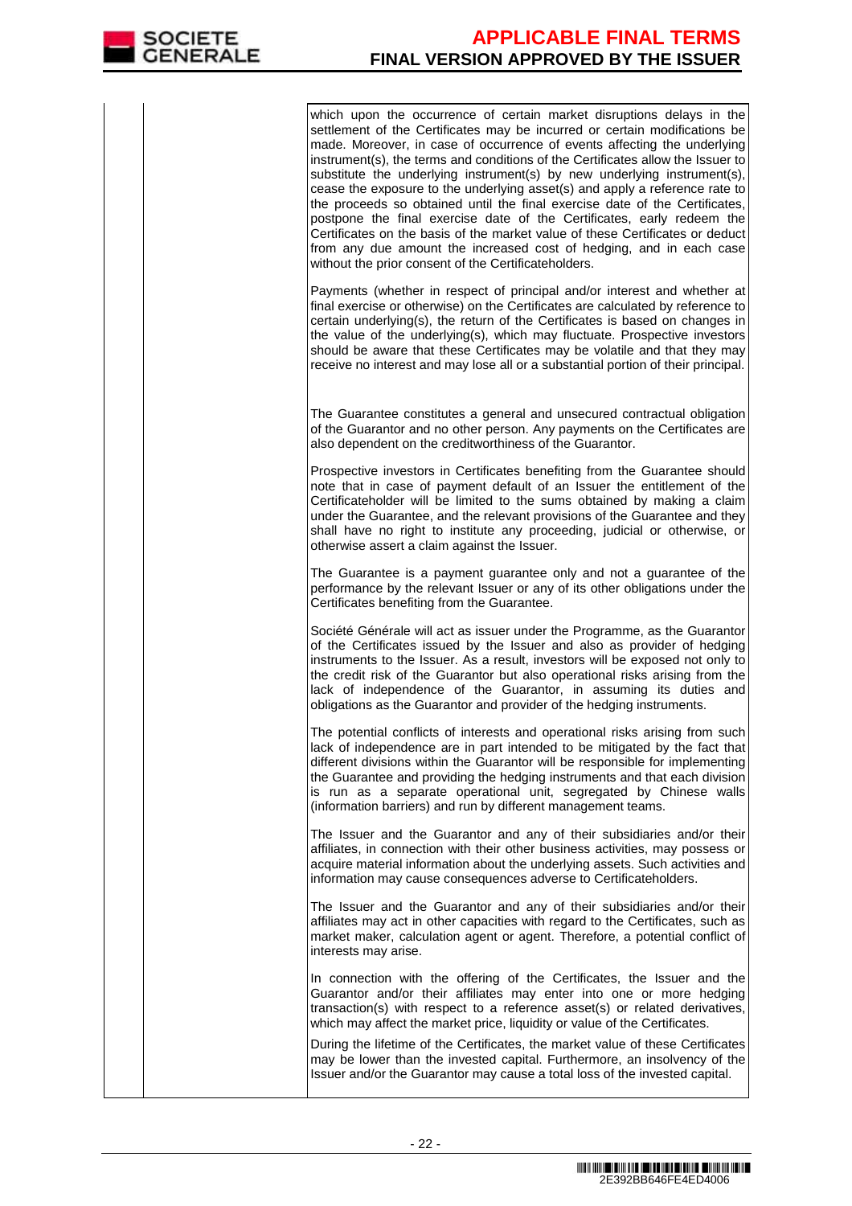| | | |
|---|---|---|
| | | which upon the occurrence of certain market disruptions delays in the settlement of the Certificates may be incurred or certain modifications be made. Moreover, in case of occurrence of events affecting the underlying instrument(s), the terms and conditions of the Certificates allow the Issuer to substitute the underlying instrument(s) by new underlying instrument(s), cease the exposure to the underlying asset(s) and apply a reference rate to the proceeds so obtained until the final exercise date of the Certificates, postpone the final exercise date of the Certificates, early redeem the Certificates on the basis of the market value of these Certificates or deduct from any due amount the increased cost of hedging, and in each case without the prior consent of the Certificateholders.<br><br>Payments (whether in respect of principal and/or interest and whether at final exercise or otherwise) on the Certificates are calculated by reference to certain underlying(s), the return of the Certificates is based on changes in the value of the underlying(s), which may fluctuate. Prospective investors should be aware that these Certificates may be volatile and that they may receive no interest and may lose all or a substantial portion of their principal.<br><br>The Guarantee constitutes a general and unsecured contractual obligation of the Guarantor and no other person. Any payments on the Certificates are also dependent on the creditworthiness of the Guarantor.<br><br>Prospective investors in Certificates benefiting from the Guarantee should note that in case of payment default of an Issuer the entitlement of the Certificateholder will be limited to the sums obtained by making a claim under the Guarantee, and the relevant provisions of the Guarantee and they shall have no right to institute any proceeding, judicial or otherwise, or otherwise assert a claim against the Issuer.<br><br>The Guarantee is a payment guarantee only and not a guarantee of the performance by the relevant Issuer or any of its other obligations under the Certificates benefiting from the Guarantee.<br><br>Société Générale will act as issuer under the Programme, as the Guarantor of the Certificates issued by the Issuer and also as provider of hedging instruments to the Issuer. As a result, investors will be exposed not only to the credit risk of the Guarantor but also operational risks arising from the lack of independence of the Guarantor, in assuming its duties and obligations as the Guarantor and provider of the hedging instruments.<br><br>The potential conflicts of interests and operational risks arising from such lack of independence are in part intended to be mitigated by the fact that different divisions within the Guarantor will be responsible for implementing the Guarantee and providing the hedging instruments and that each division is run as a separate operational unit, segregated by Chinese walls (information barriers) and run by different management teams.<br><br>The Issuer and the Guarantor and any of their subsidiaries and/or their affiliates, in connection with their other business activities, may possess or acquire material information about the underlying assets. Such activities and information may cause consequences adverse to Certificateholders.<br><br>The Issuer and the Guarantor and any of their subsidiaries and/or their affiliates may act in other capacities with regard to the Certificates, such as market maker, calculation agent or agent. Therefore, a potential conflict of interests may arise.<br><br>In connection with the offering of the Certificates, the Issuer and the Guarantor and/or their affiliates may enter into one or more hedging transaction(s) with respect to a reference asset(s) or related derivatives, which may affect the market price, liquidity or value of the Certificates.<br><br>During the lifetime of the Certificates, the market value of these Certificates may be lower than the invested capital. Furthermore, an insolvency of the Issuer and/or the Guarantor may cause a total loss of the invested capital. |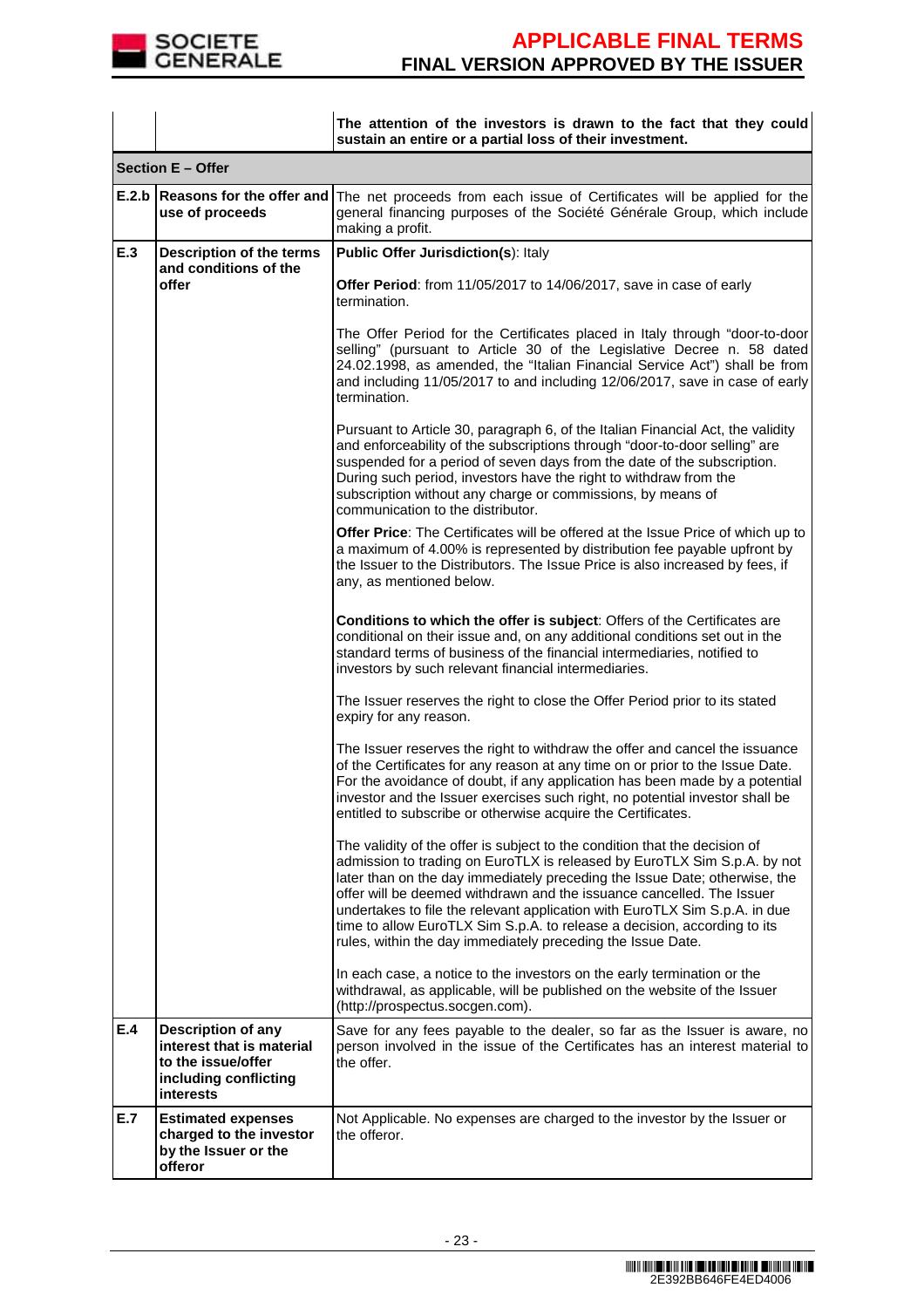| | | |
|---|---|---|
| | | **The attention of the investors is drawn to the fact that they could sustain an entire or a partial loss of their investment.** |
| **Section E – Offer** | | |
| **E.2.b** | **Reasons for the offer and use of proceeds** | The net proceeds from each issue of Certificates will be applied for the general financing purposes of the Société Générale Group, which include making a profit. |
| **E.3** | **Description of the terms and conditions of the offer** | **Public Offer Jurisdiction(s)**: Italy<br><br>**Offer Period**: from 11/05/2017 to 14/06/2017, save in case of early termination.<br><br>The Offer Period for the Certificates placed in Italy through "door-to-door selling" (pursuant to Article 30 of the Legislative Decree n. 58 dated 24.02.1998, as amended, the "Italian Financial Service Act") shall be from and including 11/05/2017 to and including 12/06/2017, save in case of early termination.<br><br>Pursuant to Article 30, paragraph 6, of the Italian Financial Act, the validity and enforceability of the subscriptions through "door-to-door selling" are suspended for a period of seven days from the date of the subscription. During such period, investors have the right to withdraw from the subscription without any charge or commissions, by means of communication to the distributor.<br><br>**Offer Price**: The Certificates will be offered at the Issue Price of which up to a maximum of 4.00% is represented by distribution fee payable upfront by the Issuer to the Distributors. The Issue Price is also increased by fees, if any, as mentioned below.<br><br>**Conditions to which the offer is subject**: Offers of the Certificates are conditional on their issue and, on any additional conditions set out in the standard terms of business of the financial intermediaries, notified to investors by such relevant financial intermediaries.<br><br>The Issuer reserves the right to close the Offer Period prior to its stated expiry for any reason.<br><br>The Issuer reserves the right to withdraw the offer and cancel the issuance of the Certificates for any reason at any time on or prior to the Issue Date. For the avoidance of doubt, if any application has been made by a potential investor and the Issuer exercises such right, no potential investor shall be entitled to subscribe or otherwise acquire the Certificates.<br><br>The validity of the offer is subject to the condition that the decision of admission to trading on EuroTLX is released by EuroTLX Sim S.p.A. by not later than on the day immediately preceding the Issue Date; otherwise, the offer will be deemed withdrawn and the issuance cancelled. The Issuer undertakes to file the relevant application with EuroTLX Sim S.p.A. in due time to allow EuroTLX Sim S.p.A. to release a decision, according to its rules, within the day immediately preceding the Issue Date.<br><br>In each case, a notice to the investors on the early termination or the withdrawal, as applicable, will be published on the website of the Issuer (http://prospectus.socgen.com). |
| **E.4** | **Description of any interest that is material to the issue/offer including conflicting interests** | Save for any fees payable to the dealer, so far as the Issuer is aware, no person involved in the issue of the Certificates has an interest material to the offer. |
| **E.7** | **Estimated expenses charged to the investor by the Issuer or the offeror** | Not Applicable. No expenses are charged to the investor by the Issuer or the offeror. |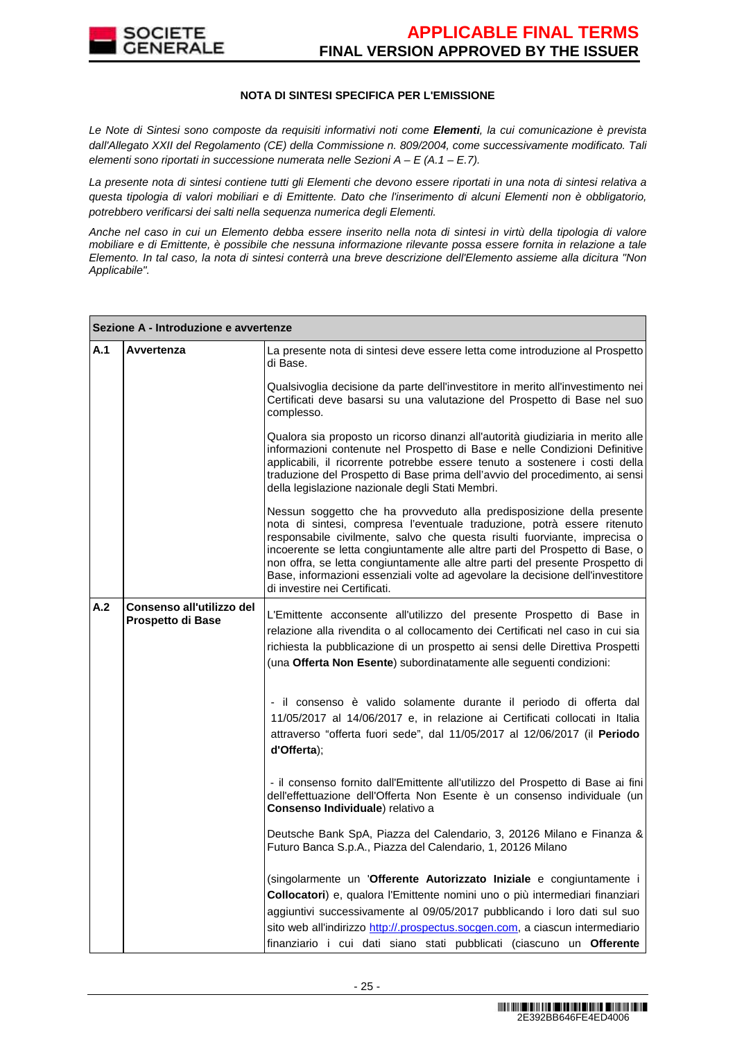### NOTA DI SINTESI SPECIFICA PER L'EMISSIONE

*Le Note di Sintesi sono composte da requisiti informativi noti come **Elementi**, la cui comunicazione è prevista dall'Allegato XXII del Regolamento (CE) della Commissione n. 809/2004, come successivamente modificato. Tali elementi sono riportati in successione numerata nelle Sezioni A – E (A.1 – E.7).*

*La presente nota di sintesi contiene tutti gli Elementi che devono essere riportati in una nota di sintesi relativa a questa tipologia di valori mobiliari e di Emittente. Dato che l'inserimento di alcuni Elementi non è obbligatorio, potrebbero verificarsi dei salti nella sequenza numerica degli Elementi.*

*Anche nel caso in cui un Elemento debba essere inserito nella nota di sintesi in virtù della tipologia di valore mobiliare e di Emittente, è possibile che nessuna informazione rilevante possa essere fornita in relazione a tale Elemento. In tal caso, la nota di sintesi conterrà una breve descrizione dell'Elemento assieme alla dicitura "Non Applicabile".*

| **Sezione A - Introduzione e avvertenze** | | |
|---|---|---|
| **A.1** | **Avvertenza** | La presente nota di sintesi deve essere letta come introduzione al Prospetto di Base.<br><br>Qualsivoglia decisione da parte dell'investitore in merito all'investimento nei Certificati deve basarsi su una valutazione del Prospetto di Base nel suo complesso.<br><br>Qualora sia proposto un ricorso dinanzi all'autorità giudiziaria in merito alle informazioni contenute nel Prospetto di Base e nelle Condizioni Definitive applicabili, il ricorrente potrebbe essere tenuto a sostenere i costi della traduzione del Prospetto di Base prima dell'avvio del procedimento, ai sensi della legislazione nazionale degli Stati Membri.<br><br>Nessun soggetto che ha provveduto alla predisposizione della presente nota di sintesi, compresa l'eventuale traduzione, potrà essere ritenuto responsabile civilmente, salvo che questa risulti fuorviante, imprecisa o incoerente se letta congiuntamente alle altre parti del Prospetto di Base, o non offra, se letta congiuntamente alle altre parti del presente Prospetto di Base, informazioni essenziali volte ad agevolare la decisione dell'investitore di investire nei Certificati. |
| **A.2** | **Consenso all'utilizzo del Prospetto di Base** | L'Emittente acconsente all'utilizzo del presente Prospetto di Base in relazione alla rivendita o al collocamento dei Certificati nel caso in cui sia richiesta la pubblicazione di un prospetto ai sensi delle Direttiva Prospetti (una **Offerta Non Esente**) subordinatamente alle seguenti condizioni:<br><br>- il consenso è valido solamente durante il periodo di offerta dal 11/05/2017 al 14/06/2017 e, in relazione ai Certificati collocati in Italia attraverso "offerta fuori sede", dal 11/05/2017 al 12/06/2017 (il **Periodo d'Offerta**);<br><br>- il consenso fornito dall'Emittente all'utilizzo del Prospetto di Base ai fini dell'effettuazione dell'Offerta Non Esente è un consenso individuale (un **Consenso Individuale**) relativo a<br><br>Deutsche Bank SpA, Piazza del Calendario, 3, 20126 Milano e Finanza & Futuro Banca S.p.A., Piazza del Calendario, 1, 20126 Milano<br><br>(singolarmente un '**Offerente Autorizzato Iniziale** e congiuntamente i **Collocatori**) e, qualora l'Emittente nomini uno o più intermediari finanziari aggiuntivi successivamente al 09/05/2017 pubblicando i loro dati sul suo sito web all'indirizzo http://.prospectus.socgen.com, a ciascun intermediario finanziario i cui dati siano stati pubblicati (ciascuno un **Offerente** |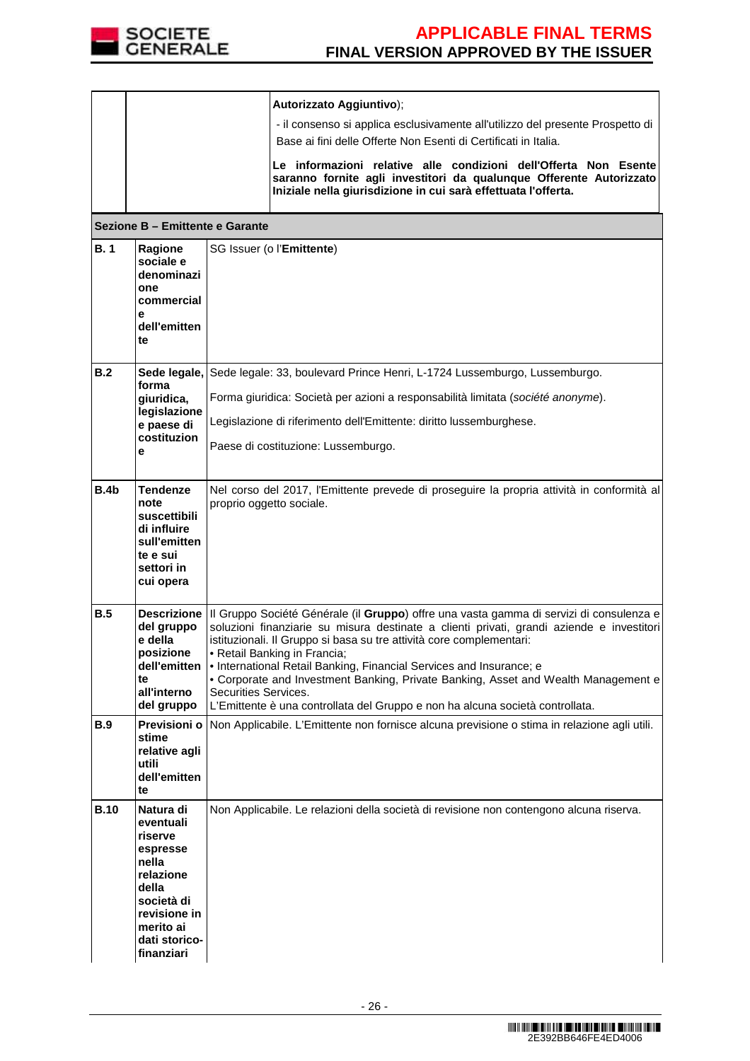| | | |
|---|---|---|
| | | **Autorizzato Aggiuntivo**);<br>- il consenso si applica esclusivamente all'utilizzo del presente Prospetto di Base ai fini delle Offerte Non Esenti di Certificati in Italia.<br>**Le informazioni relative alle condizioni dell'Offerta Non Esente saranno fornite agli investitori da qualunque Offerente Autorizzato Iniziale nella giurisdizione in cui sarà effettuata l'offerta.** |

| **Sezione B – Emittente e Garante** | | |
|---|---|---|
| **B. 1** | **Ragione sociale e denominazione commerciale dell'emittente** | SG Issuer (o l'**Emittente**) |
| **B.2** | **Sede legale, forma giuridica, legislazione e paese di costituzione** | Sede legale: 33, boulevard Prince Henri, L-1724 Lussemburgo, Lussemburgo.<br>Forma giuridica: Società per azioni a responsabilità limitata (*société anonyme*).<br>Legislazione di riferimento dell'Emittente: diritto lussemburghese.<br>Paese di costituzione: Lussemburgo. |
| **B.4b** | **Tendenze note suscettibili di influire sull'emittente e sui settori in cui opera** | Nel corso del 2017, l'Emittente prevede di proseguire la propria attività in conformità al proprio oggetto sociale. |
| **B.5** | **Descrizione del gruppo e della posizione dell'emittente all'interno del gruppo** | Il Gruppo Société Générale (il **Gruppo**) offre una vasta gamma di servizi di consulenza e soluzioni finanziarie su misura destinate a clienti privati, grandi aziende e investitori istituzionali. Il Gruppo si basa su tre attività core complementari:<br>• Retail Banking in Francia;<br>• International Retail Banking, Financial Services and Insurance; e<br>• Corporate and Investment Banking, Private Banking, Asset and Wealth Management e Securities Services.<br>L'Emittente è una controllata del Gruppo e non ha alcuna società controllata. |
| **B.9** | **Previsioni o stime relative agli utili dell'emittente** | Non Applicabile. L'Emittente non fornisce alcuna previsione o stima in relazione agli utili. |
| **B.10** | **Natura di eventuali riserve espresse nella relazione della società di revisione in merito ai dati storico-finanziari** | Non Applicabile. Le relazioni della società di revisione non contengono alcuna riserva. |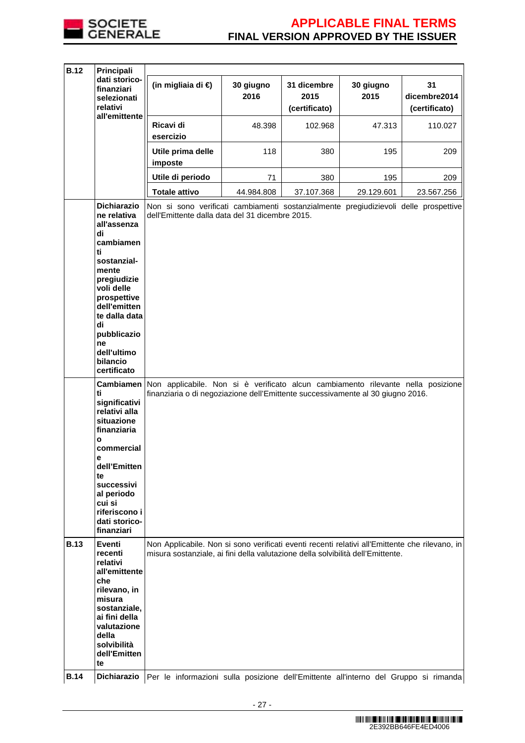| | | |
|---|---|---|
| **B.12** | **Principali dati storico-finanziari selezionati relativi all'emittente** | (see table below) |
| | **Dichiarazione relativa all'assenza di cambiamenti sostanzial-mente pregiudizievoli delle prospettive dell'emittente dalla data di pubblicazione dell'ultimo bilancio certificato** | Non si sono verificati cambiamenti sostanzialmente pregiudizievoli delle prospettive dell'Emittente dalla data del 31 dicembre 2015. |
| | **Cambiamenti significativi relativi alla situazione finanziaria o commerciale dell'Emittente successivi al periodo cui si riferiscono i dati storico-finanziari** | Non applicabile. Non si è verificato alcun cambiamento rilevante nella posizione finanziaria o di negoziazione dell'Emittente successivamente al 30 giugno 2016. |
| **B.13** | **Eventi recenti relativi all'emittente che rilevano, in misura sostanziale, ai fini della valutazione della solvibilità dell'Emittente** | Non Applicabile. Non si sono verificati eventi recenti relativi all'Emittente che rilevano, in misura sostanziale, ai fini della valutazione della solvibilità dell'Emittente. |
| **B.14** | **Dichiarazio** | Per le informazioni sulla posizione dell'Emittente all'interno del Gruppo si rimanda |

| (in migliaia di €) | 30 giugno 2016 | 31 dicembre 2015 (certificato) | 30 giugno 2015 | 31 dicembre2014 (certificato) |
|---|---|---|---|---|
| **Ricavi di esercizio** | 48.398 | 102.968 | 47.313 | 110.027 |
| **Utile prima delle imposte** | 118 | 380 | 195 | 209 |
| **Utile di periodo** | 71 | 380 | 195 | 209 |
| **Totale attivo** | 44.984.808 | 37.107.368 | 29.129.601 | 23.567.256 |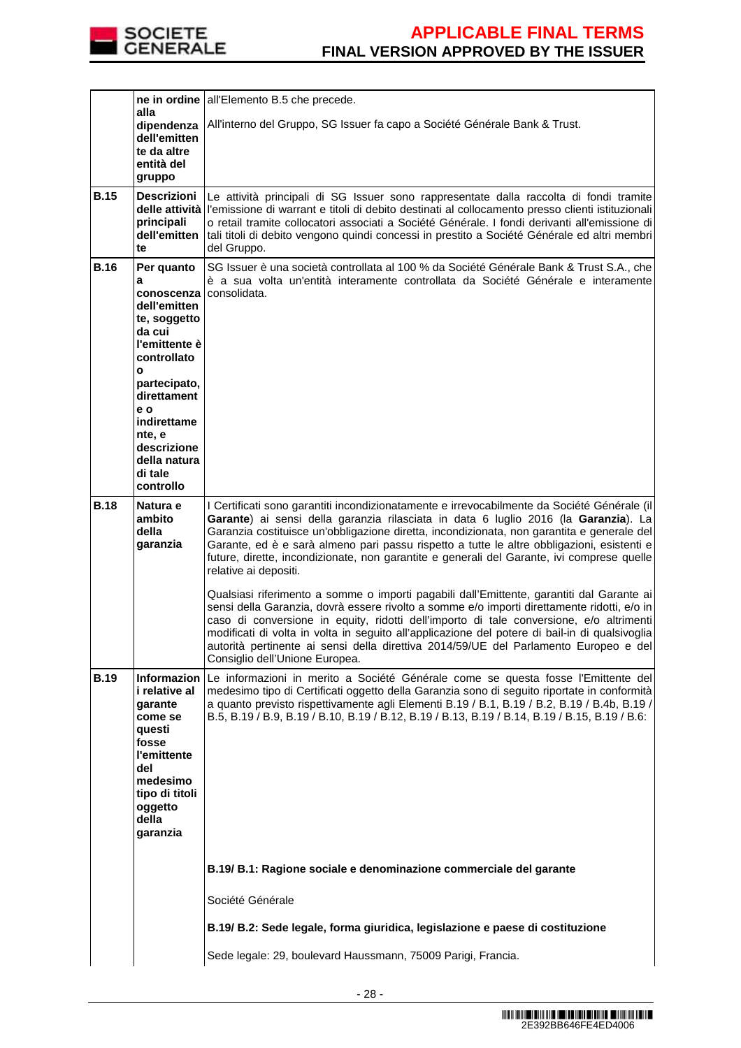| | | |
|---|---|---|
| | **ne in ordine alla dipendenza dell'emittente da altre entità del gruppo** | all'Elemento B.5 che precede.<br><br>All'interno del Gruppo, SG Issuer fa capo a Société Générale Bank & Trust. |
| **B.15** | **Descrizioni delle attività principali dell'emittente** | Le attività principali di SG Issuer sono rappresentate dalla raccolta di fondi tramite l'emissione di warrant e titoli di debito destinati al collocamento presso clienti istituzionali o retail tramite collocatori associati a Société Générale. I fondi derivanti all'emissione di tali titoli di debito vengono quindi concessi in prestito a Société Générale ed altri membri del Gruppo. |
| **B.16** | **Per quanto a conoscenza dell'emittente, soggetto da cui l'emittente è controllato o partecipato, direttamente e o indirettamente, e descrizione della natura di tale controllo** | SG Issuer è una società controllata al 100 % da Société Générale Bank & Trust S.A., che è a sua volta un'entità interamente controllata da Société Générale e interamente consolidata. |
| **B.18** | **Natura e ambito della garanzia** | I Certificati sono garantiti incondizionatamente e irrevocabilmente da Société Générale (il **Garante**) ai sensi della garanzia rilasciata in data 6 luglio 2016 (la **Garanzia**). La Garanzia costituisce un'obbligazione diretta, incondizionata, non garantita e generale del Garante, ed è e sarà almeno pari passu rispetto a tutte le altre obbligazioni, esistenti e future, dirette, incondizionate, non garantite e generali del Garante, ivi comprese quelle relative ai depositi.<br><br>Qualsiasi riferimento a somme o importi pagabili dall'Emittente, garantiti dal Garante ai sensi della Garanzia, dovrà essere rivolto a somme e/o importi direttamente ridotti, e/o in caso di conversione in equity, ridotti dell'importo di tale conversione, e/o altrimenti modificati di volta in volta in seguito all'applicazione del potere di bail-in di qualsivoglia autorità pertinente ai sensi della direttiva 2014/59/UE del Parlamento Europeo e del Consiglio dell'Unione Europea. |
| **B.19** | **Informazioni relative al garante come se questi fosse l'emittente del medesimo tipo di titoli oggetto della garanzia** | Le informazioni in merito a Société Générale come se questa fosse l'Emittente del medesimo tipo di Certificati oggetto della Garanzia sono di seguito riportate in conformità a quanto previsto rispettivamente agli Elementi B.19 / B.1, B.19 / B.2, B.19 / B.4b, B.19 / B.5, B.19 / B.9, B.19 / B.10, B.19 / B.12, B.19 / B.13, B.19 / B.14, B.19 / B.15, B.19 / B.6:<br><br>**B.19/ B.1: Ragione sociale e denominazione commerciale del garante**<br><br>Société Générale<br><br>**B.19/ B.2: Sede legale, forma giuridica, legislazione e paese di costituzione**<br><br>Sede legale: 29, boulevard Haussmann, 75009 Parigi, Francia. |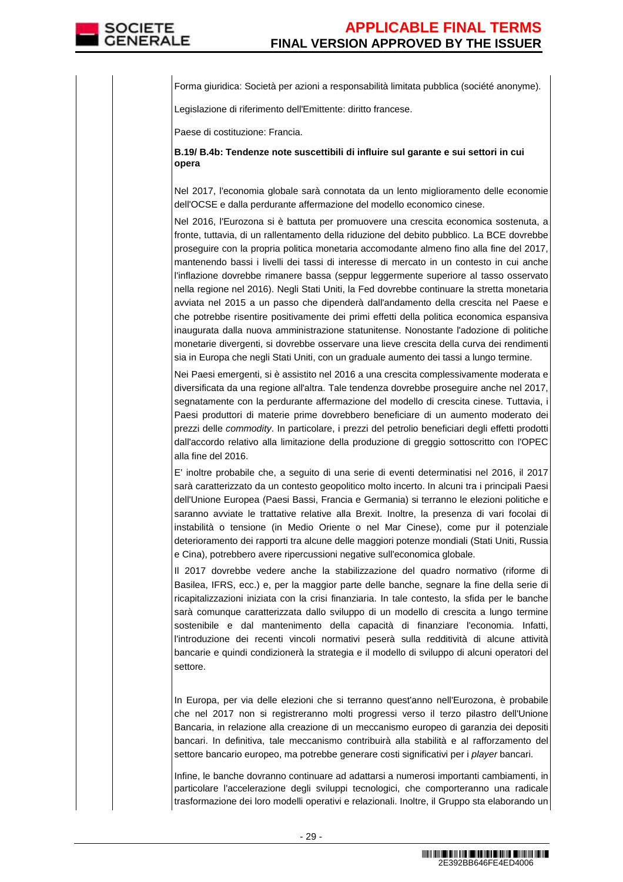Forma giuridica: Società per azioni a responsabilità limitata pubblica (société anonyme).

Legislazione di riferimento dell'Emittente: diritto francese.

Paese di costituzione: Francia.

**B.19/ B.4b: Tendenze note suscettibili di influire sul garante e sui settori in cui opera**

Nel 2017, l'economia globale sarà connotata da un lento miglioramento delle economie dell'OCSE e dalla perdurante affermazione del modello economico cinese.

Nel 2016, l'Eurozona si è battuta per promuovere una crescita economica sostenuta, a fronte, tuttavia, di un rallentamento della riduzione del debito pubblico. La BCE dovrebbe proseguire con la propria politica monetaria accomodante almeno fino alla fine del 2017, mantenendo bassi i livelli dei tassi di interesse di mercato in un contesto in cui anche l'inflazione dovrebbe rimanere bassa (seppur leggermente superiore al tasso osservato nella regione nel 2016). Negli Stati Uniti, la Fed dovrebbe continuare la stretta monetaria avviata nel 2015 a un passo che dipenderà dall'andamento della crescita nel Paese e che potrebbe risentire positivamente dei primi effetti della politica economica espansiva inaugurata dalla nuova amministrazione statunitense. Nonostante l'adozione di politiche monetarie divergenti, si dovrebbe osservare una lieve crescita della curva dei rendimenti sia in Europa che negli Stati Uniti, con un graduale aumento dei tassi a lungo termine.

Nei Paesi emergenti, si è assistito nel 2016 a una crescita complessivamente moderata e diversificata da una regione all'altra. Tale tendenza dovrebbe proseguire anche nel 2017, segnatamente con la perdurante affermazione del modello di crescita cinese. Tuttavia, i Paesi produttori di materie prime dovrebbero beneficiare di un aumento moderato dei prezzi delle *commodity*. In particolare, i prezzi del petrolio beneficiari degli effetti prodotti dall'accordo relativo alla limitazione della produzione di greggio sottoscritto con l'OPEC alla fine del 2016.

E' inoltre probabile che, a seguito di una serie di eventi determinatisi nel 2016, il 2017 sarà caratterizzato da un contesto geopolitico molto incerto. In alcuni tra i principali Paesi dell'Unione Europea (Paesi Bassi, Francia e Germania) si terranno le elezioni politiche e saranno avviate le trattative relative alla Brexit. Inoltre, la presenza di vari focolai di instabilità o tensione (in Medio Oriente o nel Mar Cinese), come pur il potenziale deterioramento dei rapporti tra alcune delle maggiori potenze mondiali (Stati Uniti, Russia e Cina), potrebbero avere ripercussioni negative sull'economica globale.

Il 2017 dovrebbe vedere anche la stabilizzazione del quadro normativo (riforme di Basilea, IFRS, ecc.) e, per la maggior parte delle banche, segnare la fine della serie di ricapitalizzazioni iniziata con la crisi finanziaria. In tale contesto, la sfida per le banche sarà comunque caratterizzata dallo sviluppo di un modello di crescita a lungo termine sostenibile e dal mantenimento della capacità di finanziare l'economia. Infatti, l'introduzione dei recenti vincoli normativi peserà sulla redditività di alcune attività bancarie e quindi condizionerà la strategia e il modello di sviluppo di alcuni operatori del settore.

In Europa, per via delle elezioni che si terranno quest'anno nell'Eurozona, è probabile che nel 2017 non si registreranno molti progressi verso il terzo pilastro dell'Unione Bancaria, in relazione alla creazione di un meccanismo europeo di garanzia dei depositi bancari. In definitiva, tale meccanismo contribuirà alla stabilità e al rafforzamento del settore bancario europeo, ma potrebbe generare costi significativi per i *player* bancari.

Infine, le banche dovranno continuare ad adattarsi a numerosi importanti cambiamenti, in particolare l'accelerazione degli sviluppi tecnologici, che comporteranno una radicale trasformazione dei loro modelli operativi e relazionali. Inoltre, il Gruppo sta elaborando un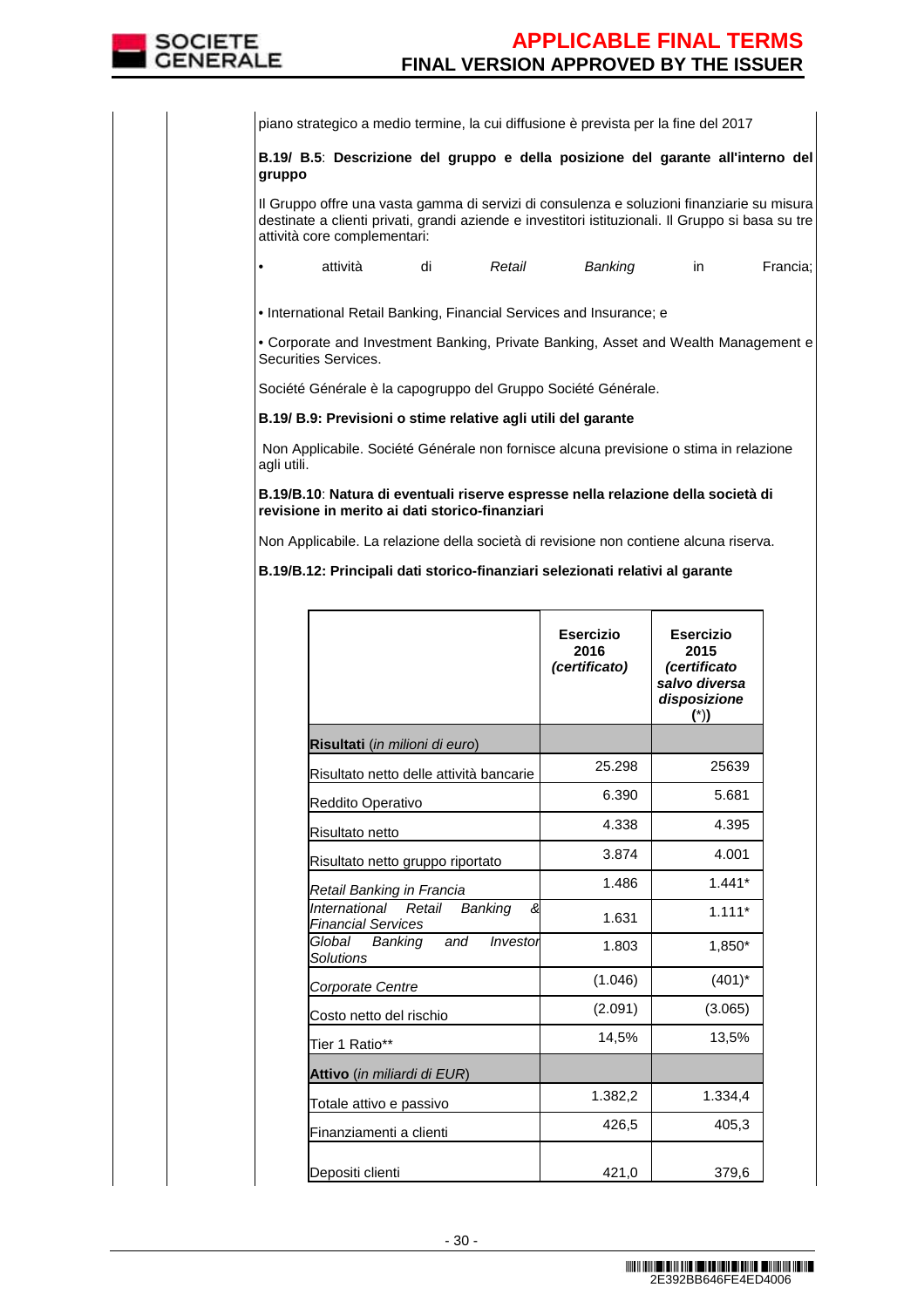piano strategico a medio termine, la cui diffusione è prevista per la fine del 2017

**B.19/ B.5**: **Descrizione del gruppo e della posizione del garante all'interno del gruppo**

Il Gruppo offre una vasta gamma di servizi di consulenza e soluzioni finanziarie su misura destinate a clienti privati, grandi aziende e investitori istituzionali. Il Gruppo si basa su tre attività core complementari:

• attività di *Retail Banking* in Francia;

• International Retail Banking, Financial Services and Insurance; e

• Corporate and Investment Banking, Private Banking, Asset and Wealth Management e Securities Services.

Société Générale è la capogruppo del Gruppo Société Générale.

**B.19/ B.9: Previsioni o stime relative agli utili del garante**

Non Applicabile. Société Générale non fornisce alcuna previsione o stima in relazione agli utili.

**B.19/B.10**: **Natura di eventuali riserve espresse nella relazione della società di revisione in merito ai dati storico-finanziari**

Non Applicabile. La relazione della società di revisione non contiene alcuna riserva.

**B.19/B.12: Principali dati storico-finanziari selezionati relativi al garante**

| | **Esercizio 2016** ***(certificato)*** | **Esercizio 2015** ***(certificato salvo diversa disposizione*** **(\*))** |
|---|---|---|
| **Risultati** (*in milioni di euro*) | | |
| Risultato netto delle attività bancarie | 25.298 | 25639 |
| Reddito Operativo | 6.390 | 5.681 |
| Risultato netto | 4.338 | 4.395 |
| Risultato netto gruppo riportato | 3.874 | 4.001 |
| *Retail Banking in Francia* | 1.486 | 1.441* |
| *International Retail Banking & Financial Services* | 1.631 | 1.111* |
| *Global Banking and Investor Solutions* | 1.803 | 1,850* |
| *Corporate Centre* | (1.046) | (401)* |
| Costo netto del rischio | (2.091) | (3.065) |
| Tier 1 Ratio** | 14,5% | 13,5% |
| **Attivo** (*in miliardi di EUR*) | | |
| Totale attivo e passivo | 1.382,2 | 1.334,4 |
| Finanziamenti a clienti | 426,5 | 405,3 |
| Depositi clienti | 421,0 | 379,6 |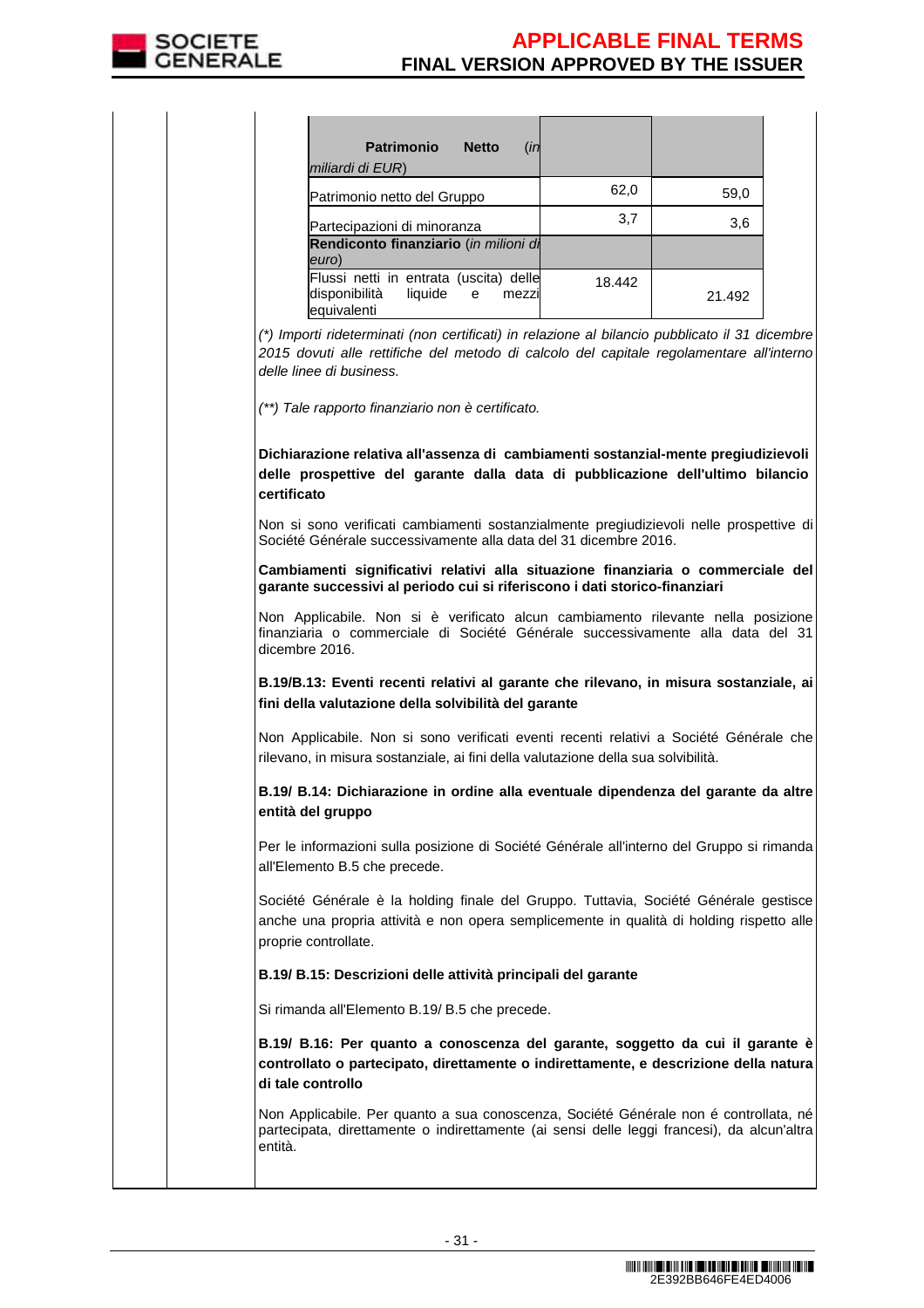| **Patrimonio Netto** *(in miliardi di EUR)* | | |
|---|---|---|
| Patrimonio netto del Gruppo | 62,0 | 59,0 |
| Partecipazioni di minoranza | 3,7 | 3,6 |
| **Rendiconto finanziario** *(in milioni di euro)* | | |
| Flussi netti in entrata (uscita) delle disponibilità liquide e mezzi equivalenti | 18.442 | 21.492 |

*(\*) Importi rideterminati (non certificati) in relazione al bilancio pubblicato il 31 dicembre 2015 dovuti alle rettifiche del metodo di calcolo del capitale regolamentare all'interno delle linee di business.*

*(\*\*) Tale rapporto finanziario non è certificato.*

**Dichiarazione relativa all'assenza di cambiamenti sostanzial-mente pregiudizievoli delle prospettive del garante dalla data di pubblicazione dell'ultimo bilancio certificato**

Non si sono verificati cambiamenti sostanzialmente pregiudizievoli nelle prospettive di Société Générale successivamente alla data del 31 dicembre 2016.

**Cambiamenti significativi relativi alla situazione finanziaria o commerciale del garante successivi al periodo cui si riferiscono i dati storico-finanziari**

Non Applicabile. Non si è verificato alcun cambiamento rilevante nella posizione finanziaria o commerciale di Société Générale successivamente alla data del 31 dicembre 2016.

**B.19/B.13: Eventi recenti relativi al garante che rilevano, in misura sostanziale, ai fini della valutazione della solvibilità del garante**

Non Applicabile. Non si sono verificati eventi recenti relativi a Société Générale che rilevano, in misura sostanziale, ai fini della valutazione della sua solvibilità.

**B.19/ B.14: Dichiarazione in ordine alla eventuale dipendenza del garante da altre entità del gruppo**

Per le informazioni sulla posizione di Société Générale all'interno del Gruppo si rimanda all'Elemento B.5 che precede.

Société Générale è la holding finale del Gruppo. Tuttavia, Société Générale gestisce anche una propria attività e non opera semplicemente in qualità di holding rispetto alle proprie controllate.

**B.19/ B.15: Descrizioni delle attività principali del garante**

Si rimanda all'Elemento B.19/ B.5 che precede.

**B.19/ B.16: Per quanto a conoscenza del garante, soggetto da cui il garante è controllato o partecipato, direttamente o indirettamente, e descrizione della natura di tale controllo**

Non Applicabile. Per quanto a sua conoscenza, Société Générale non é controllata, né partecipata, direttamente o indirettamente (ai sensi delle leggi francesi), da alcun'altra entità.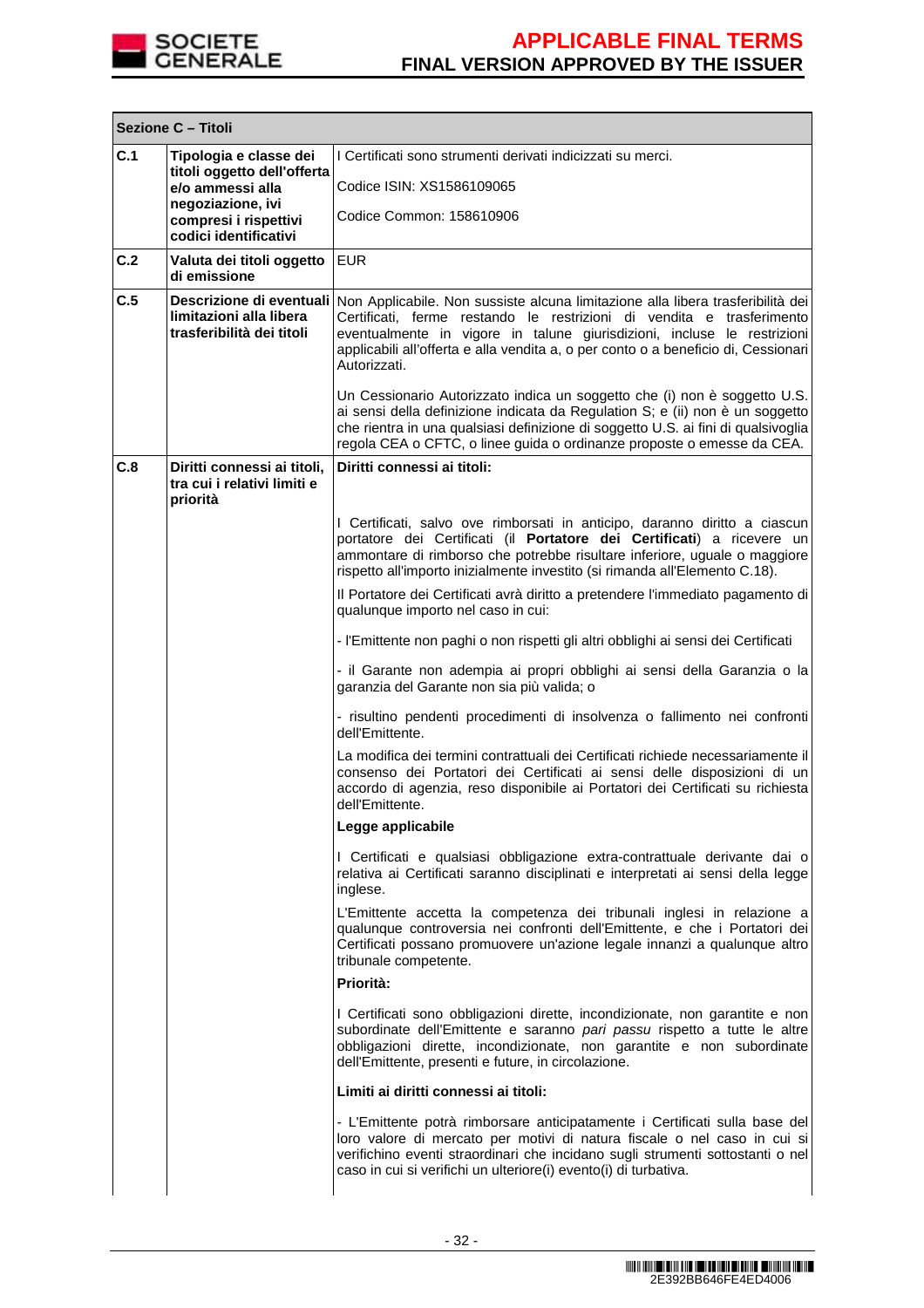| Sezione C – Titoli | | |
|---|---|---|
| C.1 | **Tipologia e classe dei titoli oggetto dell'offerta e/o ammessi alla negoziazione, ivi compresi i rispettivi codici identificativi** | I Certificati sono strumenti derivati indicizzati su merci.<br><br>Codice ISIN: XS1586109065<br><br>Codice Common: 158610906 |
| C.2 | **Valuta dei titoli oggetto di emissione** | EUR |
| C.5 | **Descrizione di eventuali limitazioni alla libera trasferibilità dei titoli** | Non Applicabile. Non sussiste alcuna limitazione alla libera trasferibilità dei Certificati, ferme restando le restrizioni di vendita e trasferimento eventualmente in vigore in talune giurisdizioni, incluse le restrizioni applicabili all'offerta e alla vendita a, o per conto o a beneficio di, Cessionari Autorizzati.<br><br>Un Cessionario Autorizzato indica un soggetto che (i) non è soggetto U.S. ai sensi della definizione indicata da Regulation S; e (ii) non è un soggetto che rientra in una qualsiasi definizione di soggetto U.S. ai fini di qualsivoglia regola CEA o CFTC, o linee guida o ordinanze proposte o emesse da CEA. |
| C.8 | **Diritti connessi ai titoli, tra cui i relativi limiti e priorità** | **Diritti connessi ai titoli:**<br><br>I Certificati, salvo ove rimborsati in anticipo, daranno diritto a ciascun portatore dei Certificati (il **Portatore dei Certificati**) a ricevere un ammontare di rimborso che potrebbe risultare inferiore, uguale o maggiore rispetto all'importo inizialmente investito (si rimanda all'Elemento C.18).<br><br>Il Portatore dei Certificati avrà diritto a pretendere l'immediato pagamento di qualunque importo nel caso in cui:<br><br>- l'Emittente non paghi o non rispetti gli altri obblighi ai sensi dei Certificati<br><br>- il Garante non adempia ai propri obblighi ai sensi della Garanzia o la garanzia del Garante non sia più valida; o<br><br>- risultino pendenti procedimenti di insolvenza o fallimento nei confronti dell'Emittente.<br><br>La modifica dei termini contrattuali dei Certificati richiede necessariamente il consenso dei Portatori dei Certificati ai sensi delle disposizioni di un accordo di agenzia, reso disponibile ai Portatori dei Certificati su richiesta dell'Emittente.<br><br>**Legge applicabile**<br><br>I Certificati e qualsiasi obbligazione extra-contrattuale derivante dai o relativa ai Certificati saranno disciplinati e interpretati ai sensi della legge inglese.<br><br>L'Emittente accetta la competenza dei tribunali inglesi in relazione a qualunque controversia nei confronti dell'Emittente, e che i Portatori dei Certificati possano promuovere un'azione legale innanzi a qualunque altro tribunale competente.<br><br>**Priorità:**<br><br>I Certificati sono obbligazioni dirette, incondizionate, non garantite e non subordinate dell'Emittente e saranno *pari passu* rispetto a tutte le altre obbligazioni dirette, incondizionate, non garantite e non subordinate dell'Emittente, presenti e future, in circolazione.<br><br>**Limiti ai diritti connessi ai titoli:**<br><br>- L'Emittente potrà rimborsare anticipatamente i Certificati sulla base del loro valore di mercato per motivi di natura fiscale o nel caso in cui si verifichino eventi straordinari che incidano sugli strumenti sottostanti o nel caso in cui si verifichi un ulteriore(i) evento(i) di turbativa. |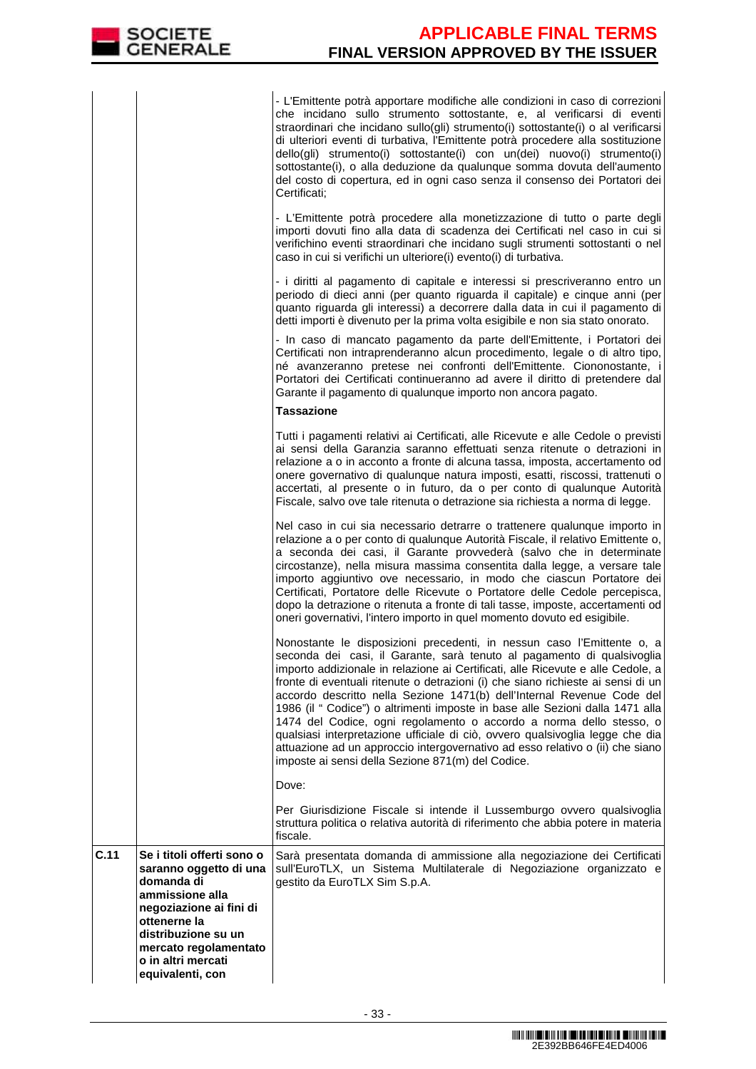| | | |
|---|---|---|
| | | - L'Emittente potrà apportare modifiche alle condizioni in caso di correzioni che incidano sullo strumento sottostante, e, al verificarsi di eventi straordinari che incidano sullo(gli) strumento(i) sottostante(i) o al verificarsi di ulteriori eventi di turbativa, l'Emittente potrà procedere alla sostituzione dello(gli) strumento(i) sottostante(i) con un(dei) nuovo(i) strumento(i) sottostante(i), o alla deduzione da qualunque somma dovuta dell'aumento del costo di copertura, ed in ogni caso senza il consenso dei Portatori dei Certificati;<br><br>- L'Emittente potrà procedere alla monetizzazione di tutto o parte degli importi dovuti fino alla data di scadenza dei Certificati nel caso in cui si verifichino eventi straordinari che incidano sugli strumenti sottostanti o nel caso in cui si verifichi un ulteriore(i) evento(i) di turbativa.<br><br>- i diritti al pagamento di capitale e interessi si prescriveranno entro un periodo di dieci anni (per quanto riguarda il capitale) e cinque anni (per quanto riguarda gli interessi) a decorrere dalla data in cui il pagamento di detti importi è divenuto per la prima volta esigibile e non sia stato onorato.<br><br>- In caso di mancato pagamento da parte dell'Emittente, i Portatori dei Certificati non intraprenderanno alcun procedimento, legale o di altro tipo, né avanzeranno pretese nei confronti dell'Emittente. Ciononostante, i Portatori dei Certificati continueranno ad avere il diritto di pretendere dal Garante il pagamento di qualunque importo non ancora pagato.<br><br>**Tassazione**<br><br>Tutti i pagamenti relativi ai Certificati, alle Ricevute e alle Cedole o previsti ai sensi della Garanzia saranno effettuati senza ritenute o detrazioni in relazione a o in acconto a fronte di alcuna tassa, imposta, accertamento od onere governativo di qualunque natura imposti, esatti, riscossi, trattenuti o accertati, al presente o in futuro, da o per conto di qualunque Autorità Fiscale, salvo ove tale ritenuta o detrazione sia richiesta a norma di legge.<br><br>Nel caso in cui sia necessario detrarre o trattenere qualunque importo in relazione a o per conto di qualunque Autorità Fiscale, il relativo Emittente o, a seconda dei casi, il Garante provvederà (salvo che in determinate circostanze), nella misura massima consentita dalla legge, a versare tale importo aggiuntivo ove necessario, in modo che ciascun Portatore dei Certificati, Portatore delle Ricevute o Portatore delle Cedole percepisca, dopo la detrazione o ritenuta a fronte di tali tasse, imposte, accertamenti od oneri governativi, l'intero importo in quel momento dovuto ed esigibile.<br><br>Nonostante le disposizioni precedenti, in nessun caso l'Emittente o, a seconda dei casi, il Garante, sarà tenuto al pagamento di qualsivoglia importo addizionale in relazione ai Certificati, alle Ricevute e alle Cedole, a fronte di eventuali ritenute o detrazioni (i) che siano richieste ai sensi di un accordo descritto nella Sezione 1471(b) dell'Internal Revenue Code del 1986 (il " Codice") o altrimenti imposte in base alle Sezioni dalla 1471 alla 1474 del Codice, ogni regolamento o accordo a norma dello stesso, o qualsiasi interpretazione ufficiale di ciò, ovvero qualsivoglia legge che dia attuazione ad un approccio intergovernativo ad esso relativo o (ii) che siano imposte ai sensi della Sezione 871(m) del Codice.<br><br>Dove:<br><br>Per Giurisdizione Fiscale si intende il Lussemburgo ovvero qualsivoglia struttura politica o relativa autorità di riferimento che abbia potere in materia fiscale. |
| **C.11** | **Se i titoli offerti sono o saranno oggetto di una domanda di ammissione alla negoziazione ai fini di ottenerne la distribuzione su un mercato regolamentato o in altri mercati equivalenti, con** | Sarà presentata domanda di ammissione alla negoziazione dei Certificati sull'EuroTLX, un Sistema Multilaterale di Negoziazione organizzato e gestito da EuroTLX Sim S.p.A. |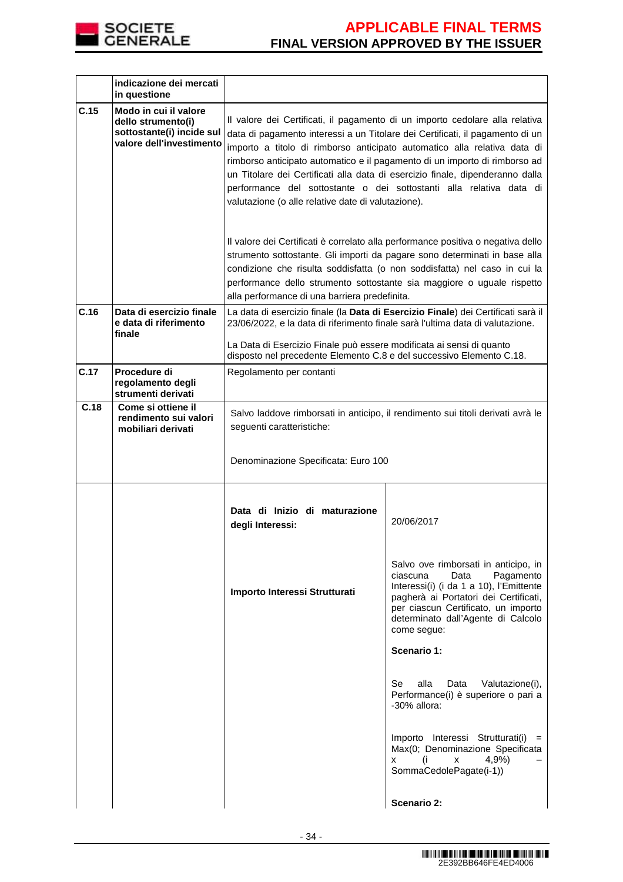| | | |
|---|---|---|
| | **indicazione dei mercati in questione** | |
| **C.15** | **Modo in cui il valore dello strumento(i) sottostante(i) incide sul valore dell'investimento** | Il valore dei Certificati, il pagamento di un importo cedolare alla relativa data di pagamento interessi a un Titolare dei Certificati, il pagamento di un importo a titolo di rimborso anticipato automatico alla relativa data di rimborso anticipato automatico e il pagamento di un importo di rimborso ad un Titolare dei Certificati alla data di esercizio finale, dipenderanno dalla performance del sottostante o dei sottostanti alla relativa data di valutazione (o alle relative date di valutazione).<br><br>Il valore dei Certificati è correlato alla performance positiva o negativa dello strumento sottostante. Gli importi da pagare sono determinati in base alla condizione che risulta soddisfatta (o non soddisfatta) nel caso in cui la performance dello strumento sottostante sia maggiore o uguale rispetto alla performance di una barriera predefinita. |
| **C.16** | **Data di esercizio finale e data di riferimento finale** | La data di esercizio finale (la **Data di Esercizio Finale**) dei Certificati sarà il 23/06/2022, e la data di riferimento finale sarà l'ultima data di valutazione.<br><br>La Data di Esercizio Finale può essere modificata ai sensi di quanto disposto nel precedente Elemento C.8 e del successivo Elemento C.18. |
| **C.17** | **Procedure di regolamento degli strumenti derivati** | Regolamento per contanti |
| **C.18** | **Come si ottiene il rendimento sui valori mobiliari derivati** | Salvo laddove rimborsati in anticipo, il rendimento sui titoli derivati avrà le seguenti caratteristiche:<br><br>Denominazione Specificata: Euro 100 |

| | | | |
|---|---|---|---|
| | | **Data di Inizio di maturazione degli Interessi:** | 20/06/2017 |
| | | **Importo Interessi Strutturati** | Salvo ove rimborsati in anticipo, in ciascuna Data Pagamento Interessi(i) (i da 1 a 10), l'Emittente pagherà ai Portatori dei Certificati, per ciascun Certificato, un importo determinato dall'Agente di Calcolo come segue:<br><br>**Scenario 1:**<br><br>Se alla Data Valutazione(i), Performance(i) è superiore o pari a -30% allora:<br><br>Importo Interessi Strutturati(i) = Max(0; Denominazione Specificata x (i x 4,9%) – SommaCedolePagate(i-1))<br><br>**Scenario 2:** |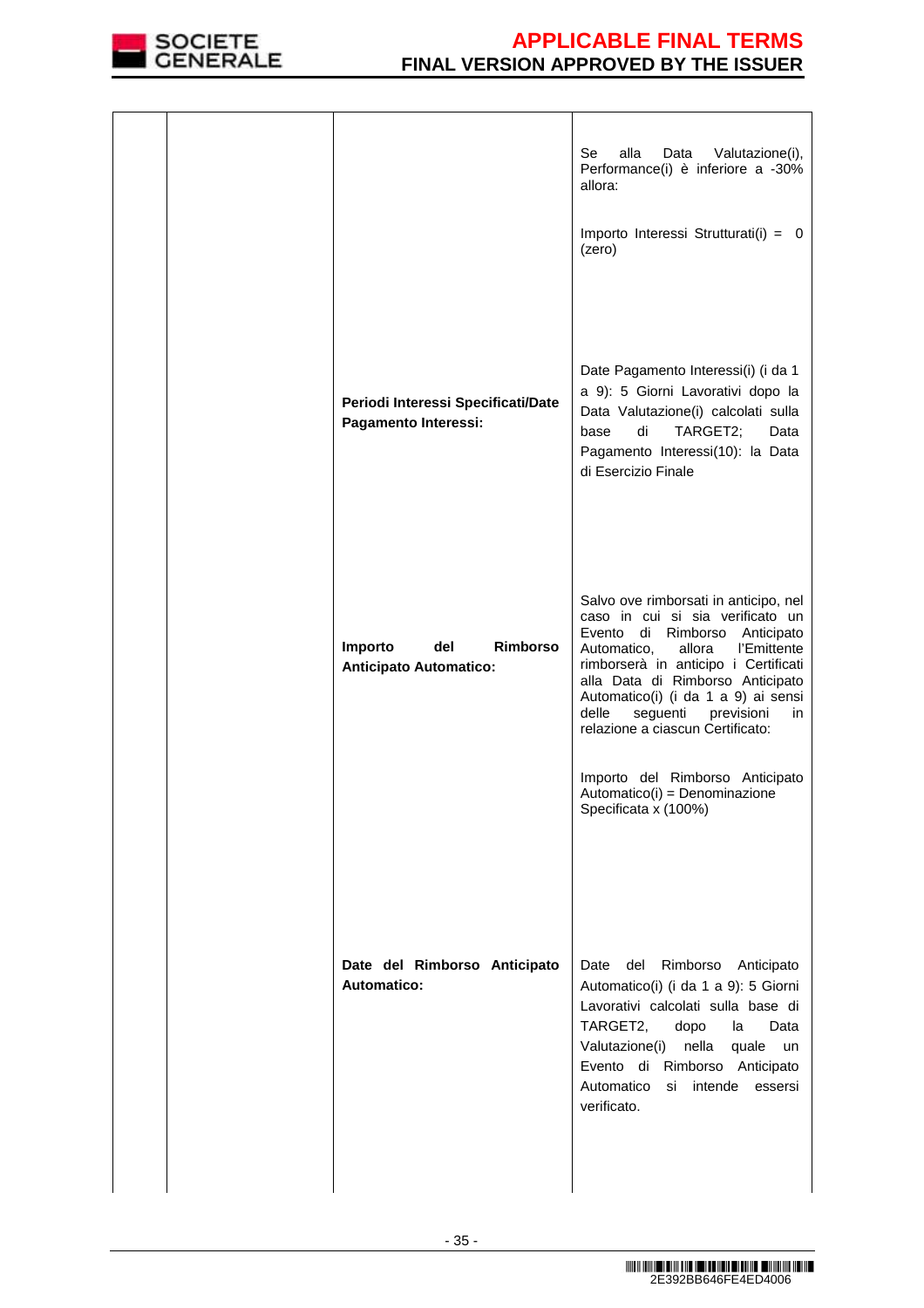| | | | |
|---|---|---|---|
| | | | Se alla Data Valutazione(i), Performance(i) è inferiore a -30% allora:<br><br>Importo Interessi Strutturati(i) = 0 (zero) |
| | | **Periodi Interessi Specificati/Date Pagamento Interessi:** | Date Pagamento Interessi(i) (i da 1 a 9): 5 Giorni Lavorativi dopo la Data Valutazione(i) calcolati sulla base di TARGET2; Data Pagamento Interessi(10): la Data di Esercizio Finale |
| | | **Importo del Rimborso Anticipato Automatico:** | Salvo ove rimborsati in anticipo, nel caso in cui si sia verificato un Evento di Rimborso Anticipato Automatico, allora l'Emittente rimborserà in anticipo i Certificati alla Data di Rimborso Anticipato Automatico(i) (i da 1 a 9) ai sensi delle seguenti previsioni in relazione a ciascun Certificato:<br><br>Importo del Rimborso Anticipato Automatico(i) = Denominazione Specificata x (100%) |
| | | **Date del Rimborso Anticipato Automatico:** | Date del Rimborso Anticipato Automatico(i) (i da 1 a 9): 5 Giorni Lavorativi calcolati sulla base di TARGET2, dopo la Data Valutazione(i) nella quale un Evento di Rimborso Anticipato Automatico si intende essersi verificato. |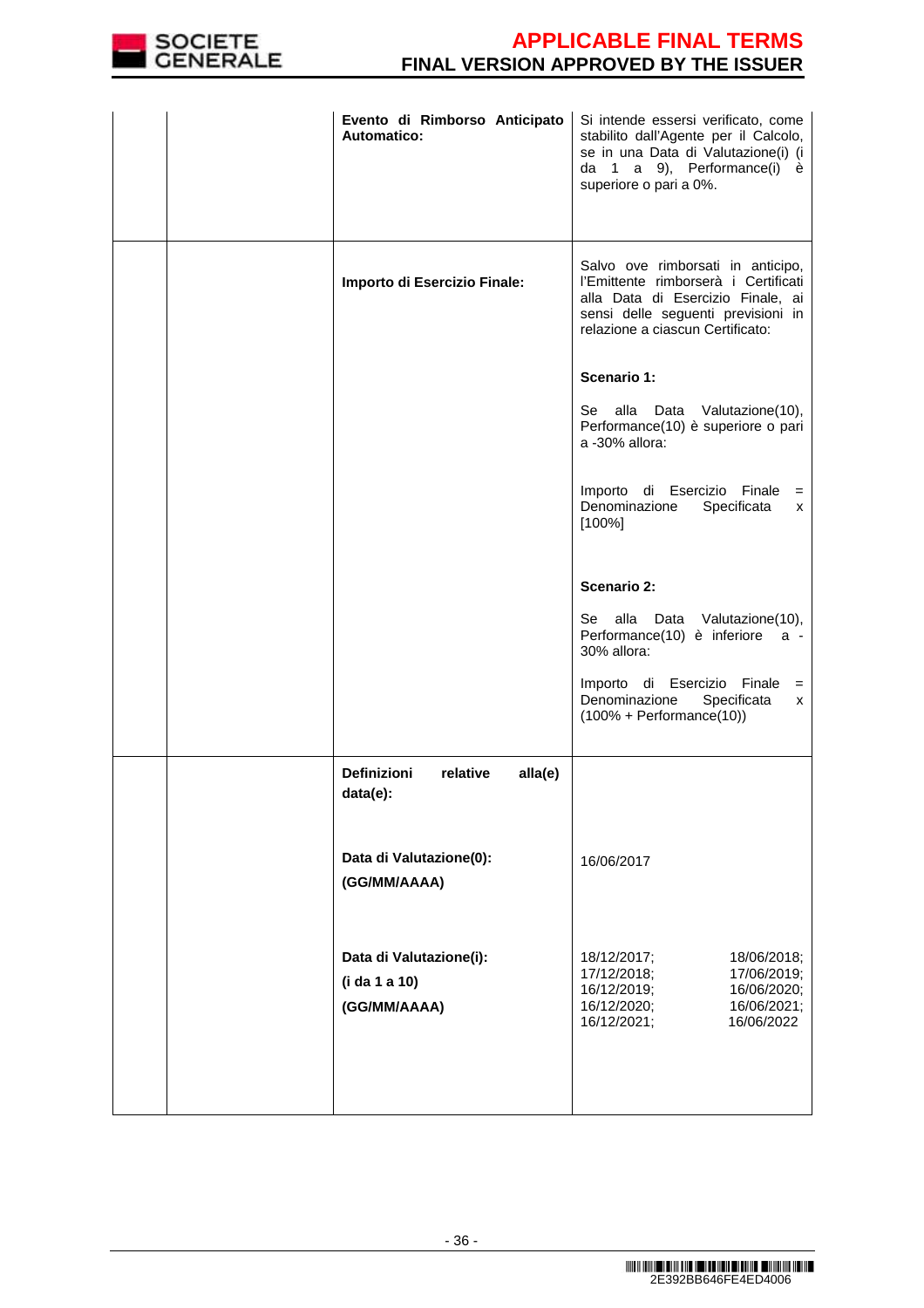| | | | |
|---|---|---|---|
| | | **Evento di Rimborso Anticipato Automatico:** | Si intende essersi verificato, come stabilito dall'Agente per il Calcolo, se in una Data di Valutazione(i) (i da 1 a 9), Performance(i) è superiore o pari a 0%. |
| | | **Importo di Esercizio Finale:** | Salvo ove rimborsati in anticipo, l'Emittente rimborserà i Certificati alla Data di Esercizio Finale, ai sensi delle seguenti previsioni in relazione a ciascun Certificato:<br><br>**Scenario 1:**<br><br>Se alla Data Valutazione(10), Performance(10) è superiore o pari a -30% allora:<br><br>Importo di Esercizio Finale = Denominazione Specificata x [100%]<br><br>**Scenario 2:**<br><br>Se alla Data Valutazione(10), Performance(10) è inferiore a -30% allora:<br><br>Importo di Esercizio Finale = Denominazione Specificata x (100% + Performance(10)) |
| | | **Definizioni relative alla(e) data(e):**<br><br>**Data di Valutazione(0): (GG/MM/AAAA)**<br><br>**Data di Valutazione(i): (i da 1 a 10) (GG/MM/AAAA)** | <br><br>16/06/2017<br><br>18/12/2017; 18/06/2018; 17/12/2018; 17/06/2019; 16/12/2019; 16/06/2020; 16/12/2020; 16/06/2021; 16/12/2021; 16/06/2022 |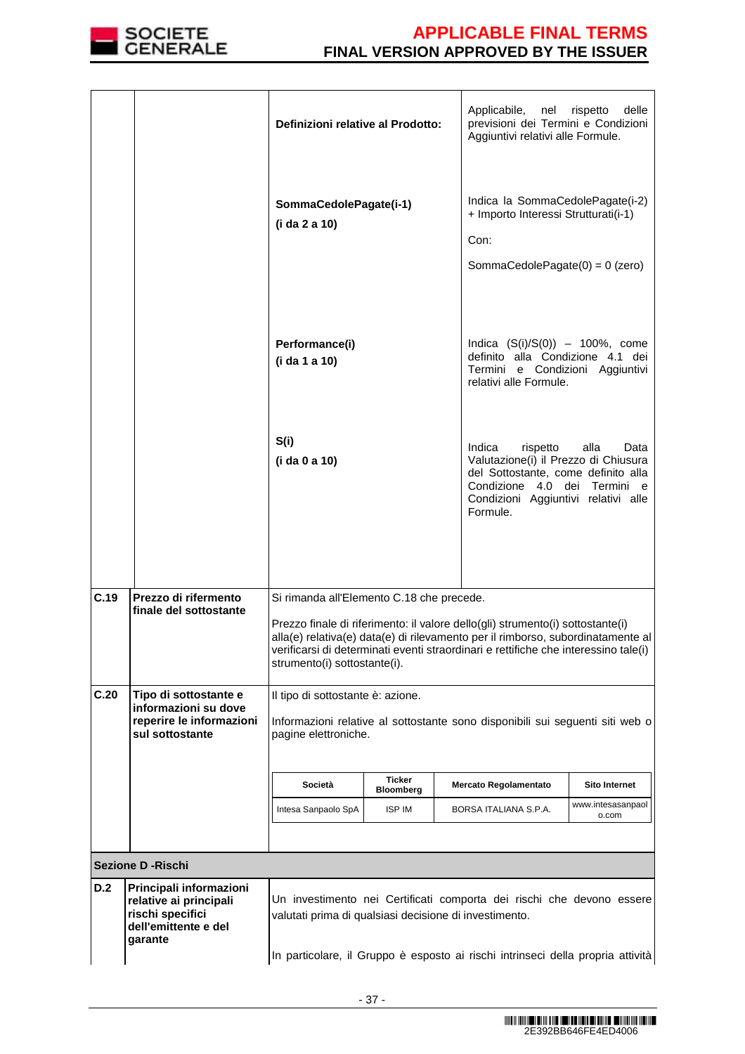| | | | |
|---|---|---|---|
| | | **Definizioni relative al Prodotto:** | Applicabile, nel rispetto delle previsioni dei Termini e Condizioni Aggiuntivi relativi alle Formule. |
| | | **SommaCedolePagate(i-1)**<br>**(i da 2 a 10)** | Indica la SommaCedolePagate(i-2) + Importo Interessi Strutturati(i-1)<br><br>Con:<br><br>SommaCedolePagate(0) = 0 (zero) |
| | | **Performance(i)**<br>**(i da 1 a 10)** | Indica (S(i)/S(0)) – 100%, come definito alla Condizione 4.1 dei Termini e Condizioni Aggiuntivi relativi alle Formule. |
| | | **S(i)**<br>**(i da 0 a 10)** | Indica rispetto alla Data Valutazione(i) il Prezzo di Chiusura del Sottostante, come definito alla Condizione 4.0 dei Termini e Condizioni Aggiuntivi relativi alle Formule. |
| **C.19** | **Prezzo di riferimento finale del sottostante** | Si rimanda all'Elemento C.18 che precede.<br><br>Prezzo finale di riferimento: il valore dello(gli) strumento(i) sottostante(i) alla(e) relativa(e) data(e) di rilevamento per il rimborso, subordinatamente al verificarsi di determinati eventi straordinari e rettifiche che interessino tale(i) strumento(i) sottostante(i). | |
| **C.20** | **Tipo di sottostante e informazioni su dove reperire le informazioni sul sottostante** | Il tipo di sottostante è: azione.<br><br>Informazioni relative al sottostante sono disponibili sui seguenti siti web o pagine elettroniche. | |

| Società | Ticker Bloomberg | Mercato Regolamentato | Sito Internet |
|---|---|---|---|
| Intesa Sanpaolo SpA | ISP IM | BORSA ITALIANA S.P.A. | www.intesasanpaolo.com |

**Sezione D -Rischi**

| | | |
|---|---|---|
| **D.2** | **Principali informazioni relative ai principali rischi specifici dell'emittente e del garante** | Un investimento nei Certificati comporta dei rischi che devono essere valutati prima di qualsiasi decisione di investimento.<br><br>In particolare, il Gruppo è esposto ai rischi intrinseci della propria attività |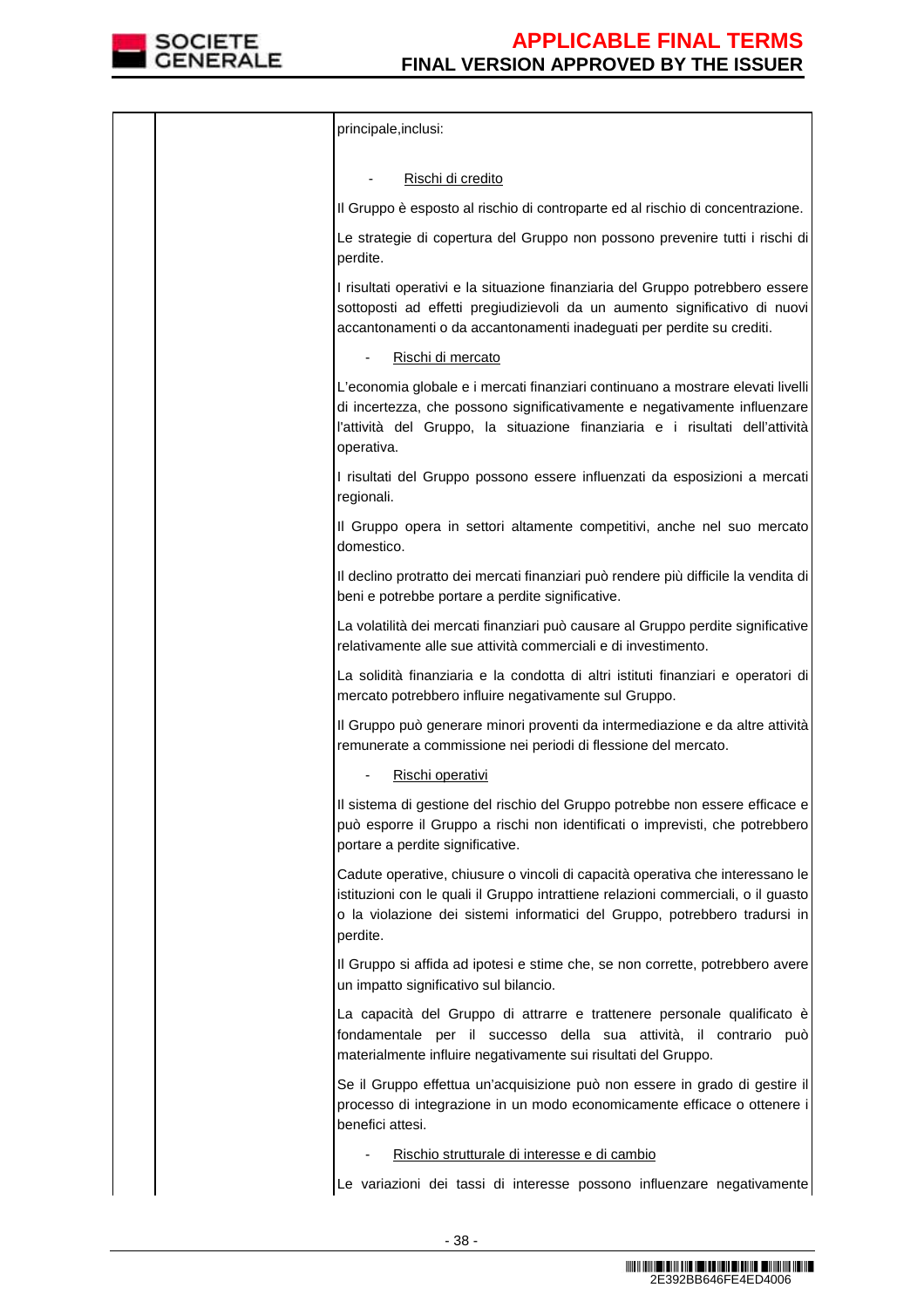| | | principale,inclusi: |
|---|---|---|
| | | - Rischi di credito |
| | | Il Gruppo è esposto al rischio di controparte ed al rischio di concentrazione. |
| | | Le strategie di copertura del Gruppo non possono prevenire tutti i rischi di perdite. |
| | | I risultati operativi e la situazione finanziaria del Gruppo potrebbero essere sottoposti ad effetti pregiudizievoli da un aumento significativo di nuovi accantonamenti o da accantonamenti inadeguati per perdite su crediti. |
| | | - Rischi di mercato |
| | | L'economia globale e i mercati finanziari continuano a mostrare elevati livelli di incertezza, che possono significativamente e negativamente influenzare l'attività del Gruppo, la situazione finanziaria e i risultati dell'attività operativa. |
| | | I risultati del Gruppo possono essere influenzati da esposizioni a mercati regionali. |
| | | Il Gruppo opera in settori altamente competitivi, anche nel suo mercato domestico. |
| | | Il declino protratto dei mercati finanziari può rendere più difficile la vendita di beni e potrebbe portare a perdite significative. |
| | | La volatilità dei mercati finanziari può causare al Gruppo perdite significative relativamente alle sue attività commerciali e di investimento. |
| | | La solidità finanziaria e la condotta di altri istituti finanziari e operatori di mercato potrebbero influire negativamente sul Gruppo. |
| | | Il Gruppo può generare minori proventi da intermediazione e da altre attività remunerate a commissione nei periodi di flessione del mercato. |
| | | - Rischi operativi |
| | | Il sistema di gestione del rischio del Gruppo potrebbe non essere efficace e può esporre il Gruppo a rischi non identificati o imprevisti, che potrebbero portare a perdite significative. |
| | | Cadute operative, chiusure o vincoli di capacità operativa che interessano le istituzioni con le quali il Gruppo intrattiene relazioni commerciali, o il guasto o la violazione dei sistemi informatici del Gruppo, potrebbero tradursi in perdite. |
| | | Il Gruppo si affida ad ipotesi e stime che, se non corrette, potrebbero avere un impatto significativo sul bilancio. |
| | | La capacità del Gruppo di attrarre e trattenere personale qualificato è fondamentale per il successo della sua attività, il contrario può materialmente influire negativamente sui risultati del Gruppo. |
| | | Se il Gruppo effettua un'acquisizione può non essere in grado di gestire il processo di integrazione in un modo economicamente efficace o ottenere i benefici attesi. |
| | | - Rischio strutturale di interesse e di cambio |
| | | Le variazioni dei tassi di interesse possono influenzare negativamente |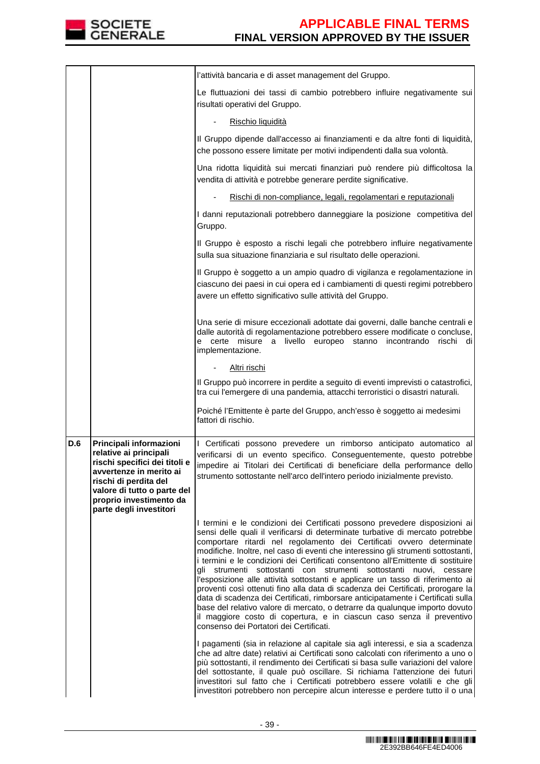| | | |
|---|---|---|
| | | l'attività bancaria e di asset management del Gruppo.<br><br>Le fluttuazioni dei tassi di cambio potrebbero influire negativamente sui risultati operativi del Gruppo.<br><br>- Rischio liquidità<br><br>Il Gruppo dipende dall'accesso ai finanziamenti e da altre fonti di liquidità, che possono essere limitate per motivi indipendenti dalla sua volontà.<br><br>Una ridotta liquidità sui mercati finanziari può rendere più difficoltosa la vendita di attività e potrebbe generare perdite significative.<br><br>- Rischi di non-compliance, legali, regolamentari e reputazionali<br><br>I danni reputazionali potrebbero danneggiare la posizione competitiva del Gruppo.<br><br>Il Gruppo è esposto a rischi legali che potrebbero influire negativamente sulla sua situazione finanziaria e sul risultato delle operazioni.<br><br>Il Gruppo è soggetto a un ampio quadro di vigilanza e regolamentazione in ciascuno dei paesi in cui opera ed i cambiamenti di questi regimi potrebbero avere un effetto significativo sulle attività del Gruppo.<br><br>Una serie di misure eccezionali adottate dai governi, dalle banche centrali e dalle autorità di regolamentazione potrebbero essere modificate o concluse, e certe misure a livello europeo stanno incontrando rischi di implementazione.<br><br>- Altri rischi<br><br>Il Gruppo può incorrere in perdite a seguito di eventi imprevisti o catastrofici, tra cui l'emergere di una pandemia, attacchi terroristici o disastri naturali.<br><br>Poiché l'Emittente è parte del Gruppo, anch'esso è soggetto ai medesimi fattori di rischio. |
| **D.6** | **Principali informazioni relative ai principali rischi specifici dei titoli e avvertenze in merito ai rischi di perdita del valore di tutto o parte del proprio investimento da parte degli investitori** | I Certificati possono prevedere un rimborso anticipato automatico al verificarsi di un evento specifico. Conseguentemente, questo potrebbe impedire ai Titolari dei Certificati di beneficiare della performance dello strumento sottostante nell'arco dell'intero periodo inizialmente previsto.<br><br>I termini e le condizioni dei Certificati possono prevedere disposizioni ai sensi delle quali il verificarsi di determinate turbative di mercato potrebbe comportare ritardi nel regolamento dei Certificati ovvero determinate modifiche. Inoltre, nel caso di eventi che interessino gli strumenti sottostanti, i termini e le condizioni dei Certificati consentono all'Emittente di sostituire gli strumenti sottostanti con strumenti sottostanti nuovi, cessare l'esposizione alle attività sottostanti e applicare un tasso di riferimento ai proventi così ottenuti fino alla data di scadenza dei Certificati, prorogare la data di scadenza dei Certificati, rimborsare anticipatamente i Certificati sulla base del relativo valore di mercato, o detrarre da qualunque importo dovuto il maggiore costo di copertura, e in ciascun caso senza il preventivo consenso dei Portatori dei Certificati.<br><br>I pagamenti (sia in relazione al capitale sia agli interessi, e sia a scadenza che ad altre date) relativi ai Certificati sono calcolati con riferimento a uno o più sottostanti, il rendimento dei Certificati si basa sulle variazioni del valore del sottostante, il quale può oscillare. Si richiama l'attenzione dei futuri investitori sul fatto che i Certificati potrebbero essere volatili e che gli investitori potrebbero non percepire alcun interesse e perdere tutto il o una |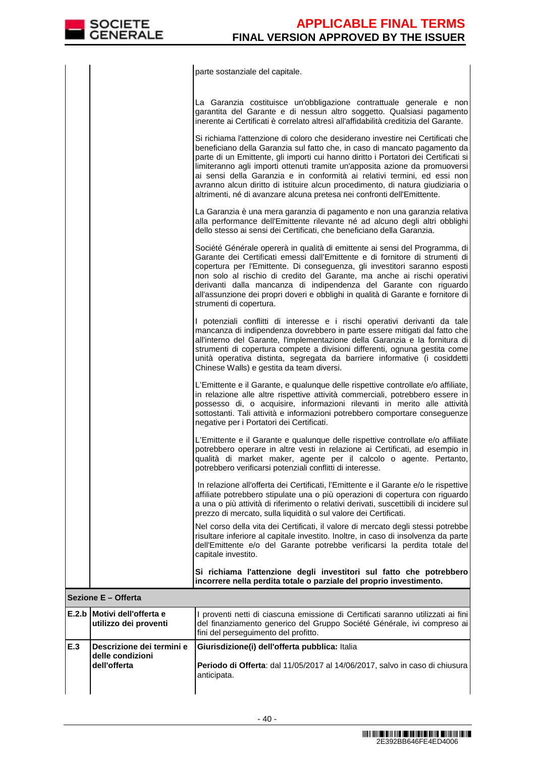| | | |
|---|---|---|
| | | parte sostanziale del capitale.<br><br>La Garanzia costituisce un'obbligazione contrattuale generale e non garantita del Garante e di nessun altro soggetto. Qualsiasi pagamento inerente ai Certificati è correlato altresì all'affidabilità creditizia del Garante.<br><br>Si richiama l'attenzione di coloro che desiderano investire nei Certificati che beneficiano della Garanzia sul fatto che, in caso di mancato pagamento da parte di un Emittente, gli importi cui hanno diritto i Portatori dei Certificati si limiteranno agli importi ottenuti tramite un'apposita azione da promuoversi ai sensi della Garanzia e in conformità ai relativi termini, ed essi non avranno alcun diritto di istituire alcun procedimento, di natura giudiziaria o altrimenti, né di avanzare alcuna pretesa nei confronti dell'Emittente.<br><br>La Garanzia è una mera garanzia di pagamento e non una garanzia relativa alla performance dell'Emittente rilevante né ad alcuno degli altri obblighi dello stesso ai sensi dei Certificati, che beneficiano della Garanzia.<br><br>Société Générale opererà in qualità di emittente ai sensi del Programma, di Garante dei Certificati emessi dall'Emittente e di fornitore di strumenti di copertura per l'Emittente. Di conseguenza, gli investitori saranno esposti non solo al rischio di credito del Garante, ma anche ai rischi operativi derivanti dalla mancanza di indipendenza del Garante con riguardo all'assunzione dei propri doveri e obblighi in qualità di Garante e fornitore di strumenti di copertura.<br><br>I potenziali conflitti di interesse e i rischi operativi derivanti da tale mancanza di indipendenza dovrebbero in parte essere mitigati dal fatto che all'interno del Garante, l'implementazione della Garanzia e la fornitura di strumenti di copertura compete a divisioni differenti, ognuna gestita come unità operativa distinta, segregata da barriere informative (i cosiddetti Chinese Walls) e gestita da team diversi.<br><br>L'Emittente e il Garante, e qualunque delle rispettive controllate e/o affiliate, in relazione alle altre rispettive attività commerciali, potrebbero essere in possesso di, o acquisire, informazioni rilevanti in merito alle attività sottostanti. Tali attività e informazioni potrebbero comportare conseguenze negative per i Portatori dei Certificati.<br><br>L'Emittente e il Garante e qualunque delle rispettive controllate e/o affiliate potrebbero operare in altre vesti in relazione ai Certificati, ad esempio in qualità di market maker, agente per il calcolo o agente. Pertanto, potrebbero verificarsi potenziali conflitti di interesse.<br><br>In relazione all'offerta dei Certificati, l'Emittente e il Garante e/o le rispettive affiliate potrebbero stipulate una o più operazioni di copertura con riguardo a una o più attività di riferimento o relativi derivati, suscettibili di incidere sul prezzo di mercato, sulla liquidità o sul valore dei Certificati.<br><br>Nel corso della vita dei Certificati, il valore di mercato degli stessi potrebbe risultare inferiore al capitale investito. Inoltre, in caso di insolvenza da parte dell'Emittente e/o del Garante potrebbe verificarsi la perdita totale del capitale investito.<br><br>**Si richiama l'attenzione degli investitori sul fatto che potrebbero incorrere nella perdita totale o parziale del proprio investimento.** |
| **Sezione E – Offerta** | | |
| **E.2.b** | **Motivi dell'offerta e utilizzo dei proventi** | I proventi netti di ciascuna emissione di Certificati saranno utilizzati ai fini del finanziamento generico del Gruppo Société Générale, ivi compreso ai fini del perseguimento del profitto. |
| **E.3** | **Descrizione dei termini e delle condizioni dell'offerta** | **Giurisdizione(i) dell'offerta pubblica:** Italia<br><br>**Periodo di Offerta**: dal 11/05/2017 al 14/06/2017, salvo in caso di chiusura anticipata. |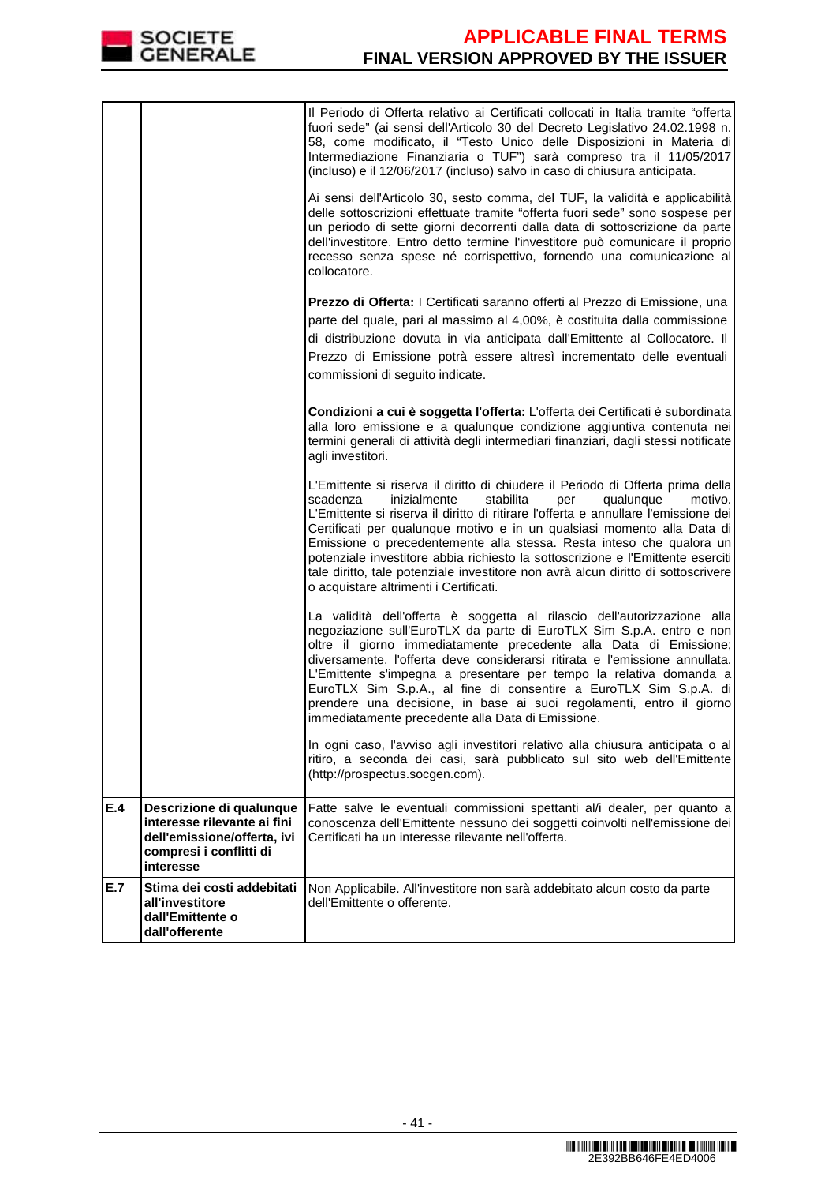| | | |
|---|---|---|
| | | Il Periodo di Offerta relativo ai Certificati collocati in Italia tramite “offerta fuori sede” (ai sensi dell'Articolo 30 del Decreto Legislativo 24.02.1998 n. 58, come modificato, il “Testo Unico delle Disposizioni in Materia di Intermediazione Finanziaria o TUF”) sarà compreso tra il 11/05/2017 (incluso) e il 12/06/2017 (incluso) salvo in caso di chiusura anticipata.<br><br>Ai sensi dell'Articolo 30, sesto comma, del TUF, la validità e applicabilità delle sottoscrizioni effettuate tramite “offerta fuori sede” sono sospese per un periodo di sette giorni decorrenti dalla data di sottoscrizione da parte dell'investitore. Entro detto termine l'investitore può comunicare il proprio recesso senza spese né corrispettivo, fornendo una comunicazione al collocatore.<br><br>**Prezzo di Offerta:** I Certificati saranno offerti al Prezzo di Emissione, una parte del quale, pari al massimo al 4,00%, è costituita dalla commissione di distribuzione dovuta in via anticipata dall'Emittente al Collocatore. Il Prezzo di Emissione potrà essere altresì incrementato delle eventuali commissioni di seguito indicate.<br><br>**Condizioni a cui è soggetta l'offerta:** L'offerta dei Certificati è subordinata alla loro emissione e a qualunque condizione aggiuntiva contenuta nei termini generali di attività degli intermediari finanziari, dagli stessi notificate agli investitori.<br><br>L'Emittente si riserva il diritto di chiudere il Periodo di Offerta prima della scadenza inizialmente stabilita per qualunque motivo. L'Emittente si riserva il diritto di ritirare l'offerta e annullare l'emissione dei Certificati per qualunque motivo e in un qualsiasi momento alla Data di Emissione o precedentemente alla stessa. Resta inteso che qualora un potenziale investitore abbia richiesto la sottoscrizione e l'Emittente eserciti tale diritto, tale potenziale investitore non avrà alcun diritto di sottoscrivere o acquistare altrimenti i Certificati.<br><br>La validità dell'offerta è soggetta al rilascio dell'autorizzazione alla negoziazione sull'EuroTLX da parte di EuroTLX Sim S.p.A. entro e non oltre il giorno immediatamente precedente alla Data di Emissione; diversamente, l'offerta deve considerarsi ritirata e l'emissione annullata. L'Emittente s'impegna a presentare per tempo la relativa domanda a EuroTLX Sim S.p.A., al fine di consentire a EuroTLX Sim S.p.A. di prendere una decisione, in base ai suoi regolamenti, entro il giorno immediatamente precedente alla Data di Emissione.<br><br>In ogni caso, l'avviso agli investitori relativo alla chiusura anticipata o al ritiro, a seconda dei casi, sarà pubblicato sul sito web dell'Emittente (http://prospectus.socgen.com). |
| **E.4** | **Descrizione di qualunque interesse rilevante ai fini dell'emissione/offerta, ivi compresi i conflitti di interesse** | Fatte salve le eventuali commissioni spettanti al/i dealer, per quanto a conoscenza dell'Emittente nessuno dei soggetti coinvolti nell'emissione dei Certificati ha un interesse rilevante nell'offerta. |
| **E.7** | **Stima dei costi addebitati all'investitore dall'Emittente o dall'offerente** | Non Applicabile. All'investitore non sarà addebitato alcun costo da parte dell'Emittente o offerente. |

2E392BB646FE4ED4006